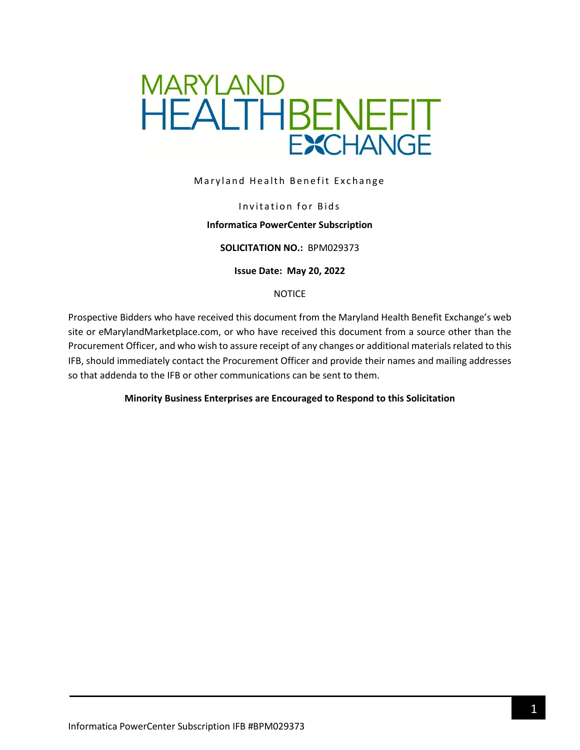MARYLAND HEALTH BENEFIT EXCHANGE

Maryland Health Benefit Exchange

Invitation for Bids

**Informatica PowerCenter Subscription**

**SOLICITATION NO.:** BPM029373

**Issue Date: May 20, 2022**

NOTICE

Prospective Bidders who have received this document from the Maryland Health Benefit Exchange's web site or eMarylandMarketplace.com, or who have received this document from a source other than the Procurement Officer, and who wish to assure receipt of any changes or additional materials related to this IFB, should immediately contact the Procurement Officer and provide their names and mailing addresses so that addenda to the IFB or other communications can be sent to them.

**Minority Business Enterprises are Encouraged to Respond to this Solicitation**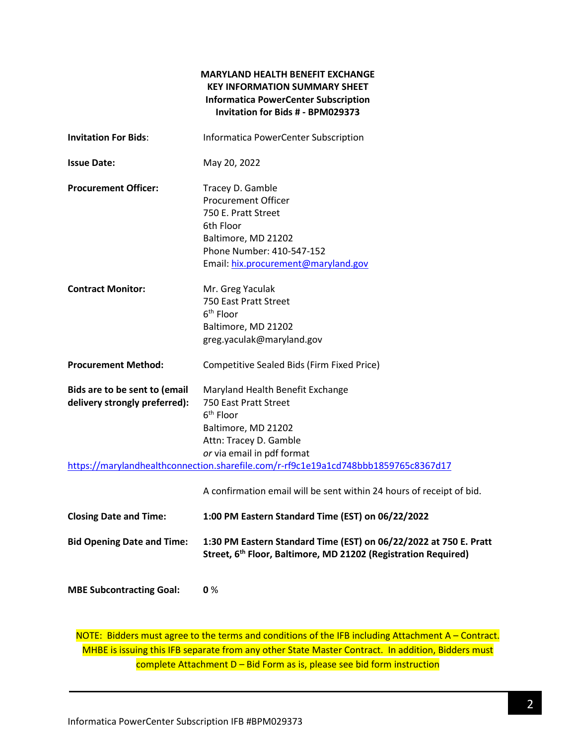**MARYLAND HEALTH BENEFIT EXCHANGE**
**KEY INFORMATION SUMMARY SHEET**
**Informatica PowerCenter Subscription**
**Invitation for Bids # - BPM029373**

**Invitation For Bids**: Informatica PowerCenter Subscription

**Issue Date:** May 20, 2022

**Procurement Officer:**
Tracey D. Gamble
Procurement Officer
750 E. Pratt Street
6th Floor
Baltimore, MD 21202
Phone Number: 410-547-152
Email: hix.procurement@maryland.gov

**Contract Monitor:**
Mr. Greg Yaculak
750 East Pratt Street
6th Floor
Baltimore, MD 21202
greg.yaculak@maryland.gov

**Procurement Method:** Competitive Sealed Bids (Firm Fixed Price)

**Bids are to be sent to (email delivery strongly preferred):**
Maryland Health Benefit Exchange
750 East Pratt Street
6th Floor
Baltimore, MD 21202
Attn: Tracey D. Gamble
*or* via email in pdf format
https://marylandhealthconnection.sharefile.com/r-rf9c1e19a1cd748bbb1859765c8367d17

A confirmation email will be sent within 24 hours of receipt of bid.

**Closing Date and Time:** **1:00 PM Eastern Standard Time (EST) on 06/22/2022**

**Bid Opening Date and Time:** **1:30 PM Eastern Standard Time (EST) on 06/22/2022 at 750 E. Pratt Street, 6th Floor, Baltimore, MD 21202 (Registration Required)**

**MBE Subcontracting Goal:** **0** %

NOTE: Bidders must agree to the terms and conditions of the IFB including Attachment A – Contract. MHBE is issuing this IFB separate from any other State Master Contract. In addition, Bidders must complete Attachment D – Bid Form as is, please see bid form instruction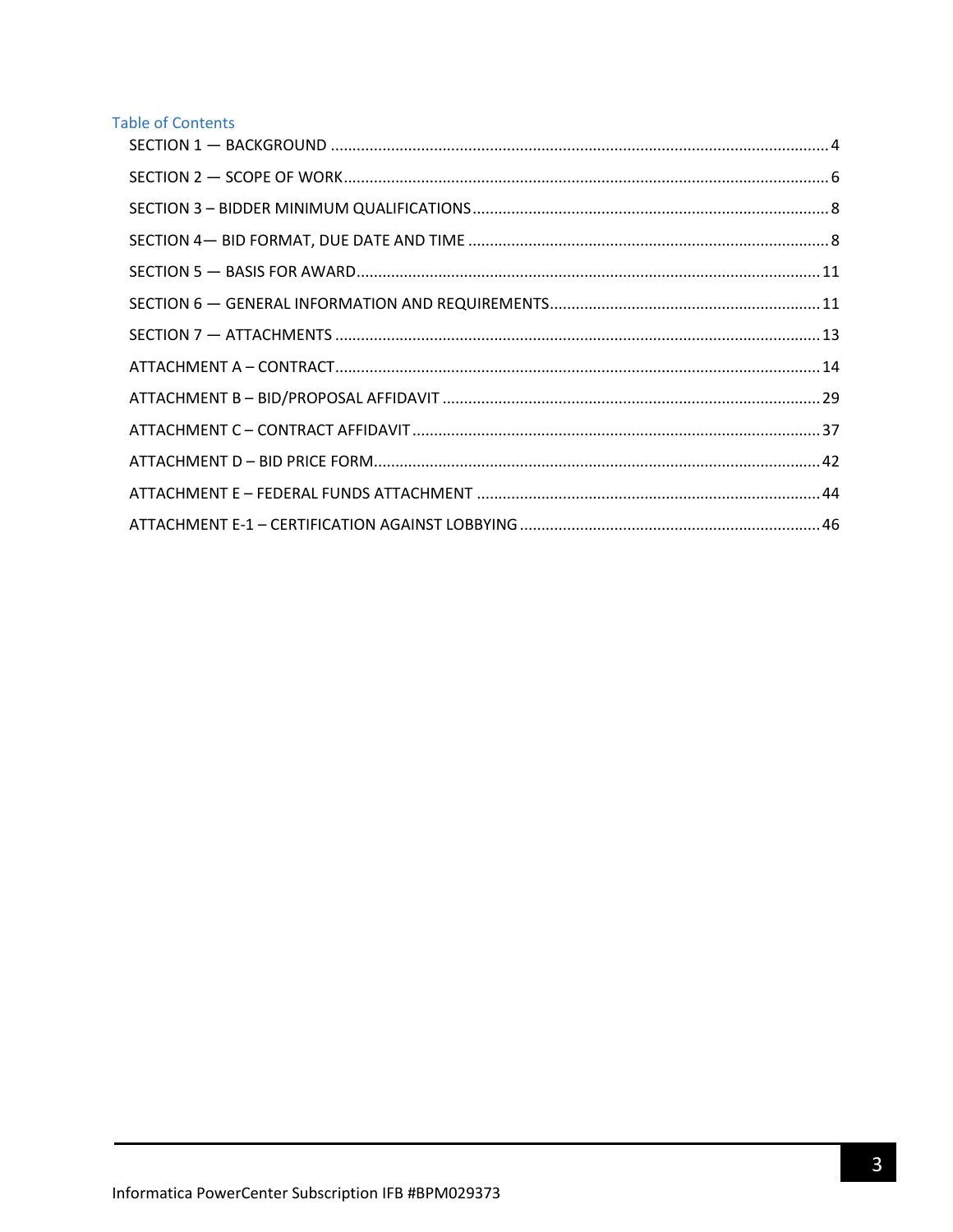## Table of Contents

SECTION 1 — BACKGROUND ..................................................................................................................... 4

SECTION 2 — SCOPE OF WORK ................................................................................................................ 6

SECTION 3 – BIDDER MINIMUM QUALIFICATIONS .................................................................................. 8

SECTION 4— BID FORMAT, DUE DATE AND TIME .................................................................................... 8

SECTION 5 — BASIS FOR AWARD ........................................................................................................... 11

SECTION 6 — GENERAL INFORMATION AND REQUIREMENTS ............................................................... 11

SECTION 7 — ATTACHMENTS ................................................................................................................ 13

ATTACHMENT A – CONTRACT ................................................................................................................ 14

ATTACHMENT B – BID/PROPOSAL AFFIDAVIT ........................................................................................ 29

ATTACHMENT C – CONTRACT AFFIDAVIT ............................................................................................... 37

ATTACHMENT D – BID PRICE FORM ....................................................................................................... 42

ATTACHMENT E – FEDERAL FUNDS ATTACHMENT ................................................................................ 44

ATTACHMENT E-1 – CERTIFICATION AGAINST LOBBYING ...................................................................... 46

Informatica PowerCenter Subscription IFB #BPM029373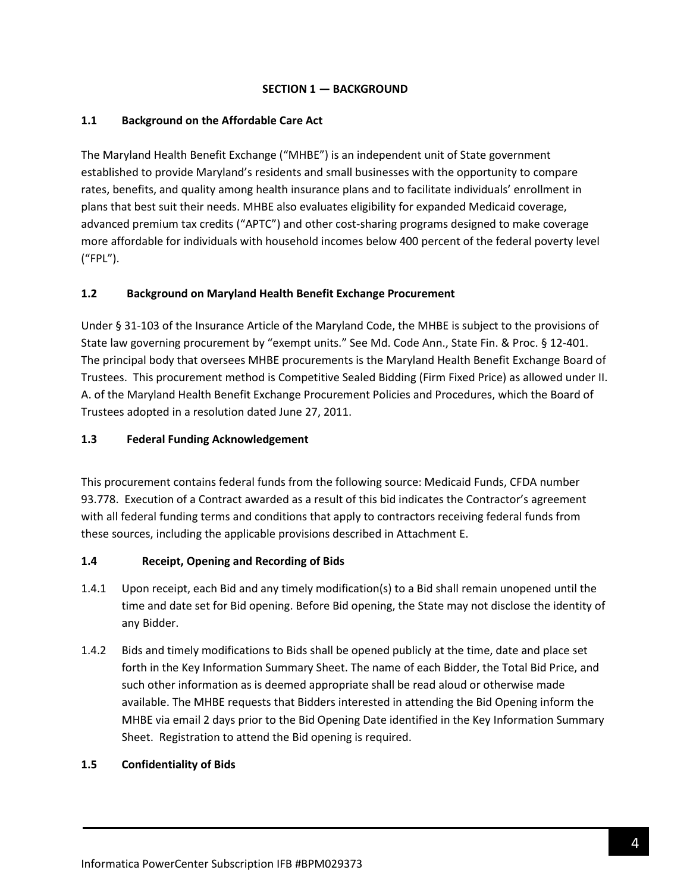## SECTION 1 — BACKGROUND

### 1.1 Background on the Affordable Care Act

The Maryland Health Benefit Exchange ("MHBE") is an independent unit of State government established to provide Maryland's residents and small businesses with the opportunity to compare rates, benefits, and quality among health insurance plans and to facilitate individuals' enrollment in plans that best suit their needs. MHBE also evaluates eligibility for expanded Medicaid coverage, advanced premium tax credits ("APTC") and other cost-sharing programs designed to make coverage more affordable for individuals with household incomes below 400 percent of the federal poverty level ("FPL").

### 1.2 Background on Maryland Health Benefit Exchange Procurement

Under § 31-103 of the Insurance Article of the Maryland Code, the MHBE is subject to the provisions of State law governing procurement by "exempt units." See Md. Code Ann., State Fin. & Proc. § 12-401. The principal body that oversees MHBE procurements is the Maryland Health Benefit Exchange Board of Trustees. This procurement method is Competitive Sealed Bidding (Firm Fixed Price) as allowed under II. A. of the Maryland Health Benefit Exchange Procurement Policies and Procedures, which the Board of Trustees adopted in a resolution dated June 27, 2011.

### 1.3 Federal Funding Acknowledgement

This procurement contains federal funds from the following source: Medicaid Funds, CFDA number 93.778. Execution of a Contract awarded as a result of this bid indicates the Contractor's agreement with all federal funding terms and conditions that apply to contractors receiving federal funds from these sources, including the applicable provisions described in Attachment E.

### 1.4 Receipt, Opening and Recording of Bids

1.4.1 Upon receipt, each Bid and any timely modification(s) to a Bid shall remain unopened until the time and date set for Bid opening. Before Bid opening, the State may not disclose the identity of any Bidder.

1.4.2 Bids and timely modifications to Bids shall be opened publicly at the time, date and place set forth in the Key Information Summary Sheet. The name of each Bidder, the Total Bid Price, and such other information as is deemed appropriate shall be read aloud or otherwise made available. The MHBE requests that Bidders interested in attending the Bid Opening inform the MHBE via email 2 days prior to the Bid Opening Date identified in the Key Information Summary Sheet. Registration to attend the Bid opening is required.

### 1.5 Confidentiality of Bids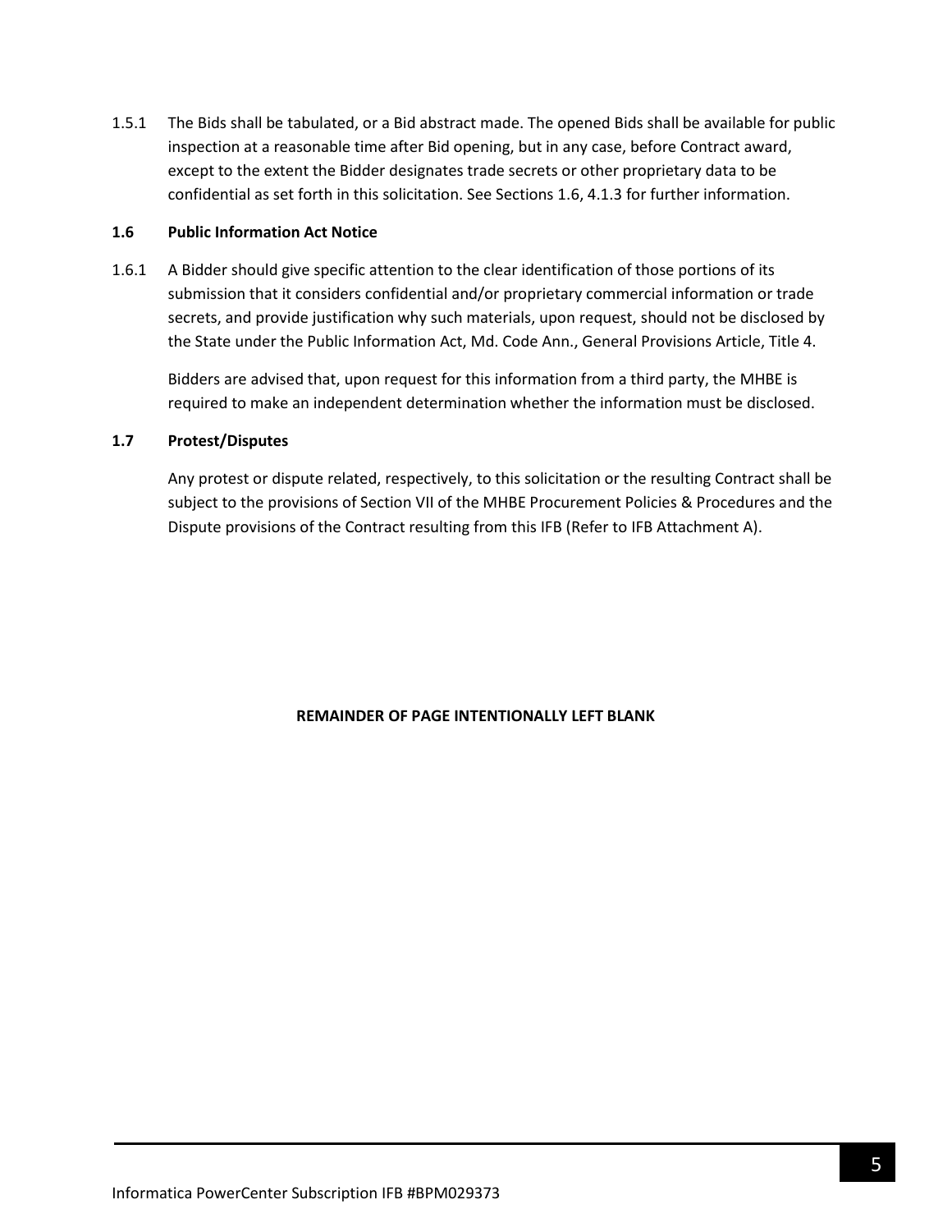1.5.1 The Bids shall be tabulated, or a Bid abstract made. The opened Bids shall be available for public inspection at a reasonable time after Bid opening, but in any case, before Contract award, except to the extent the Bidder designates trade secrets or other proprietary data to be confidential as set forth in this solicitation. See Sections 1.6, 4.1.3 for further information.

### 1.6 Public Information Act Notice

1.6.1 A Bidder should give specific attention to the clear identification of those portions of its submission that it considers confidential and/or proprietary commercial information or trade secrets, and provide justification why such materials, upon request, should not be disclosed by the State under the Public Information Act, Md. Code Ann., General Provisions Article, Title 4.

Bidders are advised that, upon request for this information from a third party, the MHBE is required to make an independent determination whether the information must be disclosed.

### 1.7 Protest/Disputes

Any protest or dispute related, respectively, to this solicitation or the resulting Contract shall be subject to the provisions of Section VII of the MHBE Procurement Policies & Procedures and the Dispute provisions of the Contract resulting from this IFB (Refer to IFB Attachment A).

**REMAINDER OF PAGE INTENTIONALLY LEFT BLANK**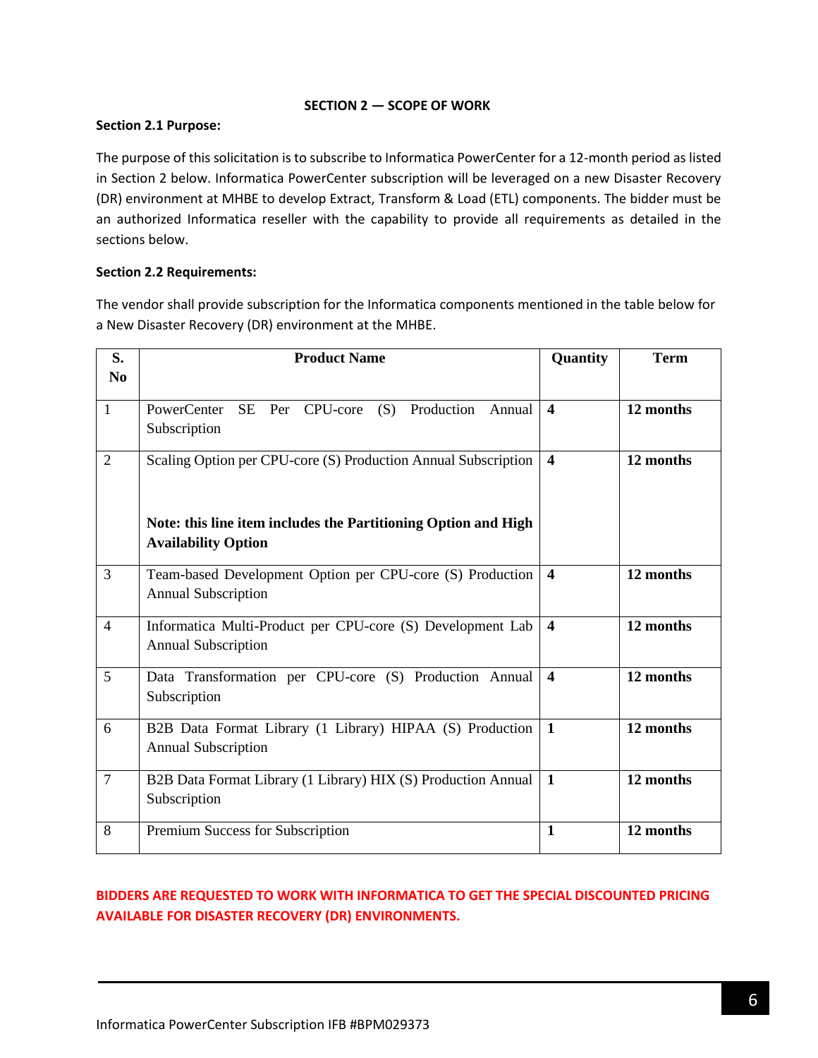## SECTION 2 — SCOPE OF WORK

**Section 2.1 Purpose:**

The purpose of this solicitation is to subscribe to Informatica PowerCenter for a 12-month period as listed in Section 2 below. Informatica PowerCenter subscription will be leveraged on a new Disaster Recovery (DR) environment at MHBE to develop Extract, Transform & Load (ETL) components. The bidder must be an authorized Informatica reseller with the capability to provide all requirements as detailed in the sections below.

**Section 2.2 Requirements:**

The vendor shall provide subscription for the Informatica components mentioned in the table below for a New Disaster Recovery (DR) environment at the MHBE.

| S. No | Product Name | Quantity | Term |
|---|---|---|---|
| 1 | PowerCenter SE Per CPU-core (S) Production Annual Subscription | **4** | **12 months** |
| 2 | Scaling Option per CPU-core (S) Production Annual Subscription<br><br>**Note: this line item includes the Partitioning Option and High Availability Option** | **4** | **12 months** |
| 3 | Team-based Development Option per CPU-core (S) Production Annual Subscription | **4** | **12 months** |
| 4 | Informatica Multi-Product per CPU-core (S) Development Lab Annual Subscription | **4** | **12 months** |
| 5 | Data Transformation per CPU-core (S) Production Annual Subscription | **4** | **12 months** |
| 6 | B2B Data Format Library (1 Library) HIPAA (S) Production Annual Subscription | **1** | **12 months** |
| 7 | B2B Data Format Library (1 Library) HIX (S) Production Annual Subscription | **1** | **12 months** |
| 8 | Premium Success for Subscription | **1** | **12 months** |

**BIDDERS ARE REQUESTED TO WORK WITH INFORMATICA TO GET THE SPECIAL DISCOUNTED PRICING AVAILABLE FOR DISASTER RECOVERY (DR) ENVIRONMENTS.**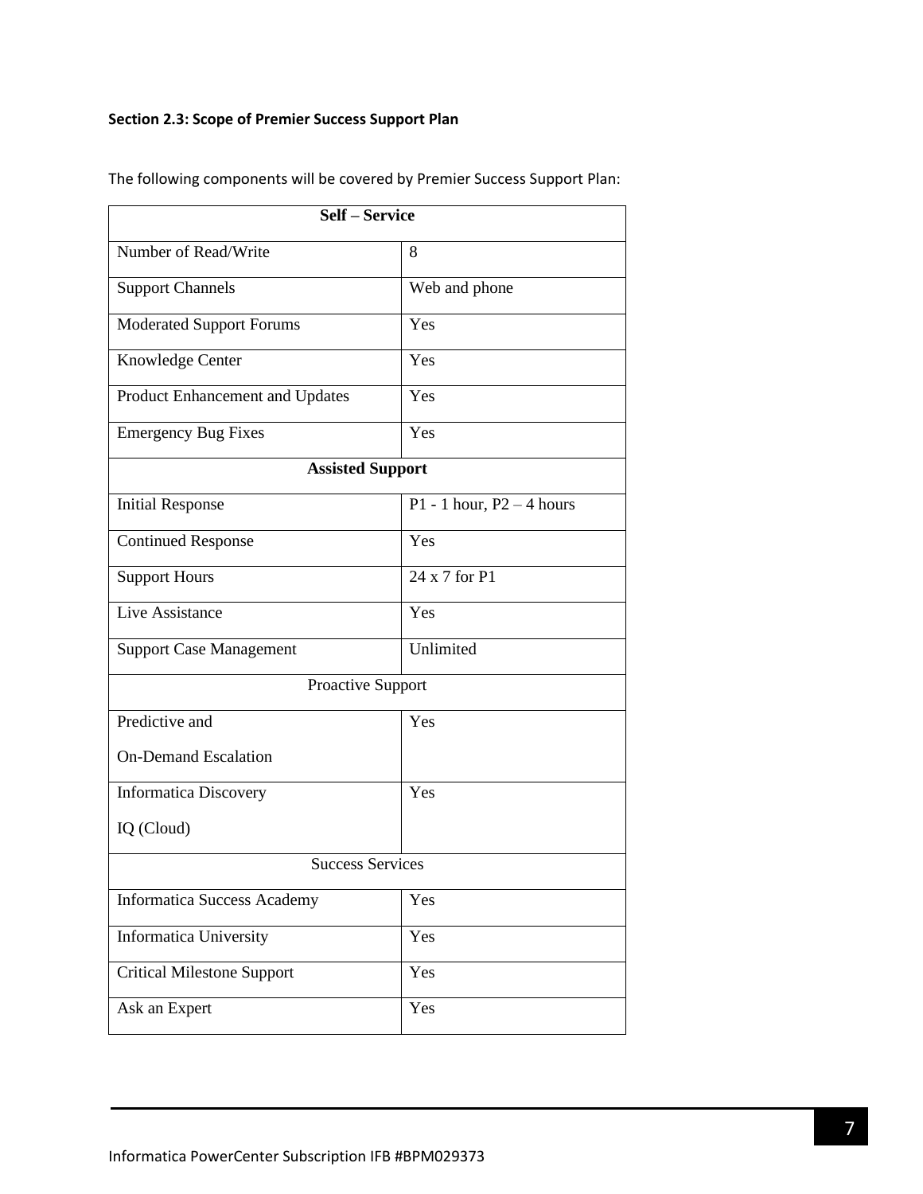### Section 2.3: Scope of Premier Success Support Plan

The following components will be covered by Premier Success Support Plan:

| **Self – Service** | |
|---|---|
| Number of Read/Write | 8 |
| Support Channels | Web and phone |
| Moderated Support Forums | Yes |
| Knowledge Center | Yes |
| Product Enhancement and Updates | Yes |
| Emergency Bug Fixes | Yes |
| **Assisted Support** | |
| Initial Response | P1 - 1 hour, P2 – 4 hours |
| Continued Response | Yes |
| Support Hours | 24 x 7 for P1 |
| Live Assistance | Yes |
| Support Case Management | Unlimited |
| Proactive Support | |
| Predictive and On-Demand Escalation | Yes |
| Informatica Discovery IQ (Cloud) | Yes |
| Success Services | |
| Informatica Success Academy | Yes |
| Informatica University | Yes |
| Critical Milestone Support | Yes |
| Ask an Expert | Yes |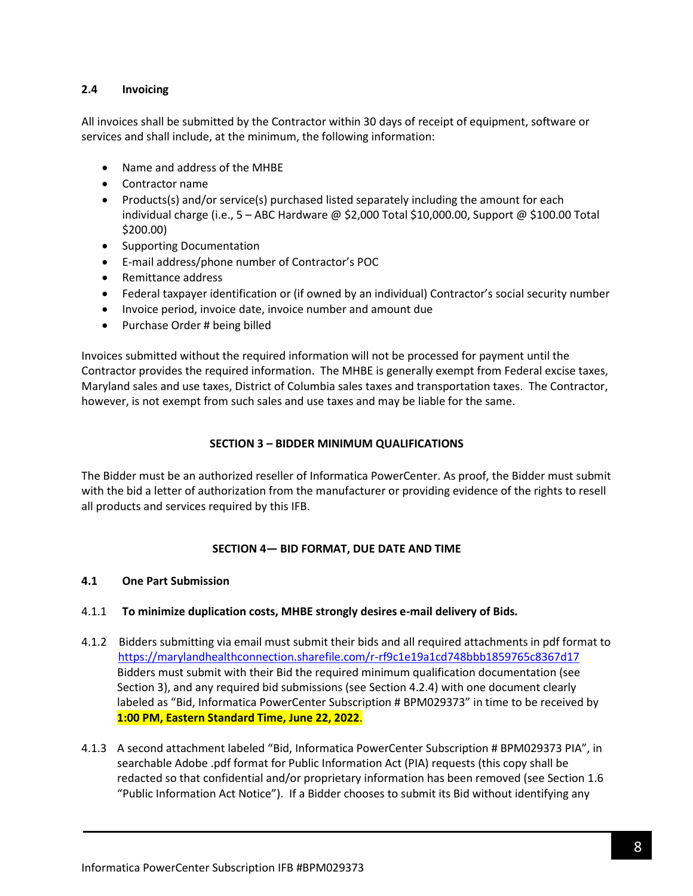### 2.4 Invoicing

All invoices shall be submitted by the Contractor within 30 days of receipt of equipment, software or services and shall include, at the minimum, the following information:

- Name and address of the MHBE
- Contractor name
- Products(s) and/or service(s) purchased listed separately including the amount for each individual charge (i.e., 5 – ABC Hardware @ $2,000 Total $10,000.00, Support @ $100.00 Total $200.00)
- Supporting Documentation
- E-mail address/phone number of Contractor's POC
- Remittance address
- Federal taxpayer identification or (if owned by an individual) Contractor's social security number
- Invoice period, invoice date, invoice number and amount due
- Purchase Order # being billed

Invoices submitted without the required information will not be processed for payment until the Contractor provides the required information. The MHBE is generally exempt from Federal excise taxes, Maryland sales and use taxes, District of Columbia sales taxes and transportation taxes. The Contractor, however, is not exempt from such sales and use taxes and may be liable for the same.

## SECTION 3 – BIDDER MINIMUM QUALIFICATIONS

The Bidder must be an authorized reseller of Informatica PowerCenter. As proof, the Bidder must submit with the bid a letter of authorization from the manufacturer or providing evidence of the rights to resell all products and services required by this IFB.

## SECTION 4— BID FORMAT, DUE DATE AND TIME

### 4.1 One Part Submission

4.1.1 **To minimize duplication costs, MHBE strongly desires e-mail delivery of Bids.**

4.1.2 Bidders submitting via email must submit their bids and all required attachments in pdf format to https://marylandhealthconnection.sharefile.com/r-rf9c1e19a1cd748bbb1859765c8367d17 Bidders must submit with their Bid the required minimum qualification documentation (see Section 3), and any required bid submissions (see Section 4.2.4) with one document clearly labeled as "Bid, Informatica PowerCenter Subscription # BPM029373" in time to be received by **1:00 PM, Eastern Standard Time, June 22, 2022**.

4.1.3 A second attachment labeled "Bid, Informatica PowerCenter Subscription # BPM029373 PIA", in searchable Adobe .pdf format for Public Information Act (PIA) requests (this copy shall be redacted so that confidential and/or proprietary information has been removed (see Section 1.6 "Public Information Act Notice"). If a Bidder chooses to submit its Bid without identifying any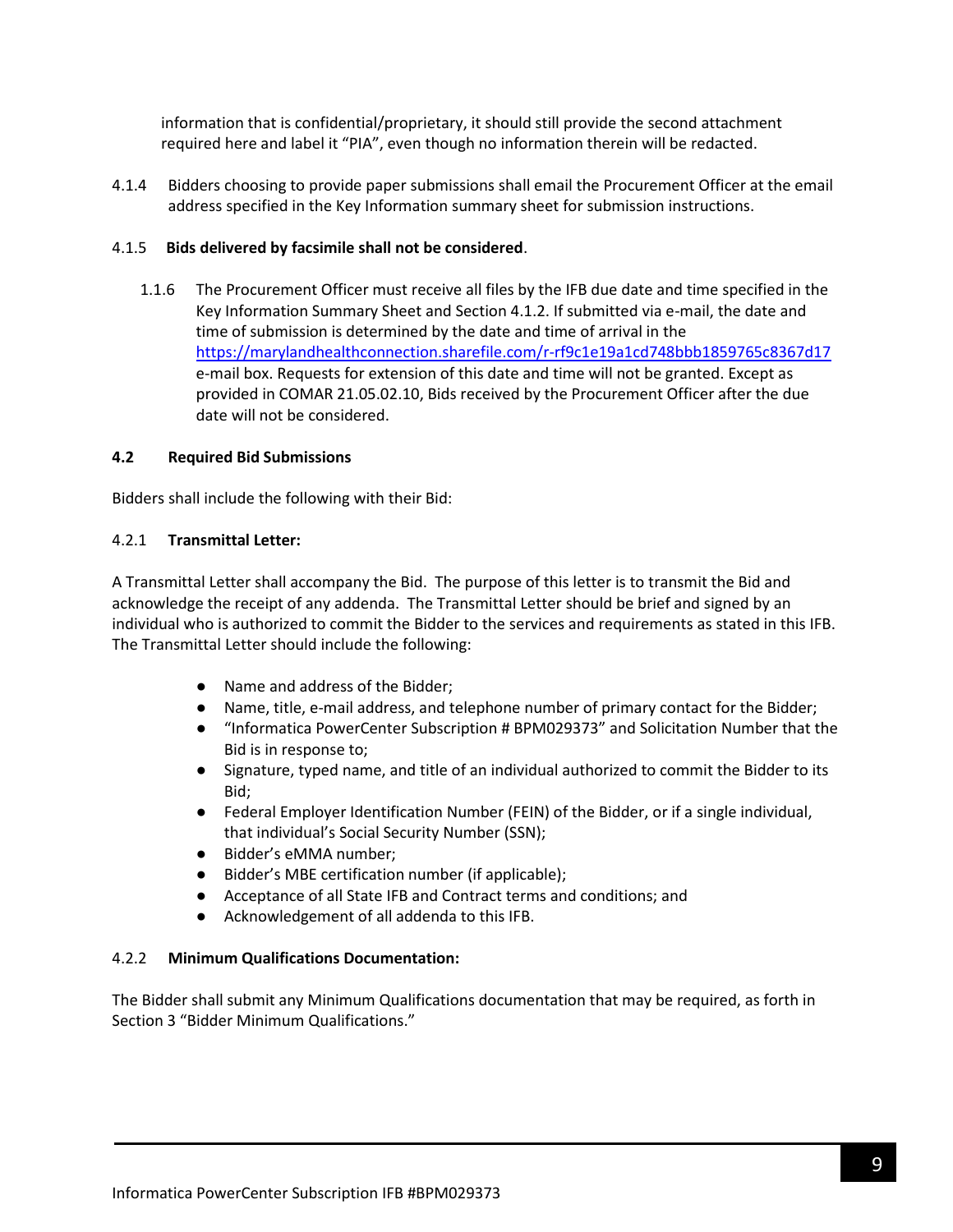information that is confidential/proprietary, it should still provide the second attachment required here and label it "PIA", even though no information therein will be redacted.

4.1.4 Bidders choosing to provide paper submissions shall email the Procurement Officer at the email address specified in the Key Information summary sheet for submission instructions.

4.1.5 **Bids delivered by facsimile shall not be considered**.

1.1.6 The Procurement Officer must receive all files by the IFB due date and time specified in the Key Information Summary Sheet and Section 4.1.2. If submitted via e-mail, the date and time of submission is determined by the date and time of arrival in the https://marylandhealthconnection.sharefile.com/r-rf9c1e19a1cd748bbb1859765c8367d17 e-mail box. Requests for extension of this date and time will not be granted. Except as provided in COMAR 21.05.02.10, Bids received by the Procurement Officer after the due date will not be considered.

### 4.2 Required Bid Submissions

Bidders shall include the following with their Bid:

#### 4.2.1 Transmittal Letter:

A Transmittal Letter shall accompany the Bid. The purpose of this letter is to transmit the Bid and acknowledge the receipt of any addenda. The Transmittal Letter should be brief and signed by an individual who is authorized to commit the Bidder to the services and requirements as stated in this IFB. The Transmittal Letter should include the following:

- Name and address of the Bidder;
- Name, title, e-mail address, and telephone number of primary contact for the Bidder;
- "Informatica PowerCenter Subscription # BPM029373" and Solicitation Number that the Bid is in response to;
- Signature, typed name, and title of an individual authorized to commit the Bidder to its Bid;
- Federal Employer Identification Number (FEIN) of the Bidder, or if a single individual, that individual's Social Security Number (SSN);
- Bidder's eMMA number;
- Bidder's MBE certification number (if applicable);
- Acceptance of all State IFB and Contract terms and conditions; and
- Acknowledgement of all addenda to this IFB.

#### 4.2.2 Minimum Qualifications Documentation:

The Bidder shall submit any Minimum Qualifications documentation that may be required, as forth in Section 3 "Bidder Minimum Qualifications."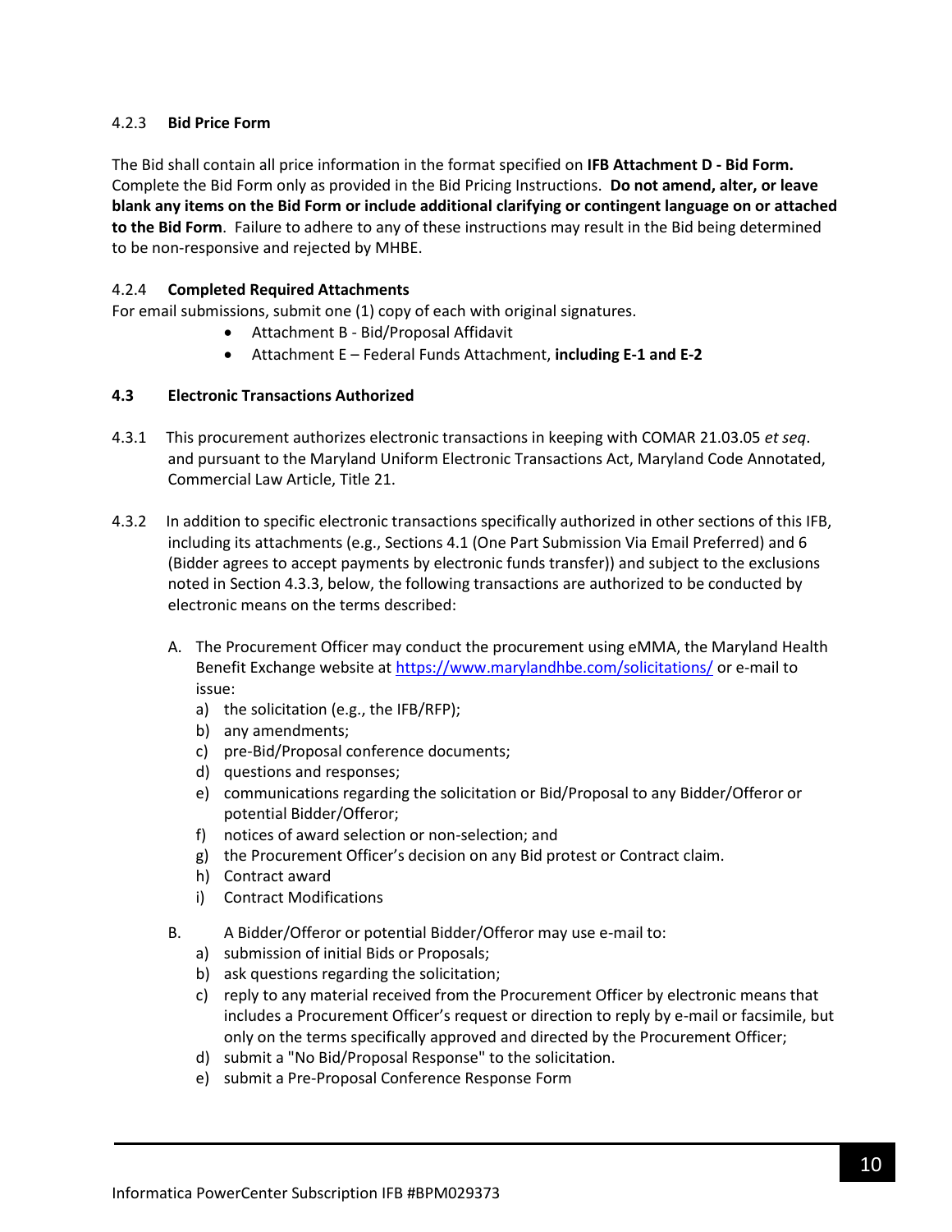#### 4.2.3 **Bid Price Form**

The Bid shall contain all price information in the format specified on **IFB Attachment D - Bid Form.** Complete the Bid Form only as provided in the Bid Pricing Instructions. **Do not amend, alter, or leave blank any items on the Bid Form or include additional clarifying or contingent language on or attached to the Bid Form**. Failure to adhere to any of these instructions may result in the Bid being determined to be non-responsive and rejected by MHBE.

#### 4.2.4 **Completed Required Attachments**

For email submissions, submit one (1) copy of each with original signatures.

- Attachment B - Bid/Proposal Affidavit
- Attachment E – Federal Funds Attachment, **including E-1 and E-2**

### 4.3 Electronic Transactions Authorized

4.3.1 This procurement authorizes electronic transactions in keeping with COMAR 21.03.05 *et seq*. and pursuant to the Maryland Uniform Electronic Transactions Act, Maryland Code Annotated, Commercial Law Article, Title 21.

4.3.2 In addition to specific electronic transactions specifically authorized in other sections of this IFB, including its attachments (e.g., Sections 4.1 (One Part Submission Via Email Preferred) and 6 (Bidder agrees to accept payments by electronic funds transfer)) and subject to the exclusions noted in Section 4.3.3, below, the following transactions are authorized to be conducted by electronic means on the terms described:

A. The Procurement Officer may conduct the procurement using eMMA, the Maryland Health Benefit Exchange website at https://www.marylandhbe.com/solicitations/ or e-mail to issue:

a) the solicitation (e.g., the IFB/RFP);
b) any amendments;
c) pre-Bid/Proposal conference documents;
d) questions and responses;
e) communications regarding the solicitation or Bid/Proposal to any Bidder/Offeror or potential Bidder/Offeror;
f) notices of award selection or non-selection; and
g) the Procurement Officer's decision on any Bid protest or Contract claim.
h) Contract award
i) Contract Modifications

B. A Bidder/Offeror or potential Bidder/Offeror may use e-mail to:

a) submission of initial Bids or Proposals;
b) ask questions regarding the solicitation;
c) reply to any material received from the Procurement Officer by electronic means that includes a Procurement Officer's request or direction to reply by e-mail or facsimile, but only on the terms specifically approved and directed by the Procurement Officer;
d) submit a "No Bid/Proposal Response" to the solicitation.
e) submit a Pre-Proposal Conference Response Form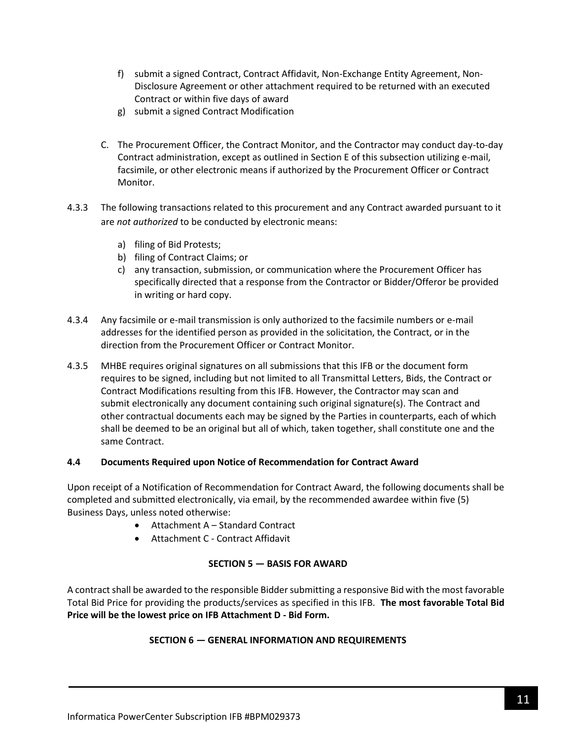f) submit a signed Contract, Contract Affidavit, Non-Exchange Entity Agreement, Non-Disclosure Agreement or other attachment required to be returned with an executed Contract or within five days of award
g) submit a signed Contract Modification

C. The Procurement Officer, the Contract Monitor, and the Contractor may conduct day-to-day Contract administration, except as outlined in Section E of this subsection utilizing e-mail, facsimile, or other electronic means if authorized by the Procurement Officer or Contract Monitor.

4.3.3 The following transactions related to this procurement and any Contract awarded pursuant to it are *not authorized* to be conducted by electronic means:

a) filing of Bid Protests;
b) filing of Contract Claims; or
c) any transaction, submission, or communication where the Procurement Officer has specifically directed that a response from the Contractor or Bidder/Offeror be provided in writing or hard copy.

4.3.4 Any facsimile or e-mail transmission is only authorized to the facsimile numbers or e-mail addresses for the identified person as provided in the solicitation, the Contract, or in the direction from the Procurement Officer or Contract Monitor.

4.3.5 MHBE requires original signatures on all submissions that this IFB or the document form requires to be signed, including but not limited to all Transmittal Letters, Bids, the Contract or Contract Modifications resulting from this IFB. However, the Contractor may scan and submit electronically any document containing such original signature(s). The Contract and other contractual documents each may be signed by the Parties in counterparts, each of which shall be deemed to be an original but all of which, taken together, shall constitute one and the same Contract.

### 4.4 Documents Required upon Notice of Recommendation for Contract Award

Upon receipt of a Notification of Recommendation for Contract Award, the following documents shall be completed and submitted electronically, via email, by the recommended awardee within five (5) Business Days, unless noted otherwise:

- Attachment A – Standard Contract
- Attachment C - Contract Affidavit

## SECTION 5 — BASIS FOR AWARD

A contract shall be awarded to the responsible Bidder submitting a responsive Bid with the most favorable Total Bid Price for providing the products/services as specified in this IFB. **The most favorable Total Bid Price will be the lowest price on IFB Attachment D - Bid Form.**

## SECTION 6 — GENERAL INFORMATION AND REQUIREMENTS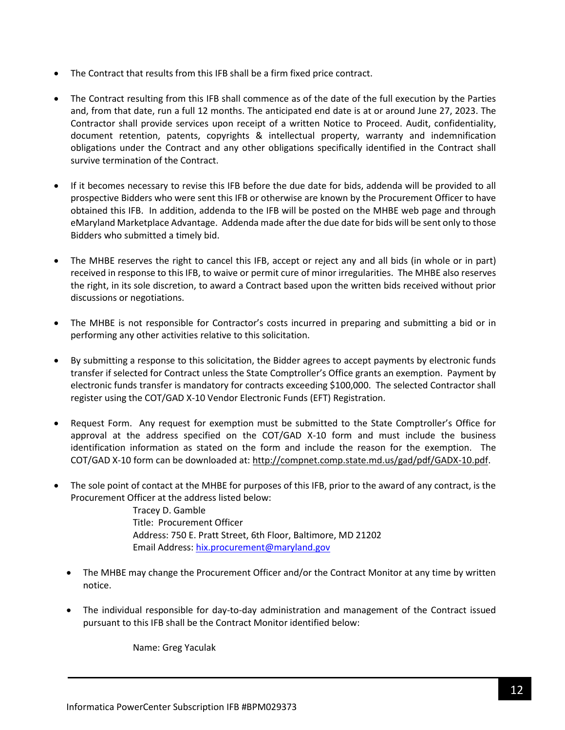- The Contract that results from this IFB shall be a firm fixed price contract.

- The Contract resulting from this IFB shall commence as of the date of the full execution by the Parties and, from that date, run a full 12 months. The anticipated end date is at or around June 27, 2023. The Contractor shall provide services upon receipt of a written Notice to Proceed. Audit, confidentiality, document retention, patents, copyrights & intellectual property, warranty and indemnification obligations under the Contract and any other obligations specifically identified in the Contract shall survive termination of the Contract.

- If it becomes necessary to revise this IFB before the due date for bids, addenda will be provided to all prospective Bidders who were sent this IFB or otherwise are known by the Procurement Officer to have obtained this IFB. In addition, addenda to the IFB will be posted on the MHBE web page and through eMaryland Marketplace Advantage. Addenda made after the due date for bids will be sent only to those Bidders who submitted a timely bid.

- The MHBE reserves the right to cancel this IFB, accept or reject any and all bids (in whole or in part) received in response to this IFB, to waive or permit cure of minor irregularities. The MHBE also reserves the right, in its sole discretion, to award a Contract based upon the written bids received without prior discussions or negotiations.

- The MHBE is not responsible for Contractor's costs incurred in preparing and submitting a bid or in performing any other activities relative to this solicitation.

- By submitting a response to this solicitation, the Bidder agrees to accept payments by electronic funds transfer if selected for Contract unless the State Comptroller's Office grants an exemption. Payment by electronic funds transfer is mandatory for contracts exceeding $100,000. The selected Contractor shall register using the COT/GAD X-10 Vendor Electronic Funds (EFT) Registration.

- Request Form. Any request for exemption must be submitted to the State Comptroller's Office for approval at the address specified on the COT/GAD X-10 form and must include the business identification information as stated on the form and include the reason for the exemption. The COT/GAD X-10 form can be downloaded at: [http://compnet.comp.state.md.us/gad/pdf/GADX-10.pdf](http://compnet.comp.state.md.us/gad/pdf/GADX-10.pdf).

- The sole point of contact at the MHBE for purposes of this IFB, prior to the award of any contract, is the Procurement Officer at the address listed below:

  Tracey D. Gamble
  Title: Procurement Officer
  Address: 750 E. Pratt Street, 6th Floor, Baltimore, MD 21202
  Email Address: [hix.procurement@maryland.gov](mailto:hix.procurement@maryland.gov)

  - The MHBE may change the Procurement Officer and/or the Contract Monitor at any time by written notice.

  - The individual responsible for day-to-day administration and management of the Contract issued pursuant to this IFB shall be the Contract Monitor identified below:

    Name: Greg Yaculak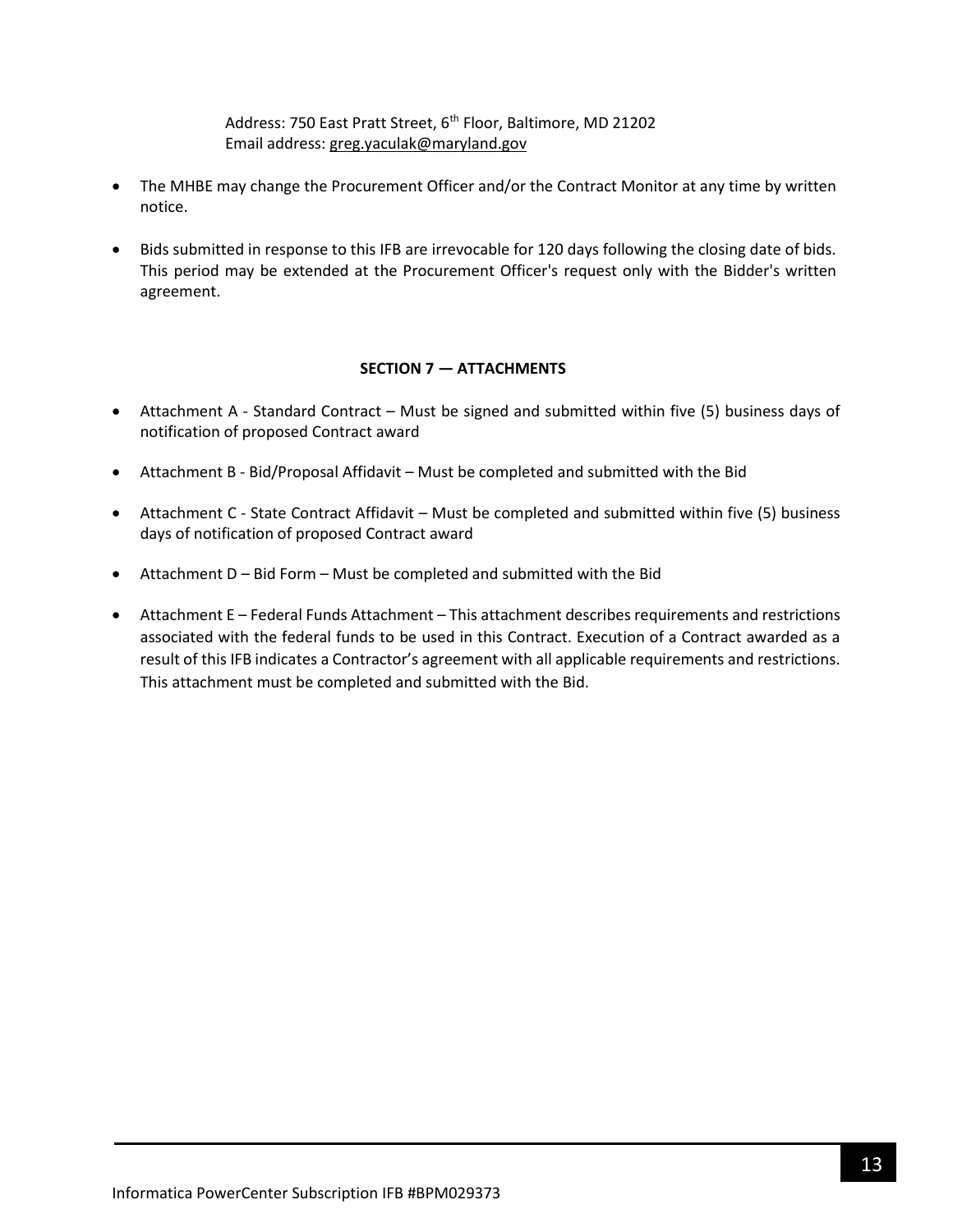Address: 750 East Pratt Street, 6th Floor, Baltimore, MD 21202
Email address: greg.yaculak@maryland.gov

- The MHBE may change the Procurement Officer and/or the Contract Monitor at any time by written notice.
- Bids submitted in response to this IFB are irrevocable for 120 days following the closing date of bids. This period may be extended at the Procurement Officer's request only with the Bidder's written agreement.

## SECTION 7 — ATTACHMENTS

- Attachment A - Standard Contract – Must be signed and submitted within five (5) business days of notification of proposed Contract award
- Attachment B - Bid/Proposal Affidavit – Must be completed and submitted with the Bid
- Attachment C - State Contract Affidavit – Must be completed and submitted within five (5) business days of notification of proposed Contract award
- Attachment D – Bid Form – Must be completed and submitted with the Bid
- Attachment E – Federal Funds Attachment – This attachment describes requirements and restrictions associated with the federal funds to be used in this Contract. Execution of a Contract awarded as a result of this IFB indicates a Contractor's agreement with all applicable requirements and restrictions. This attachment must be completed and submitted with the Bid.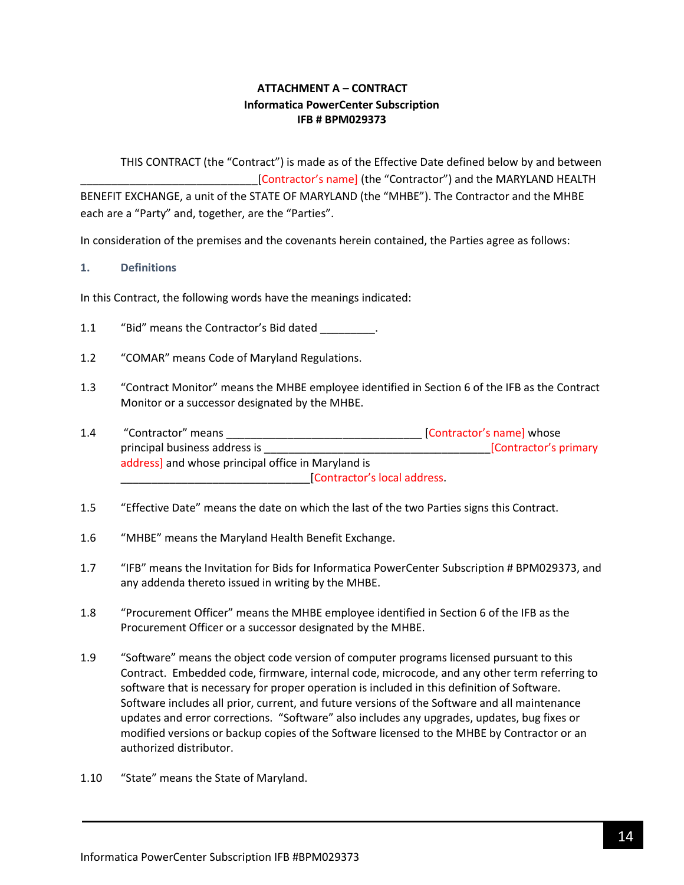**ATTACHMENT A – CONTRACT**
**Informatica PowerCenter Subscription**
**IFB # BPM029373**

THIS CONTRACT (the "Contract") is made as of the Effective Date defined below by and between ______________________________[Contractor's name] (the "Contractor") and the MARYLAND HEALTH BENEFIT EXCHANGE, a unit of the STATE OF MARYLAND (the "MHBE"). The Contractor and the MHBE each are a "Party" and, together, are the "Parties".

In consideration of the premises and the covenants herein contained, the Parties agree as follows:

## 1. Definitions

In this Contract, the following words have the meanings indicated:

1.1 "Bid" means the Contractor's Bid dated _________.

1.2 "COMAR" means Code of Maryland Regulations.

1.3 "Contract Monitor" means the MHBE employee identified in Section 6 of the IFB as the Contract Monitor or a successor designated by the MHBE.

1.4 "Contractor" means ________________________________ [Contractor's name] whose principal business address is _______________________________________[Contractor's primary address] and whose principal office in Maryland is _______________________________[Contractor's local address.

1.5 "Effective Date" means the date on which the last of the two Parties signs this Contract.

1.6 "MHBE" means the Maryland Health Benefit Exchange.

1.7 "IFB" means the Invitation for Bids for Informatica PowerCenter Subscription # BPM029373, and any addenda thereto issued in writing by the MHBE.

1.8 "Procurement Officer" means the MHBE employee identified in Section 6 of the IFB as the Procurement Officer or a successor designated by the MHBE.

1.9 "Software" means the object code version of computer programs licensed pursuant to this Contract. Embedded code, firmware, internal code, microcode, and any other term referring to software that is necessary for proper operation is included in this definition of Software. Software includes all prior, current, and future versions of the Software and all maintenance updates and error corrections. "Software" also includes any upgrades, updates, bug fixes or modified versions or backup copies of the Software licensed to the MHBE by Contractor or an authorized distributor.

1.10 "State" means the State of Maryland.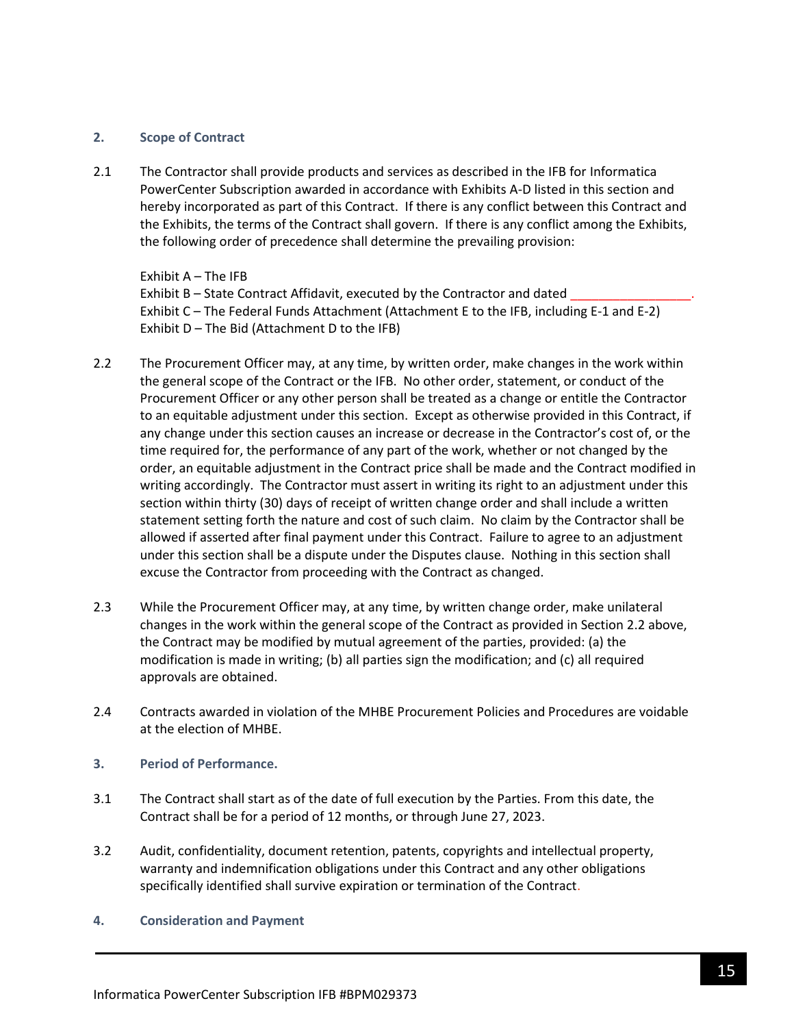## 2. Scope of Contract

2.1 The Contractor shall provide products and services as described in the IFB for Informatica PowerCenter Subscription awarded in accordance with Exhibits A-D listed in this section and hereby incorporated as part of this Contract. If there is any conflict between this Contract and the Exhibits, the terms of the Contract shall govern. If there is any conflict among the Exhibits, the following order of precedence shall determine the prevailing provision:

Exhibit A – The IFB
Exhibit B – State Contract Affidavit, executed by the Contractor and dated _________________.
Exhibit C – The Federal Funds Attachment (Attachment E to the IFB, including E-1 and E-2)
Exhibit D – The Bid (Attachment D to the IFB)

2.2 The Procurement Officer may, at any time, by written order, make changes in the work within the general scope of the Contract or the IFB. No other order, statement, or conduct of the Procurement Officer or any other person shall be treated as a change or entitle the Contractor to an equitable adjustment under this section. Except as otherwise provided in this Contract, if any change under this section causes an increase or decrease in the Contractor's cost of, or the time required for, the performance of any part of the work, whether or not changed by the order, an equitable adjustment in the Contract price shall be made and the Contract modified in writing accordingly. The Contractor must assert in writing its right to an adjustment under this section within thirty (30) days of receipt of written change order and shall include a written statement setting forth the nature and cost of such claim. No claim by the Contractor shall be allowed if asserted after final payment under this Contract. Failure to agree to an adjustment under this section shall be a dispute under the Disputes clause. Nothing in this section shall excuse the Contractor from proceeding with the Contract as changed.

2.3 While the Procurement Officer may, at any time, by written change order, make unilateral changes in the work within the general scope of the Contract as provided in Section 2.2 above, the Contract may be modified by mutual agreement of the parties, provided: (a) the modification is made in writing; (b) all parties sign the modification; and (c) all required approvals are obtained.

2.4 Contracts awarded in violation of the MHBE Procurement Policies and Procedures are voidable at the election of MHBE.

## 3. Period of Performance.

3.1 The Contract shall start as of the date of full execution by the Parties. From this date, the Contract shall be for a period of 12 months, or through June 27, 2023.

3.2 Audit, confidentiality, document retention, patents, copyrights and intellectual property, warranty and indemnification obligations under this Contract and any other obligations specifically identified shall survive expiration or termination of the Contract.

## 4. Consideration and Payment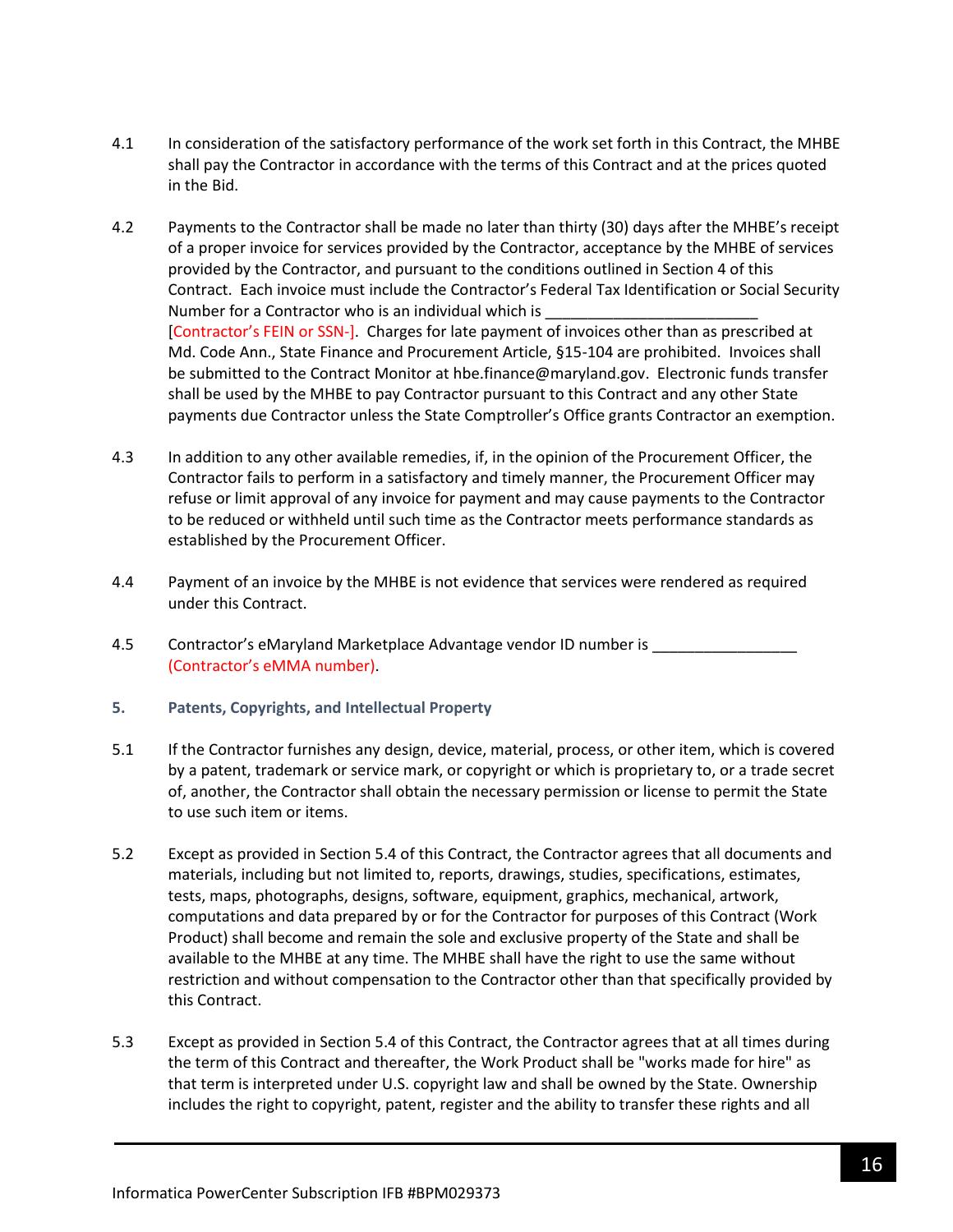4.1 In consideration of the satisfactory performance of the work set forth in this Contract, the MHBE shall pay the Contractor in accordance with the terms of this Contract and at the prices quoted in the Bid.

4.2 Payments to the Contractor shall be made no later than thirty (30) days after the MHBE's receipt of a proper invoice for services provided by the Contractor, acceptance by the MHBE of services provided by the Contractor, and pursuant to the conditions outlined in Section 4 of this Contract. Each invoice must include the Contractor's Federal Tax Identification or Social Security Number for a Contractor who is an individual which is _________________________ [Contractor's FEIN or SSN-]. Charges for late payment of invoices other than as prescribed at Md. Code Ann., State Finance and Procurement Article, §15-104 are prohibited. Invoices shall be submitted to the Contract Monitor at hbe.finance@maryland.gov. Electronic funds transfer shall be used by the MHBE to pay Contractor pursuant to this Contract and any other State payments due Contractor unless the State Comptroller's Office grants Contractor an exemption.

4.3 In addition to any other available remedies, if, in the opinion of the Procurement Officer, the Contractor fails to perform in a satisfactory and timely manner, the Procurement Officer may refuse or limit approval of any invoice for payment and may cause payments to the Contractor to be reduced or withheld until such time as the Contractor meets performance standards as established by the Procurement Officer.

4.4 Payment of an invoice by the MHBE is not evidence that services were rendered as required under this Contract.

4.5 Contractor's eMaryland Marketplace Advantage vendor ID number is _________________ (Contractor's eMMA number).

## 5. Patents, Copyrights, and Intellectual Property

5.1 If the Contractor furnishes any design, device, material, process, or other item, which is covered by a patent, trademark or service mark, or copyright or which is proprietary to, or a trade secret of, another, the Contractor shall obtain the necessary permission or license to permit the State to use such item or items.

5.2 Except as provided in Section 5.4 of this Contract, the Contractor agrees that all documents and materials, including but not limited to, reports, drawings, studies, specifications, estimates, tests, maps, photographs, designs, software, equipment, graphics, mechanical, artwork, computations and data prepared by or for the Contractor for purposes of this Contract (Work Product) shall become and remain the sole and exclusive property of the State and shall be available to the MHBE at any time. The MHBE shall have the right to use the same without restriction and without compensation to the Contractor other than that specifically provided by this Contract.

5.3 Except as provided in Section 5.4 of this Contract, the Contractor agrees that at all times during the term of this Contract and thereafter, the Work Product shall be "works made for hire" as that term is interpreted under U.S. copyright law and shall be owned by the State. Ownership includes the right to copyright, patent, register and the ability to transfer these rights and all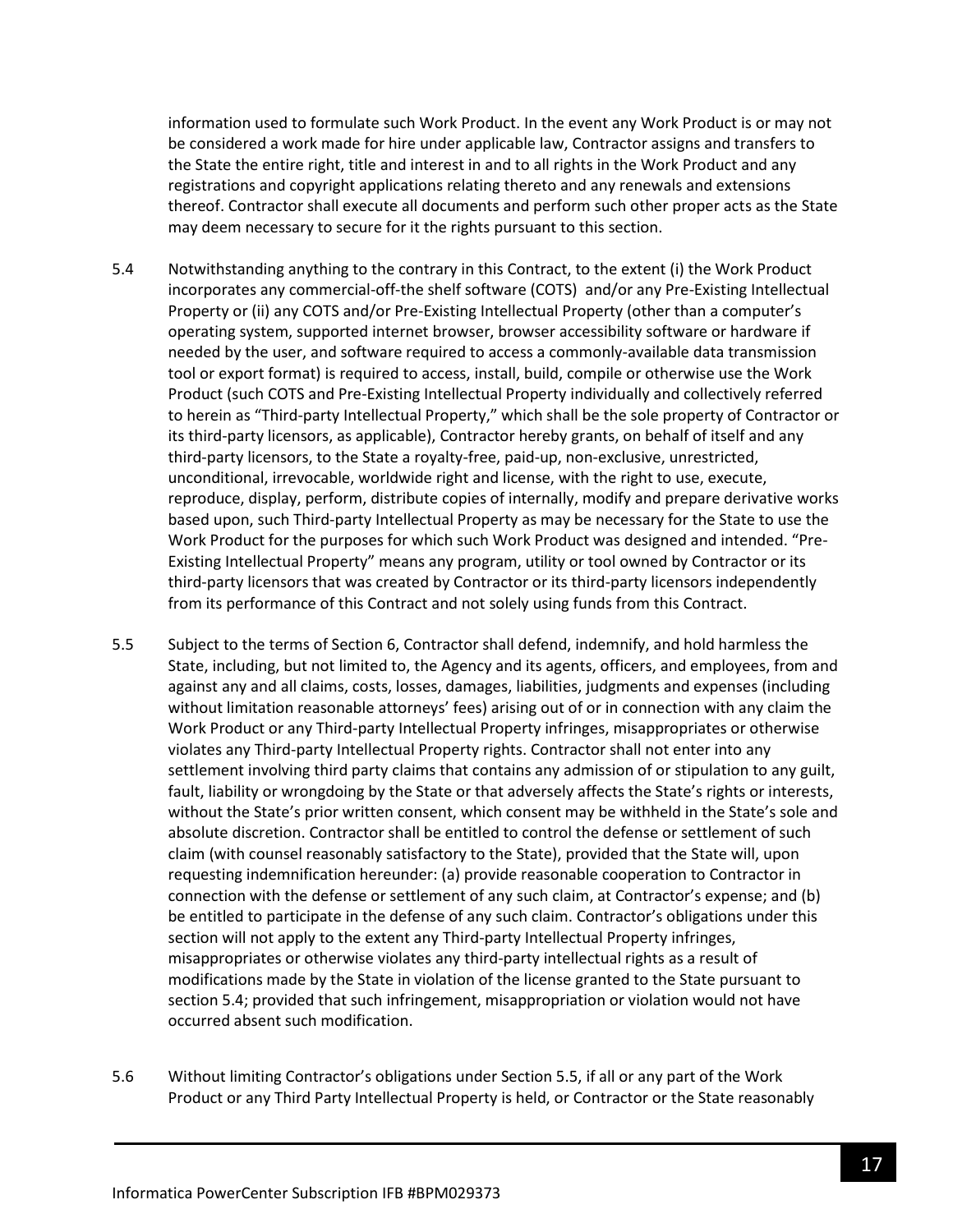information used to formulate such Work Product. In the event any Work Product is or may not be considered a work made for hire under applicable law, Contractor assigns and transfers to the State the entire right, title and interest in and to all rights in the Work Product and any registrations and copyright applications relating thereto and any renewals and extensions thereof. Contractor shall execute all documents and perform such other proper acts as the State may deem necessary to secure for it the rights pursuant to this section.

5.4 Notwithstanding anything to the contrary in this Contract, to the extent (i) the Work Product incorporates any commercial-off-the shelf software (COTS) and/or any Pre-Existing Intellectual Property or (ii) any COTS and/or Pre-Existing Intellectual Property (other than a computer's operating system, supported internet browser, browser accessibility software or hardware if needed by the user, and software required to access a commonly-available data transmission tool or export format) is required to access, install, build, compile or otherwise use the Work Product (such COTS and Pre-Existing Intellectual Property individually and collectively referred to herein as "Third-party Intellectual Property," which shall be the sole property of Contractor or its third-party licensors, as applicable), Contractor hereby grants, on behalf of itself and any third-party licensors, to the State a royalty-free, paid-up, non-exclusive, unrestricted, unconditional, irrevocable, worldwide right and license, with the right to use, execute, reproduce, display, perform, distribute copies of internally, modify and prepare derivative works based upon, such Third-party Intellectual Property as may be necessary for the State to use the Work Product for the purposes for which such Work Product was designed and intended. "Pre-Existing Intellectual Property" means any program, utility or tool owned by Contractor or its third-party licensors that was created by Contractor or its third-party licensors independently from its performance of this Contract and not solely using funds from this Contract.

5.5 Subject to the terms of Section 6, Contractor shall defend, indemnify, and hold harmless the State, including, but not limited to, the Agency and its agents, officers, and employees, from and against any and all claims, costs, losses, damages, liabilities, judgments and expenses (including without limitation reasonable attorneys' fees) arising out of or in connection with any claim the Work Product or any Third-party Intellectual Property infringes, misappropriates or otherwise violates any Third-party Intellectual Property rights. Contractor shall not enter into any settlement involving third party claims that contains any admission of or stipulation to any guilt, fault, liability or wrongdoing by the State or that adversely affects the State's rights or interests, without the State's prior written consent, which consent may be withheld in the State's sole and absolute discretion. Contractor shall be entitled to control the defense or settlement of such claim (with counsel reasonably satisfactory to the State), provided that the State will, upon requesting indemnification hereunder: (a) provide reasonable cooperation to Contractor in connection with the defense or settlement of any such claim, at Contractor's expense; and (b) be entitled to participate in the defense of any such claim. Contractor's obligations under this section will not apply to the extent any Third-party Intellectual Property infringes, misappropriates or otherwise violates any third-party intellectual rights as a result of modifications made by the State in violation of the license granted to the State pursuant to section 5.4; provided that such infringement, misappropriation or violation would not have occurred absent such modification.

5.6 Without limiting Contractor's obligations under Section 5.5, if all or any part of the Work Product or any Third Party Intellectual Property is held, or Contractor or the State reasonably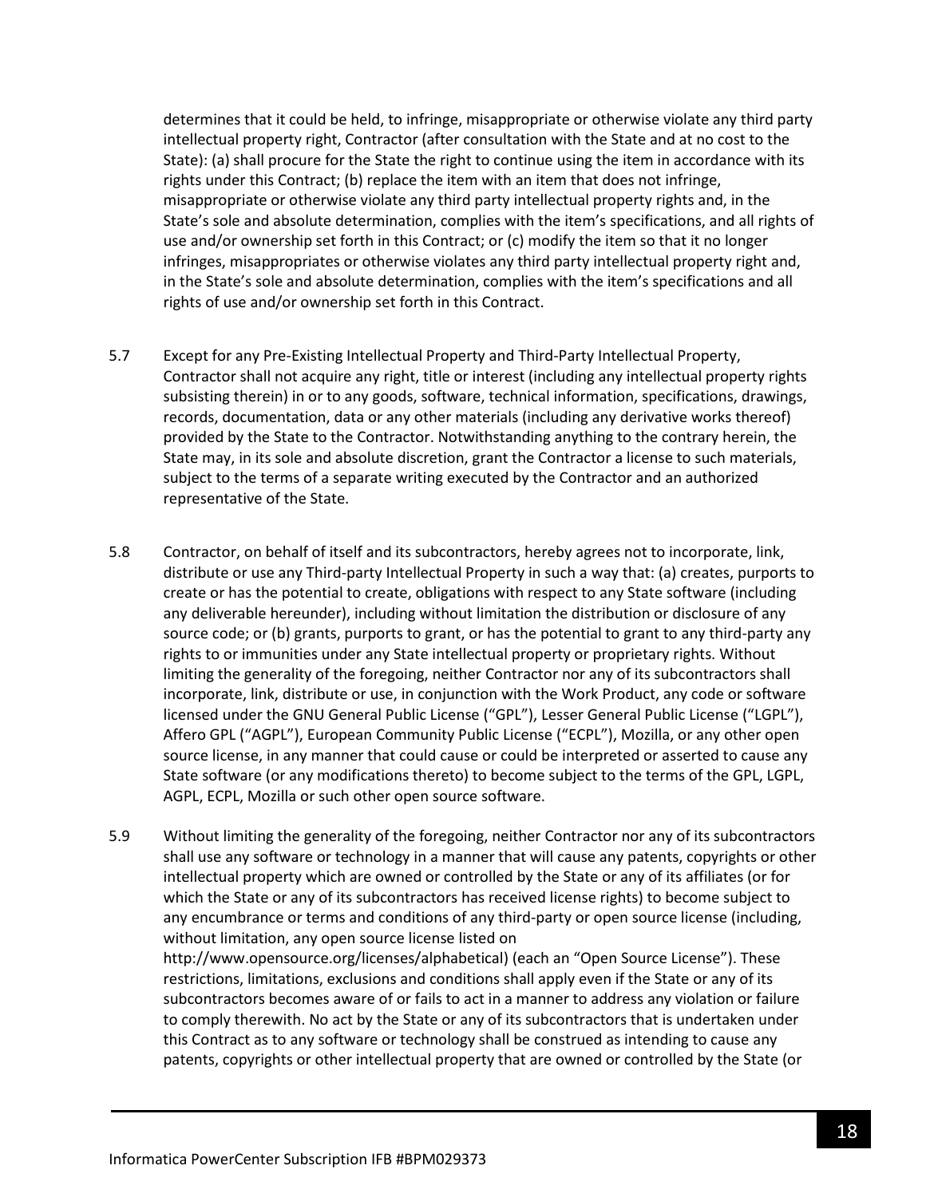determines that it could be held, to infringe, misappropriate or otherwise violate any third party intellectual property right, Contractor (after consultation with the State and at no cost to the State): (a) shall procure for the State the right to continue using the item in accordance with its rights under this Contract; (b) replace the item with an item that does not infringe, misappropriate or otherwise violate any third party intellectual property rights and, in the State's sole and absolute determination, complies with the item's specifications, and all rights of use and/or ownership set forth in this Contract; or (c) modify the item so that it no longer infringes, misappropriates or otherwise violates any third party intellectual property right and, in the State's sole and absolute determination, complies with the item's specifications and all rights of use and/or ownership set forth in this Contract.

5.7 Except for any Pre-Existing Intellectual Property and Third-Party Intellectual Property, Contractor shall not acquire any right, title or interest (including any intellectual property rights subsisting therein) in or to any goods, software, technical information, specifications, drawings, records, documentation, data or any other materials (including any derivative works thereof) provided by the State to the Contractor. Notwithstanding anything to the contrary herein, the State may, in its sole and absolute discretion, grant the Contractor a license to such materials, subject to the terms of a separate writing executed by the Contractor and an authorized representative of the State.

5.8 Contractor, on behalf of itself and its subcontractors, hereby agrees not to incorporate, link, distribute or use any Third-party Intellectual Property in such a way that: (a) creates, purports to create or has the potential to create, obligations with respect to any State software (including any deliverable hereunder), including without limitation the distribution or disclosure of any source code; or (b) grants, purports to grant, or has the potential to grant to any third-party any rights to or immunities under any State intellectual property or proprietary rights. Without limiting the generality of the foregoing, neither Contractor nor any of its subcontractors shall incorporate, link, distribute or use, in conjunction with the Work Product, any code or software licensed under the GNU General Public License ("GPL"), Lesser General Public License ("LGPL"), Affero GPL ("AGPL"), European Community Public License ("ECPL"), Mozilla, or any other open source license, in any manner that could cause or could be interpreted or asserted to cause any State software (or any modifications thereto) to become subject to the terms of the GPL, LGPL, AGPL, ECPL, Mozilla or such other open source software.

5.9 Without limiting the generality of the foregoing, neither Contractor nor any of its subcontractors shall use any software or technology in a manner that will cause any patents, copyrights or other intellectual property which are owned or controlled by the State or any of its affiliates (or for which the State or any of its subcontractors has received license rights) to become subject to any encumbrance or terms and conditions of any third-party or open source license (including, without limitation, any open source license listed on http://www.opensource.org/licenses/alphabetical) (each an "Open Source License"). These restrictions, limitations, exclusions and conditions shall apply even if the State or any of its subcontractors becomes aware of or fails to act in a manner to address any violation or failure to comply therewith. No act by the State or any of its subcontractors that is undertaken under this Contract as to any software or technology shall be construed as intending to cause any patents, copyrights or other intellectual property that are owned or controlled by the State (or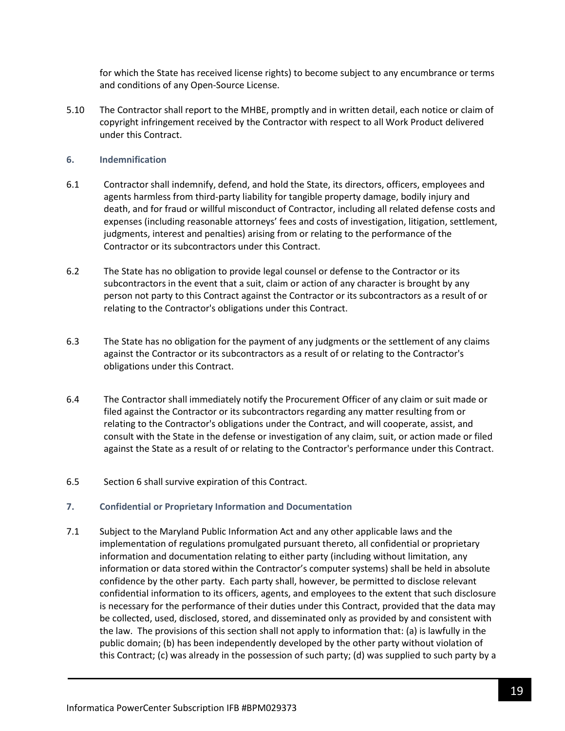for which the State has received license rights) to become subject to any encumbrance or terms and conditions of any Open-Source License.

5.10 The Contractor shall report to the MHBE, promptly and in written detail, each notice or claim of copyright infringement received by the Contractor with respect to all Work Product delivered under this Contract.

## 6. Indemnification

6.1 Contractor shall indemnify, defend, and hold the State, its directors, officers, employees and agents harmless from third-party liability for tangible property damage, bodily injury and death, and for fraud or willful misconduct of Contractor, including all related defense costs and expenses (including reasonable attorneys' fees and costs of investigation, litigation, settlement, judgments, interest and penalties) arising from or relating to the performance of the Contractor or its subcontractors under this Contract.

6.2 The State has no obligation to provide legal counsel or defense to the Contractor or its subcontractors in the event that a suit, claim or action of any character is brought by any person not party to this Contract against the Contractor or its subcontractors as a result of or relating to the Contractor's obligations under this Contract.

6.3 The State has no obligation for the payment of any judgments or the settlement of any claims against the Contractor or its subcontractors as a result of or relating to the Contractor's obligations under this Contract.

6.4 The Contractor shall immediately notify the Procurement Officer of any claim or suit made or filed against the Contractor or its subcontractors regarding any matter resulting from or relating to the Contractor's obligations under the Contract, and will cooperate, assist, and consult with the State in the defense or investigation of any claim, suit, or action made or filed against the State as a result of or relating to the Contractor's performance under this Contract.

6.5 Section 6 shall survive expiration of this Contract.

## 7. Confidential or Proprietary Information and Documentation

7.1 Subject to the Maryland Public Information Act and any other applicable laws and the implementation of regulations promulgated pursuant thereto, all confidential or proprietary information and documentation relating to either party (including without limitation, any information or data stored within the Contractor's computer systems) shall be held in absolute confidence by the other party. Each party shall, however, be permitted to disclose relevant confidential information to its officers, agents, and employees to the extent that such disclosure is necessary for the performance of their duties under this Contract, provided that the data may be collected, used, disclosed, stored, and disseminated only as provided by and consistent with the law. The provisions of this section shall not apply to information that: (a) is lawfully in the public domain; (b) has been independently developed by the other party without violation of this Contract; (c) was already in the possession of such party; (d) was supplied to such party by a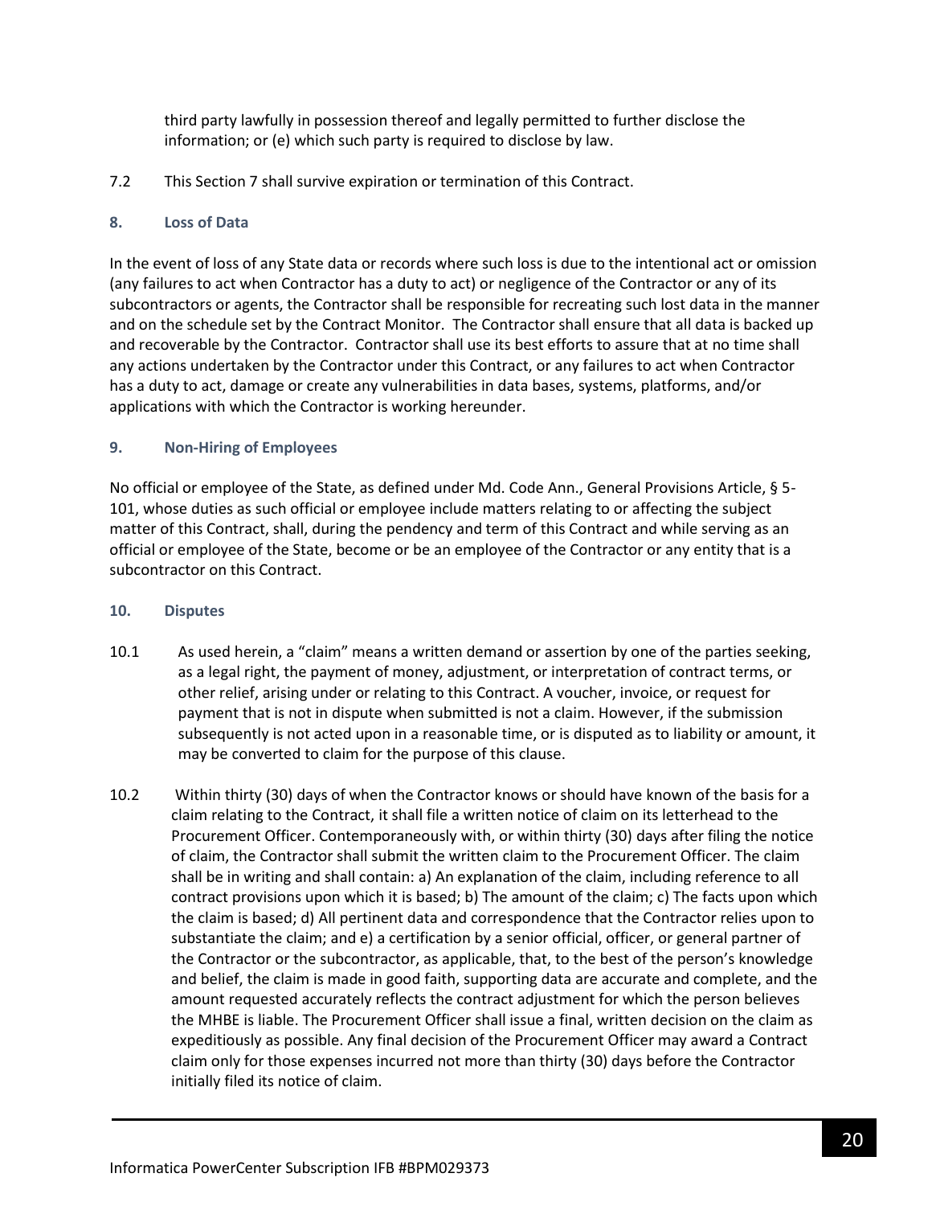third party lawfully in possession thereof and legally permitted to further disclose the information; or (e) which such party is required to disclose by law.

7.2 This Section 7 shall survive expiration or termination of this Contract.

### 8. Loss of Data

In the event of loss of any State data or records where such loss is due to the intentional act or omission (any failures to act when Contractor has a duty to act) or negligence of the Contractor or any of its subcontractors or agents, the Contractor shall be responsible for recreating such lost data in the manner and on the schedule set by the Contract Monitor. The Contractor shall ensure that all data is backed up and recoverable by the Contractor. Contractor shall use its best efforts to assure that at no time shall any actions undertaken by the Contractor under this Contract, or any failures to act when Contractor has a duty to act, damage or create any vulnerabilities in data bases, systems, platforms, and/or applications with which the Contractor is working hereunder.

### 9. Non-Hiring of Employees

No official or employee of the State, as defined under Md. Code Ann., General Provisions Article, § 5-101, whose duties as such official or employee include matters relating to or affecting the subject matter of this Contract, shall, during the pendency and term of this Contract and while serving as an official or employee of the State, become or be an employee of the Contractor or any entity that is a subcontractor on this Contract.

### 10. Disputes

10.1 As used herein, a "claim" means a written demand or assertion by one of the parties seeking, as a legal right, the payment of money, adjustment, or interpretation of contract terms, or other relief, arising under or relating to this Contract. A voucher, invoice, or request for payment that is not in dispute when submitted is not a claim. However, if the submission subsequently is not acted upon in a reasonable time, or is disputed as to liability or amount, it may be converted to claim for the purpose of this clause.

10.2 Within thirty (30) days of when the Contractor knows or should have known of the basis for a claim relating to the Contract, it shall file a written notice of claim on its letterhead to the Procurement Officer. Contemporaneously with, or within thirty (30) days after filing the notice of claim, the Contractor shall submit the written claim to the Procurement Officer. The claim shall be in writing and shall contain: a) An explanation of the claim, including reference to all contract provisions upon which it is based; b) The amount of the claim; c) The facts upon which the claim is based; d) All pertinent data and correspondence that the Contractor relies upon to substantiate the claim; and e) a certification by a senior official, officer, or general partner of the Contractor or the subcontractor, as applicable, that, to the best of the person's knowledge and belief, the claim is made in good faith, supporting data are accurate and complete, and the amount requested accurately reflects the contract adjustment for which the person believes the MHBE is liable. The Procurement Officer shall issue a final, written decision on the claim as expeditiously as possible. Any final decision of the Procurement Officer may award a Contract claim only for those expenses incurred not more than thirty (30) days before the Contractor initially filed its notice of claim.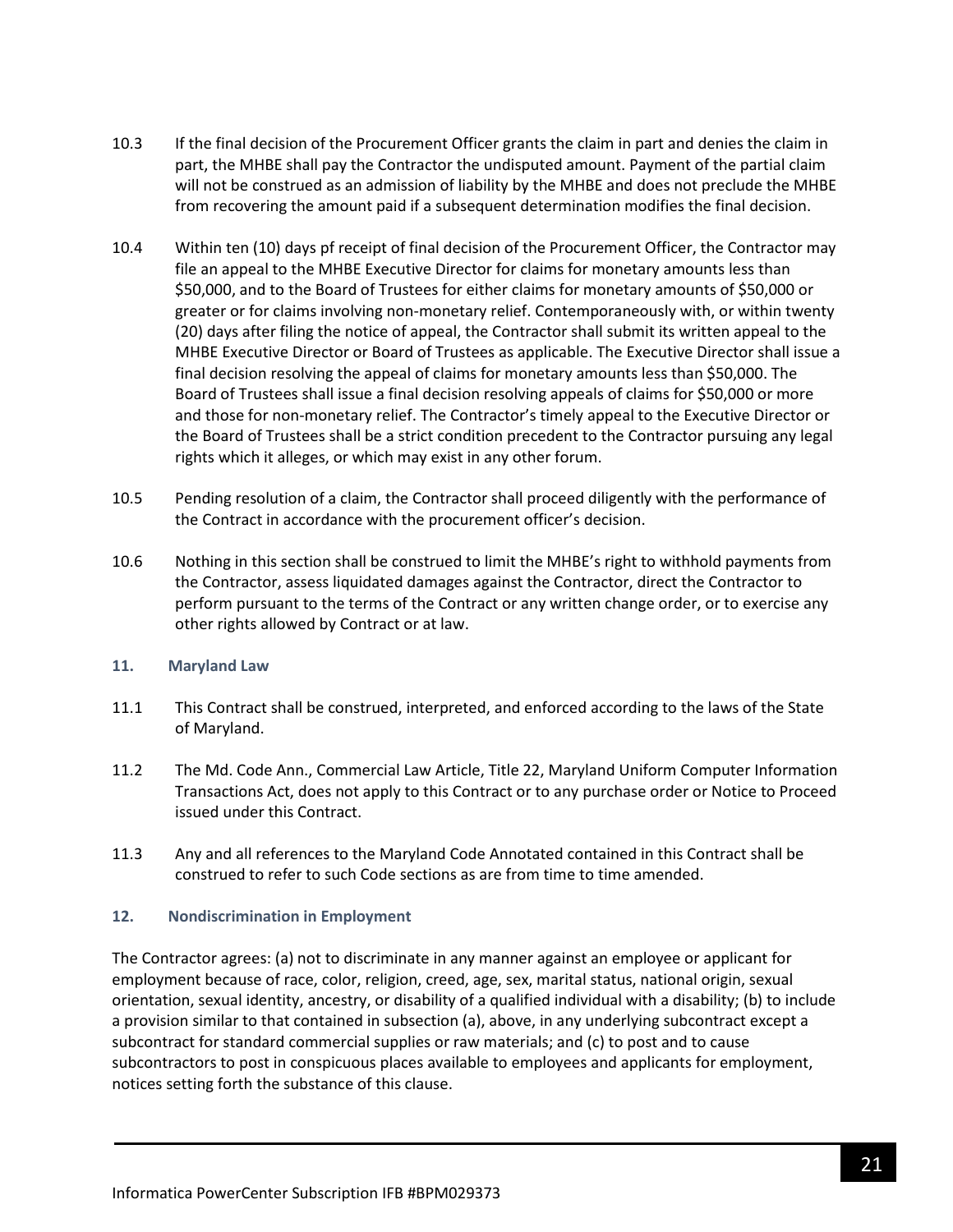10.3 If the final decision of the Procurement Officer grants the claim in part and denies the claim in part, the MHBE shall pay the Contractor the undisputed amount. Payment of the partial claim will not be construed as an admission of liability by the MHBE and does not preclude the MHBE from recovering the amount paid if a subsequent determination modifies the final decision.

10.4 Within ten (10) days pf receipt of final decision of the Procurement Officer, the Contractor may file an appeal to the MHBE Executive Director for claims for monetary amounts less than $50,000, and to the Board of Trustees for either claims for monetary amounts of $50,000 or greater or for claims involving non-monetary relief. Contemporaneously with, or within twenty (20) days after filing the notice of appeal, the Contractor shall submit its written appeal to the MHBE Executive Director or Board of Trustees as applicable. The Executive Director shall issue a final decision resolving the appeal of claims for monetary amounts less than $50,000. The Board of Trustees shall issue a final decision resolving appeals of claims for $50,000 or more and those for non-monetary relief. The Contractor's timely appeal to the Executive Director or the Board of Trustees shall be a strict condition precedent to the Contractor pursuing any legal rights which it alleges, or which may exist in any other forum.

10.5 Pending resolution of a claim, the Contractor shall proceed diligently with the performance of the Contract in accordance with the procurement officer's decision.

10.6 Nothing in this section shall be construed to limit the MHBE's right to withhold payments from the Contractor, assess liquidated damages against the Contractor, direct the Contractor to perform pursuant to the terms of the Contract or any written change order, or to exercise any other rights allowed by Contract or at law.

### 11. Maryland Law

11.1 This Contract shall be construed, interpreted, and enforced according to the laws of the State of Maryland.

11.2 The Md. Code Ann., Commercial Law Article, Title 22, Maryland Uniform Computer Information Transactions Act, does not apply to this Contract or to any purchase order or Notice to Proceed issued under this Contract.

11.3 Any and all references to the Maryland Code Annotated contained in this Contract shall be construed to refer to such Code sections as are from time to time amended.

### 12. Nondiscrimination in Employment

The Contractor agrees: (a) not to discriminate in any manner against an employee or applicant for employment because of race, color, religion, creed, age, sex, marital status, national origin, sexual orientation, sexual identity, ancestry, or disability of a qualified individual with a disability; (b) to include a provision similar to that contained in subsection (a), above, in any underlying subcontract except a subcontract for standard commercial supplies or raw materials; and (c) to post and to cause subcontractors to post in conspicuous places available to employees and applicants for employment, notices setting forth the substance of this clause.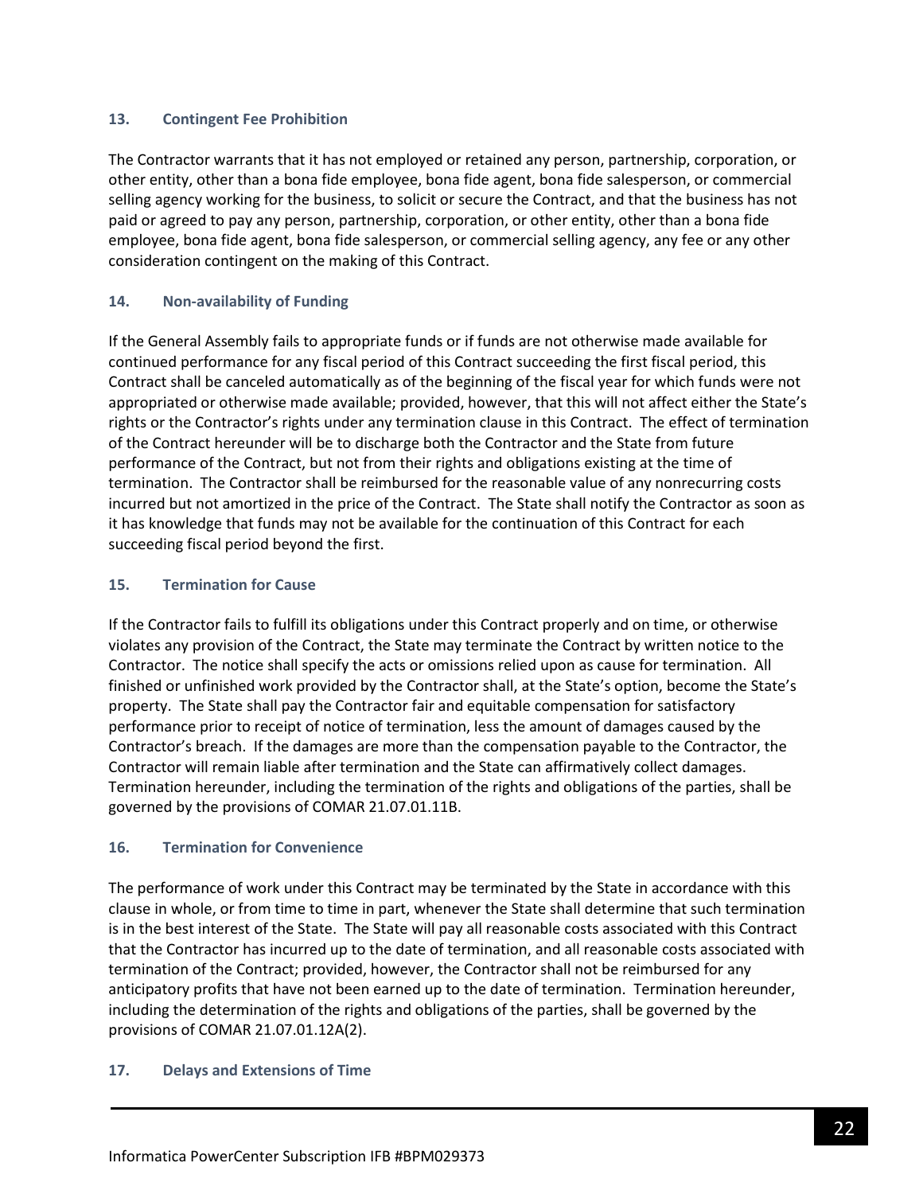### 13. Contingent Fee Prohibition

The Contractor warrants that it has not employed or retained any person, partnership, corporation, or other entity, other than a bona fide employee, bona fide agent, bona fide salesperson, or commercial selling agency working for the business, to solicit or secure the Contract, and that the business has not paid or agreed to pay any person, partnership, corporation, or other entity, other than a bona fide employee, bona fide agent, bona fide salesperson, or commercial selling agency, any fee or any other consideration contingent on the making of this Contract.

### 14. Non-availability of Funding

If the General Assembly fails to appropriate funds or if funds are not otherwise made available for continued performance for any fiscal period of this Contract succeeding the first fiscal period, this Contract shall be canceled automatically as of the beginning of the fiscal year for which funds were not appropriated or otherwise made available; provided, however, that this will not affect either the State's rights or the Contractor's rights under any termination clause in this Contract. The effect of termination of the Contract hereunder will be to discharge both the Contractor and the State from future performance of the Contract, but not from their rights and obligations existing at the time of termination. The Contractor shall be reimbursed for the reasonable value of any nonrecurring costs incurred but not amortized in the price of the Contract. The State shall notify the Contractor as soon as it has knowledge that funds may not be available for the continuation of this Contract for each succeeding fiscal period beyond the first.

### 15. Termination for Cause

If the Contractor fails to fulfill its obligations under this Contract properly and on time, or otherwise violates any provision of the Contract, the State may terminate the Contract by written notice to the Contractor. The notice shall specify the acts or omissions relied upon as cause for termination. All finished or unfinished work provided by the Contractor shall, at the State's option, become the State's property. The State shall pay the Contractor fair and equitable compensation for satisfactory performance prior to receipt of notice of termination, less the amount of damages caused by the Contractor's breach. If the damages are more than the compensation payable to the Contractor, the Contractor will remain liable after termination and the State can affirmatively collect damages. Termination hereunder, including the termination of the rights and obligations of the parties, shall be governed by the provisions of COMAR 21.07.01.11B.

### 16. Termination for Convenience

The performance of work under this Contract may be terminated by the State in accordance with this clause in whole, or from time to time in part, whenever the State shall determine that such termination is in the best interest of the State. The State will pay all reasonable costs associated with this Contract that the Contractor has incurred up to the date of termination, and all reasonable costs associated with termination of the Contract; provided, however, the Contractor shall not be reimbursed for any anticipatory profits that have not been earned up to the date of termination. Termination hereunder, including the determination of the rights and obligations of the parties, shall be governed by the provisions of COMAR 21.07.01.12A(2).

### 17. Delays and Extensions of Time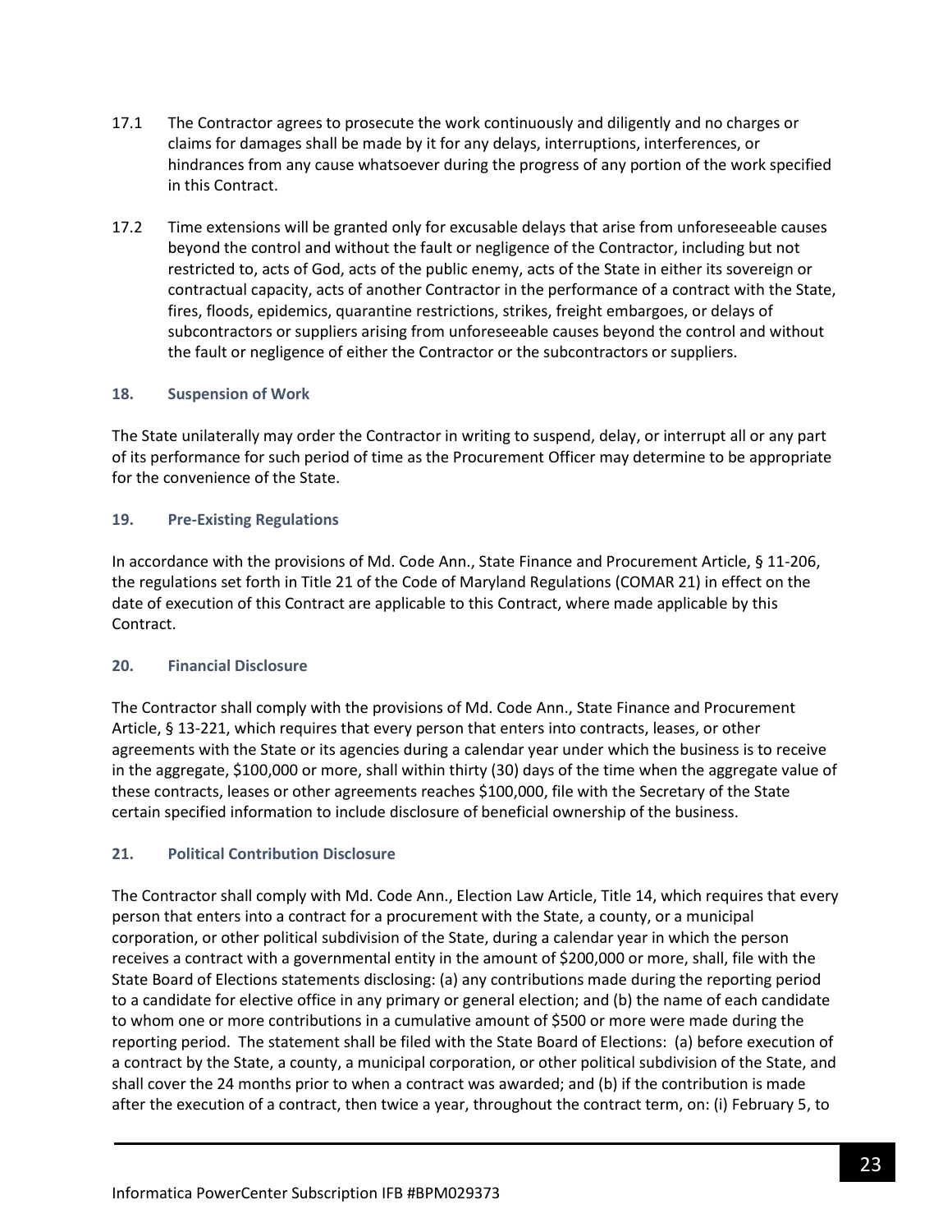17.1 The Contractor agrees to prosecute the work continuously and diligently and no charges or claims for damages shall be made by it for any delays, interruptions, interferences, or hindrances from any cause whatsoever during the progress of any portion of the work specified in this Contract.

17.2 Time extensions will be granted only for excusable delays that arise from unforeseeable causes beyond the control and without the fault or negligence of the Contractor, including but not restricted to, acts of God, acts of the public enemy, acts of the State in either its sovereign or contractual capacity, acts of another Contractor in the performance of a contract with the State, fires, floods, epidemics, quarantine restrictions, strikes, freight embargoes, or delays of subcontractors or suppliers arising from unforeseeable causes beyond the control and without the fault or negligence of either the Contractor or the subcontractors or suppliers.

### 18. Suspension of Work

The State unilaterally may order the Contractor in writing to suspend, delay, or interrupt all or any part of its performance for such period of time as the Procurement Officer may determine to be appropriate for the convenience of the State.

### 19. Pre-Existing Regulations

In accordance with the provisions of Md. Code Ann., State Finance and Procurement Article, § 11-206, the regulations set forth in Title 21 of the Code of Maryland Regulations (COMAR 21) in effect on the date of execution of this Contract are applicable to this Contract, where made applicable by this Contract.

### 20. Financial Disclosure

The Contractor shall comply with the provisions of Md. Code Ann., State Finance and Procurement Article, § 13-221, which requires that every person that enters into contracts, leases, or other agreements with the State or its agencies during a calendar year under which the business is to receive in the aggregate, $100,000 or more, shall within thirty (30) days of the time when the aggregate value of these contracts, leases or other agreements reaches $100,000, file with the Secretary of the State certain specified information to include disclosure of beneficial ownership of the business.

### 21. Political Contribution Disclosure

The Contractor shall comply with Md. Code Ann., Election Law Article, Title 14, which requires that every person that enters into a contract for a procurement with the State, a county, or a municipal corporation, or other political subdivision of the State, during a calendar year in which the person receives a contract with a governmental entity in the amount of $200,000 or more, shall, file with the State Board of Elections statements disclosing: (a) any contributions made during the reporting period to a candidate for elective office in any primary or general election; and (b) the name of each candidate to whom one or more contributions in a cumulative amount of $500 or more were made during the reporting period. The statement shall be filed with the State Board of Elections: (a) before execution of a contract by the State, a county, a municipal corporation, or other political subdivision of the State, and shall cover the 24 months prior to when a contract was awarded; and (b) if the contribution is made after the execution of a contract, then twice a year, throughout the contract term, on: (i) February 5, to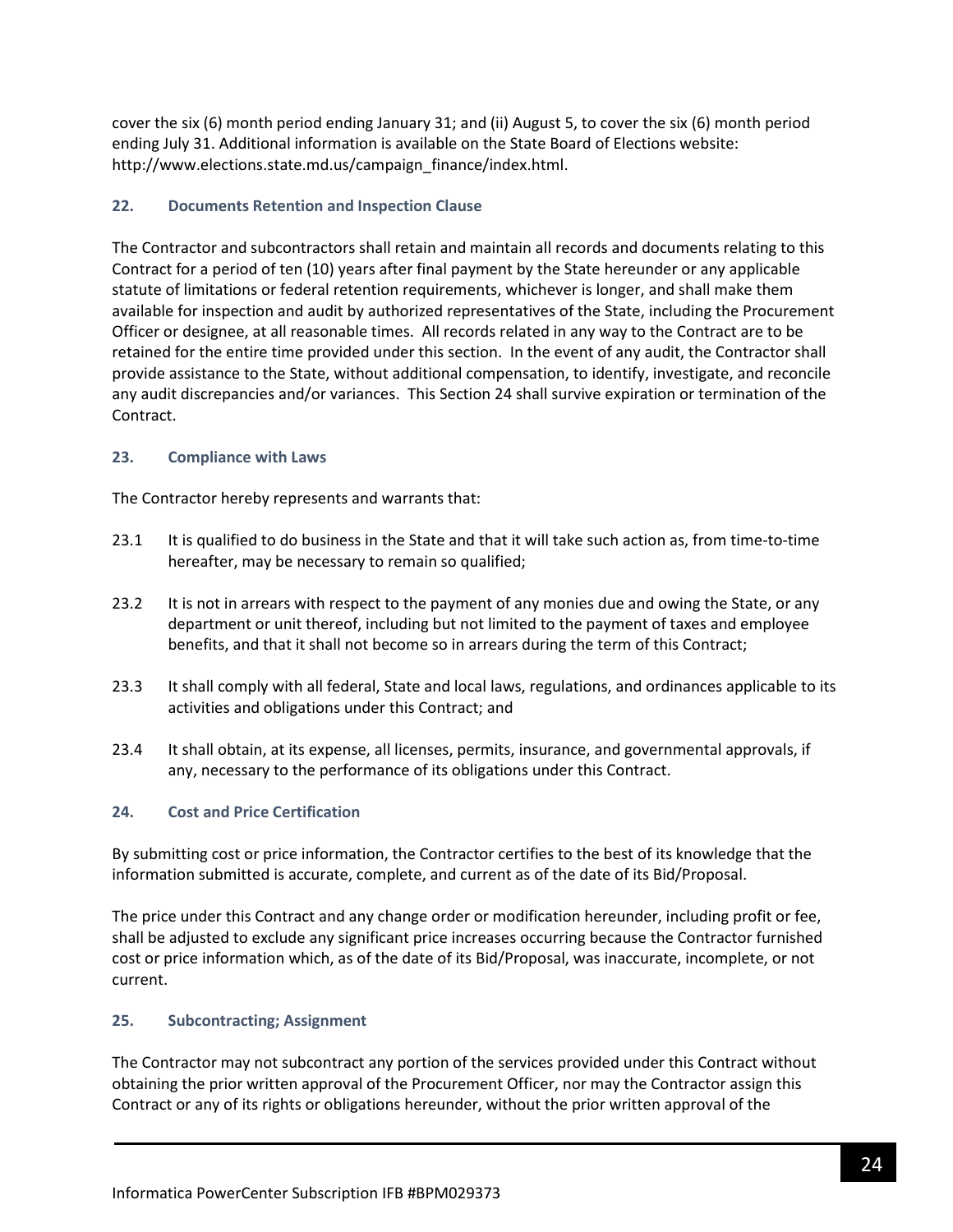cover the six (6) month period ending January 31; and (ii) August 5, to cover the six (6) month period ending July 31. Additional information is available on the State Board of Elections website: http://www.elections.state.md.us/campaign_finance/index.html.

### 22. Documents Retention and Inspection Clause

The Contractor and subcontractors shall retain and maintain all records and documents relating to this Contract for a period of ten (10) years after final payment by the State hereunder or any applicable statute of limitations or federal retention requirements, whichever is longer, and shall make them available for inspection and audit by authorized representatives of the State, including the Procurement Officer or designee, at all reasonable times. All records related in any way to the Contract are to be retained for the entire time provided under this section. In the event of any audit, the Contractor shall provide assistance to the State, without additional compensation, to identify, investigate, and reconcile any audit discrepancies and/or variances. This Section 24 shall survive expiration or termination of the Contract.

### 23. Compliance with Laws

The Contractor hereby represents and warrants that:

23.1 It is qualified to do business in the State and that it will take such action as, from time-to-time hereafter, may be necessary to remain so qualified;

23.2 It is not in arrears with respect to the payment of any monies due and owing the State, or any department or unit thereof, including but not limited to the payment of taxes and employee benefits, and that it shall not become so in arrears during the term of this Contract;

23.3 It shall comply with all federal, State and local laws, regulations, and ordinances applicable to its activities and obligations under this Contract; and

23.4 It shall obtain, at its expense, all licenses, permits, insurance, and governmental approvals, if any, necessary to the performance of its obligations under this Contract.

### 24. Cost and Price Certification

By submitting cost or price information, the Contractor certifies to the best of its knowledge that the information submitted is accurate, complete, and current as of the date of its Bid/Proposal.

The price under this Contract and any change order or modification hereunder, including profit or fee, shall be adjusted to exclude any significant price increases occurring because the Contractor furnished cost or price information which, as of the date of its Bid/Proposal, was inaccurate, incomplete, or not current.

### 25. Subcontracting; Assignment

The Contractor may not subcontract any portion of the services provided under this Contract without obtaining the prior written approval of the Procurement Officer, nor may the Contractor assign this Contract or any of its rights or obligations hereunder, without the prior written approval of the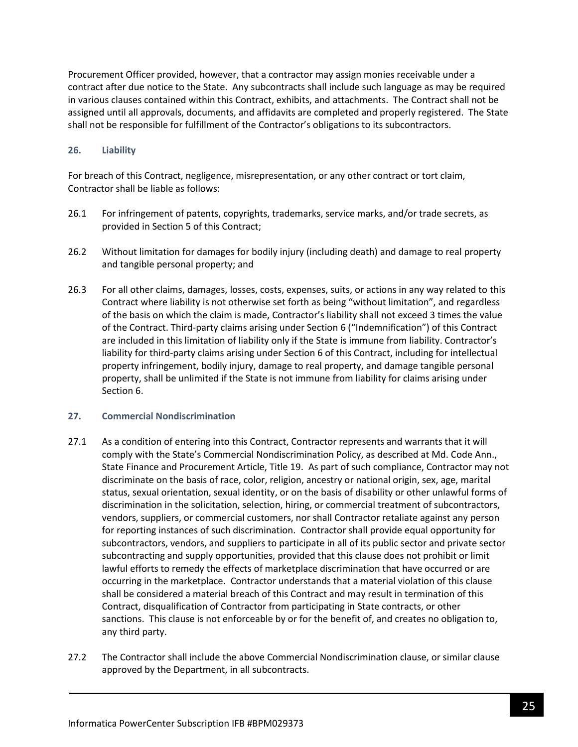Procurement Officer provided, however, that a contractor may assign monies receivable under a contract after due notice to the State. Any subcontracts shall include such language as may be required in various clauses contained within this Contract, exhibits, and attachments. The Contract shall not be assigned until all approvals, documents, and affidavits are completed and properly registered. The State shall not be responsible for fulfillment of the Contractor's obligations to its subcontractors.

### 26. Liability

For breach of this Contract, negligence, misrepresentation, or any other contract or tort claim, Contractor shall be liable as follows:

26.1 For infringement of patents, copyrights, trademarks, service marks, and/or trade secrets, as provided in Section 5 of this Contract;

26.2 Without limitation for damages for bodily injury (including death) and damage to real property and tangible personal property; and

26.3 For all other claims, damages, losses, costs, expenses, suits, or actions in any way related to this Contract where liability is not otherwise set forth as being "without limitation", and regardless of the basis on which the claim is made, Contractor's liability shall not exceed 3 times the value of the Contract. Third-party claims arising under Section 6 ("Indemnification") of this Contract are included in this limitation of liability only if the State is immune from liability. Contractor's liability for third-party claims arising under Section 6 of this Contract, including for intellectual property infringement, bodily injury, damage to real property, and damage tangible personal property, shall be unlimited if the State is not immune from liability for claims arising under Section 6.

### 27. Commercial Nondiscrimination

27.1 As a condition of entering into this Contract, Contractor represents and warrants that it will comply with the State's Commercial Nondiscrimination Policy, as described at Md. Code Ann., State Finance and Procurement Article, Title 19. As part of such compliance, Contractor may not discriminate on the basis of race, color, religion, ancestry or national origin, sex, age, marital status, sexual orientation, sexual identity, or on the basis of disability or other unlawful forms of discrimination in the solicitation, selection, hiring, or commercial treatment of subcontractors, vendors, suppliers, or commercial customers, nor shall Contractor retaliate against any person for reporting instances of such discrimination. Contractor shall provide equal opportunity for subcontractors, vendors, and suppliers to participate in all of its public sector and private sector subcontracting and supply opportunities, provided that this clause does not prohibit or limit lawful efforts to remedy the effects of marketplace discrimination that have occurred or are occurring in the marketplace. Contractor understands that a material violation of this clause shall be considered a material breach of this Contract and may result in termination of this Contract, disqualification of Contractor from participating in State contracts, or other sanctions. This clause is not enforceable by or for the benefit of, and creates no obligation to, any third party.

27.2 The Contractor shall include the above Commercial Nondiscrimination clause, or similar clause approved by the Department, in all subcontracts.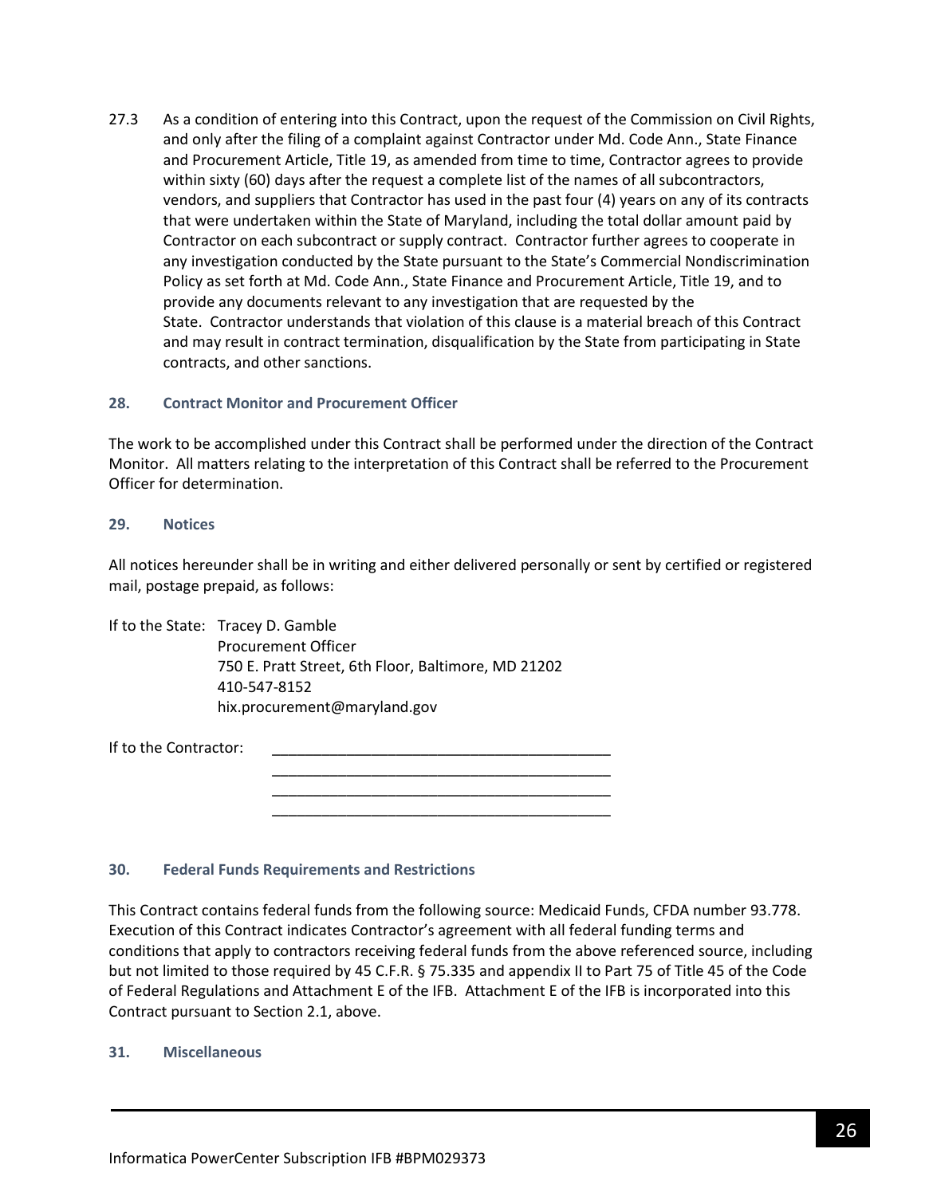27.3 As a condition of entering into this Contract, upon the request of the Commission on Civil Rights, and only after the filing of a complaint against Contractor under Md. Code Ann., State Finance and Procurement Article, Title 19, as amended from time to time, Contractor agrees to provide within sixty (60) days after the request a complete list of the names of all subcontractors, vendors, and suppliers that Contractor has used in the past four (4) years on any of its contracts that were undertaken within the State of Maryland, including the total dollar amount paid by Contractor on each subcontract or supply contract. Contractor further agrees to cooperate in any investigation conducted by the State pursuant to the State's Commercial Nondiscrimination Policy as set forth at Md. Code Ann., State Finance and Procurement Article, Title 19, and to provide any documents relevant to any investigation that are requested by the State. Contractor understands that violation of this clause is a material breach of this Contract and may result in contract termination, disqualification by the State from participating in State contracts, and other sanctions.

### 28. Contract Monitor and Procurement Officer

The work to be accomplished under this Contract shall be performed under the direction of the Contract Monitor. All matters relating to the interpretation of this Contract shall be referred to the Procurement Officer for determination.

### 29. Notices

All notices hereunder shall be in writing and either delivered personally or sent by certified or registered mail, postage prepaid, as follows:

If to the State: Tracey D. Gamble
Procurement Officer
750 E. Pratt Street, 6th Floor, Baltimore, MD 21202
410-547-8152
hix.procurement@maryland.gov

If to the Contractor: __________________________________________
__________________________________________
__________________________________________
__________________________________________

### 30. Federal Funds Requirements and Restrictions

This Contract contains federal funds from the following source: Medicaid Funds, CFDA number 93.778. Execution of this Contract indicates Contractor's agreement with all federal funding terms and conditions that apply to contractors receiving federal funds from the above referenced source, including but not limited to those required by 45 C.F.R. § 75.335 and appendix II to Part 75 of Title 45 of the Code of Federal Regulations and Attachment E of the IFB. Attachment E of the IFB is incorporated into this Contract pursuant to Section 2.1, above.

### 31. Miscellaneous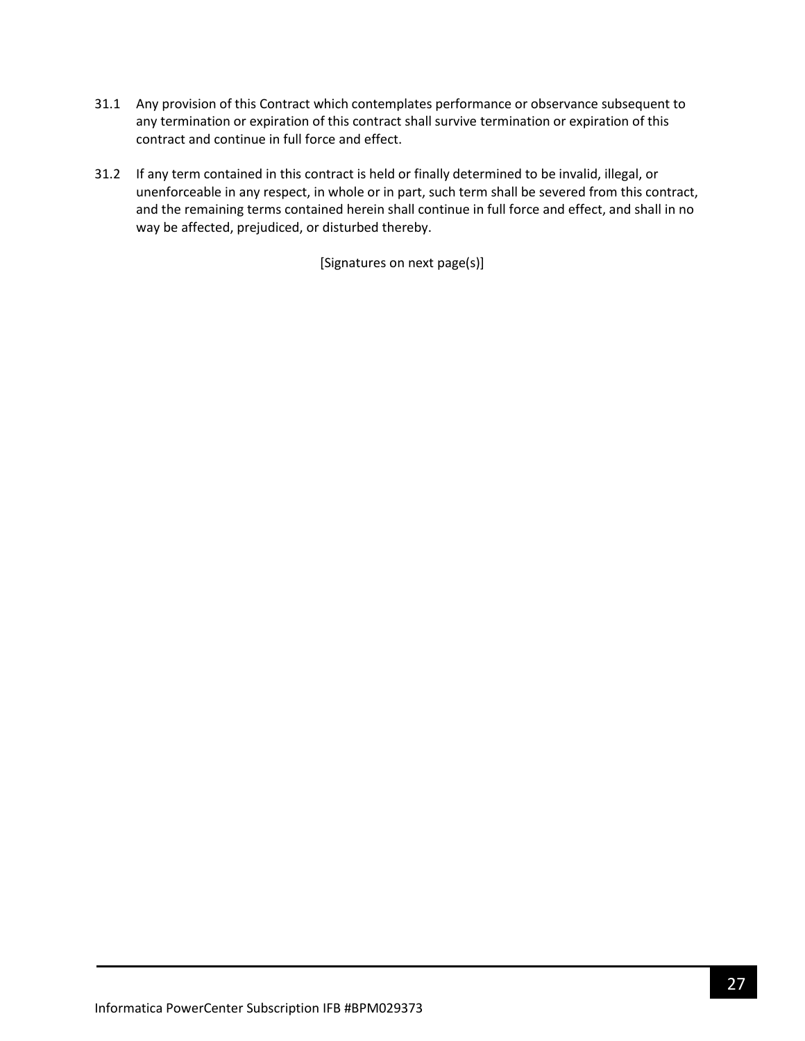31.1 Any provision of this Contract which contemplates performance or observance subsequent to any termination or expiration of this contract shall survive termination or expiration of this contract and continue in full force and effect.

31.2 If any term contained in this contract is held or finally determined to be invalid, illegal, or unenforceable in any respect, in whole or in part, such term shall be severed from this contract, and the remaining terms contained herein shall continue in full force and effect, and shall in no way be affected, prejudiced, or disturbed thereby.

[Signatures on next page(s)]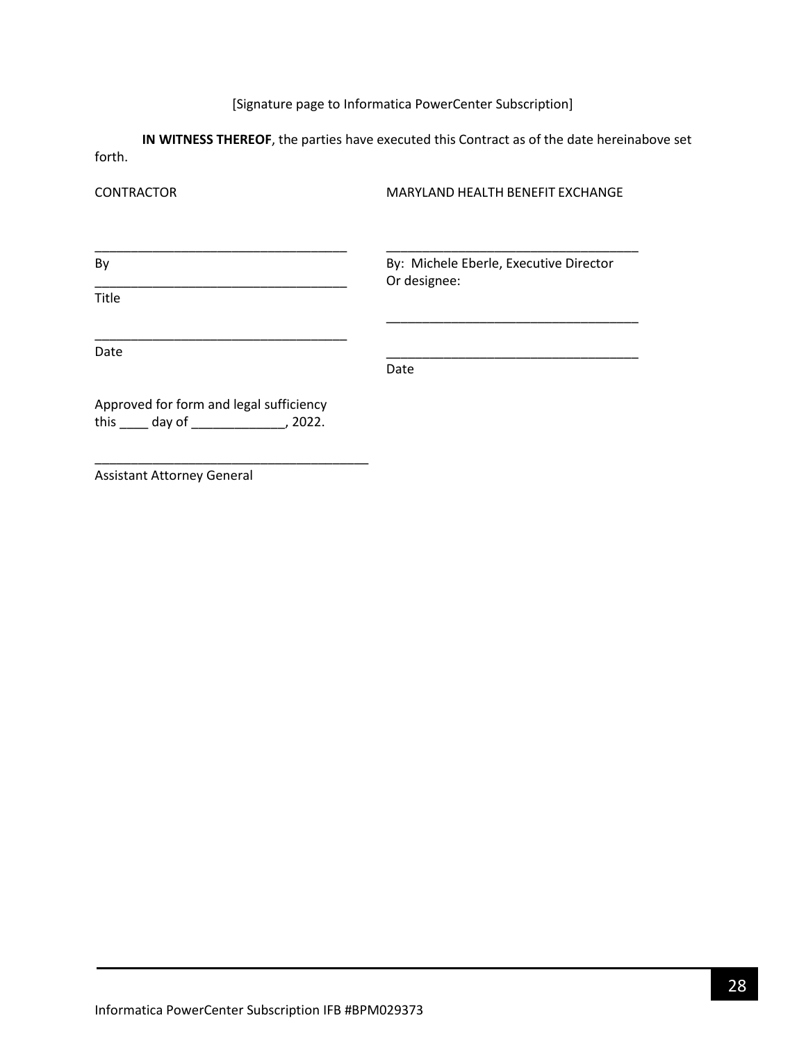[Signature page to Informatica PowerCenter Subscription]

**IN WITNESS THEREOF**, the parties have executed this Contract as of the date hereinabove set forth.

| CONTRACTOR | MARYLAND HEALTH BENEFIT EXCHANGE |
| --- | --- |
| ___________________________________ | ___________________________________ |
| By | By: Michele Eberle, Executive Director<br>Or designee: |
| ___________________________________ | |
| Title | ___________________________________ |
| ___________________________________ | ___________________________________ |
| Date | Date |

Approved for form and legal sufficiency
this ____ day of _____________, 2022.

______________________________________
Assistant Attorney General

Informatica PowerCenter Subscription IFB #BPM029373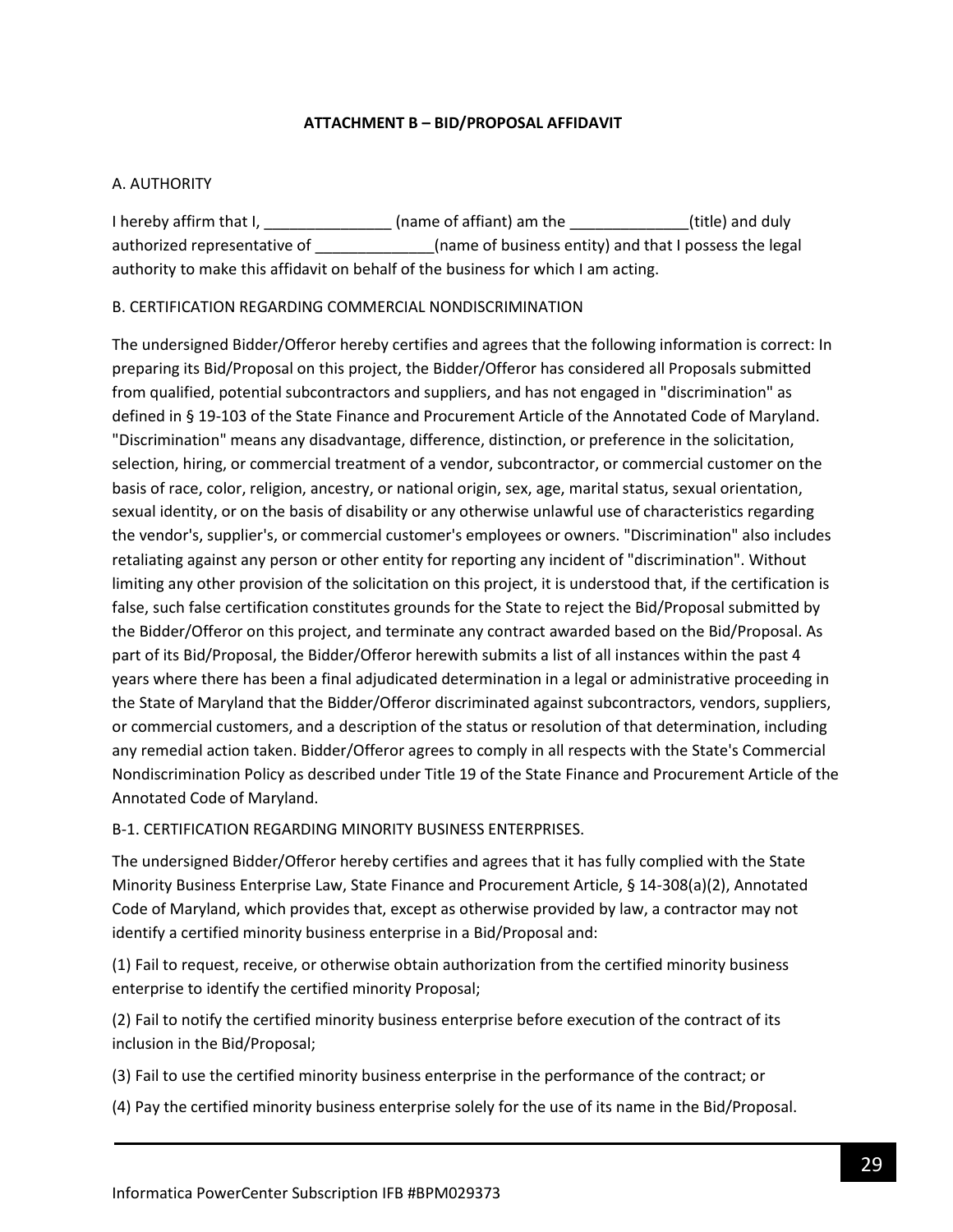## ATTACHMENT B – BID/PROPOSAL AFFIDAVIT

A. AUTHORITY

I hereby affirm that I, _______________ (name of affiant) am the ______________(title) and duly authorized representative of ______________(name of business entity) and that I possess the legal authority to make this affidavit on behalf of the business for which I am acting.

B. CERTIFICATION REGARDING COMMERCIAL NONDISCRIMINATION

The undersigned Bidder/Offeror hereby certifies and agrees that the following information is correct: In preparing its Bid/Proposal on this project, the Bidder/Offeror has considered all Proposals submitted from qualified, potential subcontractors and suppliers, and has not engaged in "discrimination" as defined in § 19-103 of the State Finance and Procurement Article of the Annotated Code of Maryland. "Discrimination" means any disadvantage, difference, distinction, or preference in the solicitation, selection, hiring, or commercial treatment of a vendor, subcontractor, or commercial customer on the basis of race, color, religion, ancestry, or national origin, sex, age, marital status, sexual orientation, sexual identity, or on the basis of disability or any otherwise unlawful use of characteristics regarding the vendor's, supplier's, or commercial customer's employees or owners. "Discrimination" also includes retaliating against any person or other entity for reporting any incident of "discrimination". Without limiting any other provision of the solicitation on this project, it is understood that, if the certification is false, such false certification constitutes grounds for the State to reject the Bid/Proposal submitted by the Bidder/Offeror on this project, and terminate any contract awarded based on the Bid/Proposal. As part of its Bid/Proposal, the Bidder/Offeror herewith submits a list of all instances within the past 4 years where there has been a final adjudicated determination in a legal or administrative proceeding in the State of Maryland that the Bidder/Offeror discriminated against subcontractors, vendors, suppliers, or commercial customers, and a description of the status or resolution of that determination, including any remedial action taken. Bidder/Offeror agrees to comply in all respects with the State's Commercial Nondiscrimination Policy as described under Title 19 of the State Finance and Procurement Article of the Annotated Code of Maryland.

B-1. CERTIFICATION REGARDING MINORITY BUSINESS ENTERPRISES.

The undersigned Bidder/Offeror hereby certifies and agrees that it has fully complied with the State Minority Business Enterprise Law, State Finance and Procurement Article, § 14-308(a)(2), Annotated Code of Maryland, which provides that, except as otherwise provided by law, a contractor may not identify a certified minority business enterprise in a Bid/Proposal and:

(1) Fail to request, receive, or otherwise obtain authorization from the certified minority business enterprise to identify the certified minority Proposal;

(2) Fail to notify the certified minority business enterprise before execution of the contract of its inclusion in the Bid/Proposal;

(3) Fail to use the certified minority business enterprise in the performance of the contract; or

(4) Pay the certified minority business enterprise solely for the use of its name in the Bid/Proposal.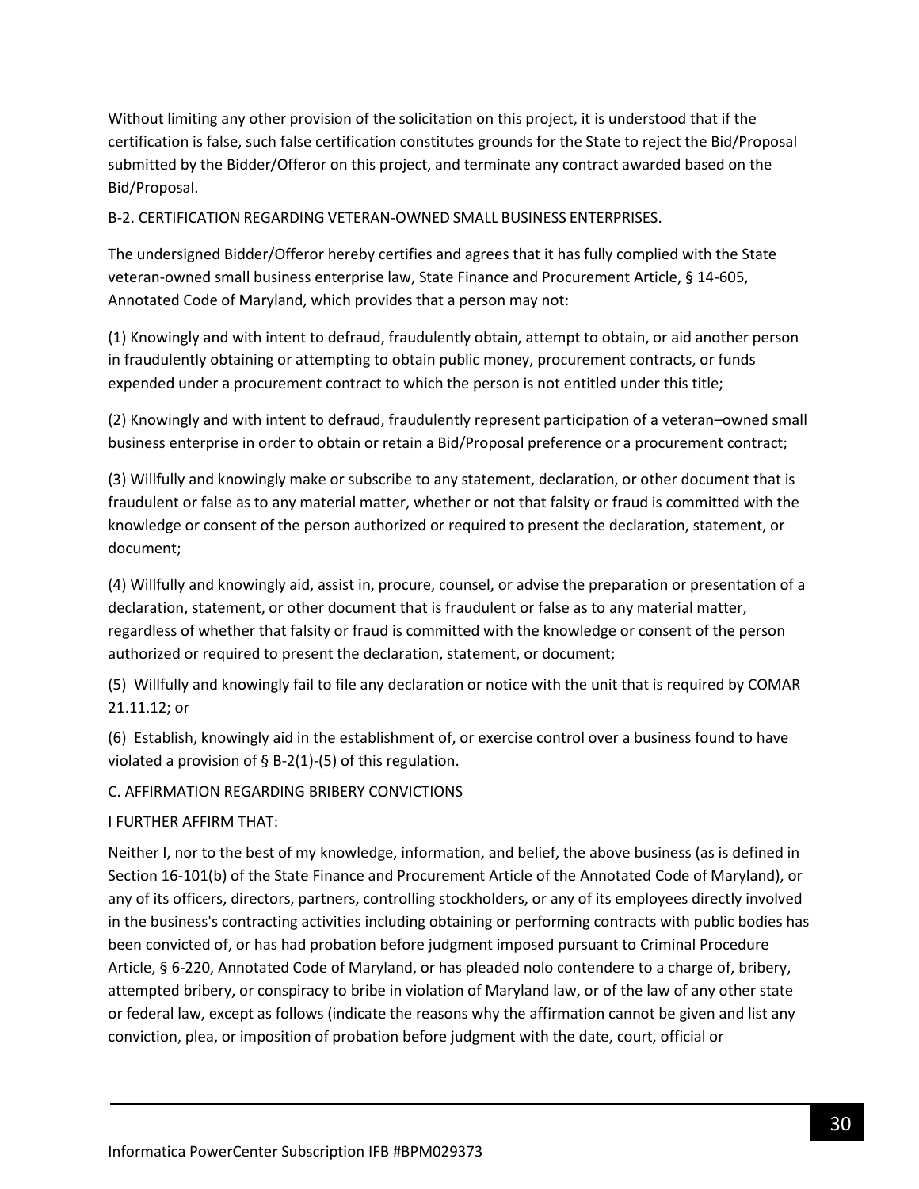Without limiting any other provision of the solicitation on this project, it is understood that if the certification is false, such false certification constitutes grounds for the State to reject the Bid/Proposal submitted by the Bidder/Offeror on this project, and terminate any contract awarded based on the Bid/Proposal.

B-2. CERTIFICATION REGARDING VETERAN-OWNED SMALL BUSINESS ENTERPRISES.

The undersigned Bidder/Offeror hereby certifies and agrees that it has fully complied with the State veteran-owned small business enterprise law, State Finance and Procurement Article, § 14-605, Annotated Code of Maryland, which provides that a person may not:

(1) Knowingly and with intent to defraud, fraudulently obtain, attempt to obtain, or aid another person in fraudulently obtaining or attempting to obtain public money, procurement contracts, or funds expended under a procurement contract to which the person is not entitled under this title;

(2) Knowingly and with intent to defraud, fraudulently represent participation of a veteran–owned small business enterprise in order to obtain or retain a Bid/Proposal preference or a procurement contract;

(3) Willfully and knowingly make or subscribe to any statement, declaration, or other document that is fraudulent or false as to any material matter, whether or not that falsity or fraud is committed with the knowledge or consent of the person authorized or required to present the declaration, statement, or document;

(4) Willfully and knowingly aid, assist in, procure, counsel, or advise the preparation or presentation of a declaration, statement, or other document that is fraudulent or false as to any material matter, regardless of whether that falsity or fraud is committed with the knowledge or consent of the person authorized or required to present the declaration, statement, or document;

(5) Willfully and knowingly fail to file any declaration or notice with the unit that is required by COMAR 21.11.12; or

(6) Establish, knowingly aid in the establishment of, or exercise control over a business found to have violated a provision of § B-2(1)-(5) of this regulation.

C. AFFIRMATION REGARDING BRIBERY CONVICTIONS

I FURTHER AFFIRM THAT:

Neither I, nor to the best of my knowledge, information, and belief, the above business (as is defined in Section 16-101(b) of the State Finance and Procurement Article of the Annotated Code of Maryland), or any of its officers, directors, partners, controlling stockholders, or any of its employees directly involved in the business's contracting activities including obtaining or performing contracts with public bodies has been convicted of, or has had probation before judgment imposed pursuant to Criminal Procedure Article, § 6-220, Annotated Code of Maryland, or has pleaded nolo contendere to a charge of, bribery, attempted bribery, or conspiracy to bribe in violation of Maryland law, or of the law of any other state or federal law, except as follows (indicate the reasons why the affirmation cannot be given and list any conviction, plea, or imposition of probation before judgment with the date, court, official or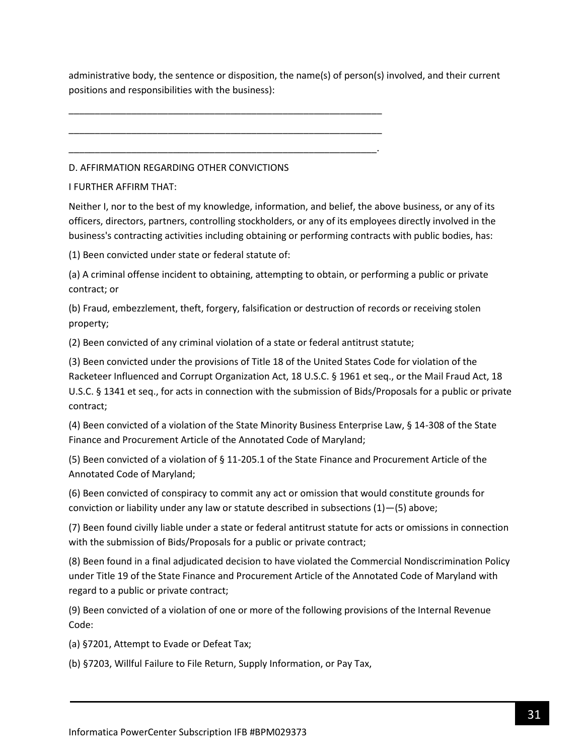administrative body, the sentence or disposition, the name(s) of person(s) involved, and their current positions and responsibilities with the business):

_______________________________________________________________

_______________________________________________________________

______________________________________________________________.

D. AFFIRMATION REGARDING OTHER CONVICTIONS

I FURTHER AFFIRM THAT:

Neither I, nor to the best of my knowledge, information, and belief, the above business, or any of its officers, directors, partners, controlling stockholders, or any of its employees directly involved in the business's contracting activities including obtaining or performing contracts with public bodies, has:

(1) Been convicted under state or federal statute of:

(a) A criminal offense incident to obtaining, attempting to obtain, or performing a public or private contract; or

(b) Fraud, embezzlement, theft, forgery, falsification or destruction of records or receiving stolen property;

(2) Been convicted of any criminal violation of a state or federal antitrust statute;

(3) Been convicted under the provisions of Title 18 of the United States Code for violation of the Racketeer Influenced and Corrupt Organization Act, 18 U.S.C. § 1961 et seq., or the Mail Fraud Act, 18 U.S.C. § 1341 et seq., for acts in connection with the submission of Bids/Proposals for a public or private contract;

(4) Been convicted of a violation of the State Minority Business Enterprise Law, § 14-308 of the State Finance and Procurement Article of the Annotated Code of Maryland;

(5) Been convicted of a violation of § 11-205.1 of the State Finance and Procurement Article of the Annotated Code of Maryland;

(6) Been convicted of conspiracy to commit any act or omission that would constitute grounds for conviction or liability under any law or statute described in subsections (1)—(5) above;

(7) Been found civilly liable under a state or federal antitrust statute for acts or omissions in connection with the submission of Bids/Proposals for a public or private contract;

(8) Been found in a final adjudicated decision to have violated the Commercial Nondiscrimination Policy under Title 19 of the State Finance and Procurement Article of the Annotated Code of Maryland with regard to a public or private contract;

(9) Been convicted of a violation of one or more of the following provisions of the Internal Revenue Code:

(a) §7201, Attempt to Evade or Defeat Tax;

(b) §7203, Willful Failure to File Return, Supply Information, or Pay Tax,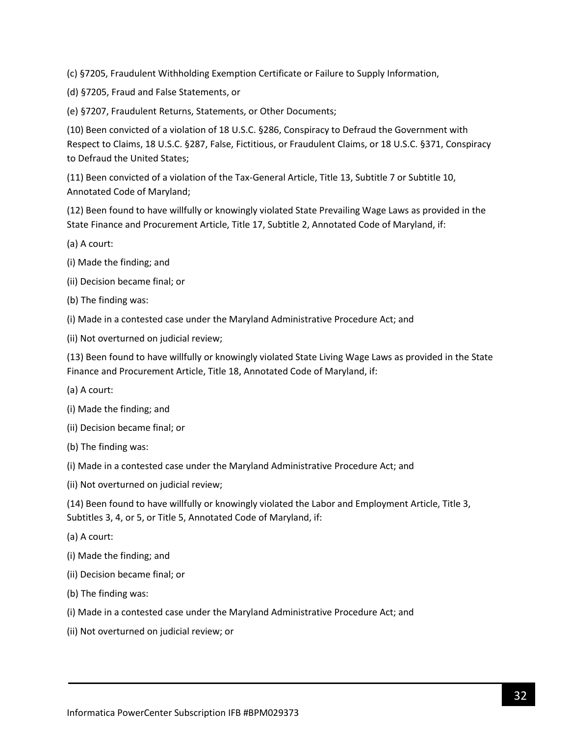(c) §7205, Fraudulent Withholding Exemption Certificate or Failure to Supply Information,

(d) §7205, Fraud and False Statements, or

(e) §7207, Fraudulent Returns, Statements, or Other Documents;

(10) Been convicted of a violation of 18 U.S.C. §286, Conspiracy to Defraud the Government with Respect to Claims, 18 U.S.C. §287, False, Fictitious, or Fraudulent Claims, or 18 U.S.C. §371, Conspiracy to Defraud the United States;

(11) Been convicted of a violation of the Tax-General Article, Title 13, Subtitle 7 or Subtitle 10, Annotated Code of Maryland;

(12) Been found to have willfully or knowingly violated State Prevailing Wage Laws as provided in the State Finance and Procurement Article, Title 17, Subtitle 2, Annotated Code of Maryland, if:

(a) A court:

(i) Made the finding; and

(ii) Decision became final; or

(b) The finding was:

(i) Made in a contested case under the Maryland Administrative Procedure Act; and

(ii) Not overturned on judicial review;

(13) Been found to have willfully or knowingly violated State Living Wage Laws as provided in the State Finance and Procurement Article, Title 18, Annotated Code of Maryland, if:

(a) A court:

(i) Made the finding; and

(ii) Decision became final; or

(b) The finding was:

(i) Made in a contested case under the Maryland Administrative Procedure Act; and

(ii) Not overturned on judicial review;

(14) Been found to have willfully or knowingly violated the Labor and Employment Article, Title 3, Subtitles 3, 4, or 5, or Title 5, Annotated Code of Maryland, if:

(a) A court:

(i) Made the finding; and

(ii) Decision became final; or

(b) The finding was:

(i) Made in a contested case under the Maryland Administrative Procedure Act; and

(ii) Not overturned on judicial review; or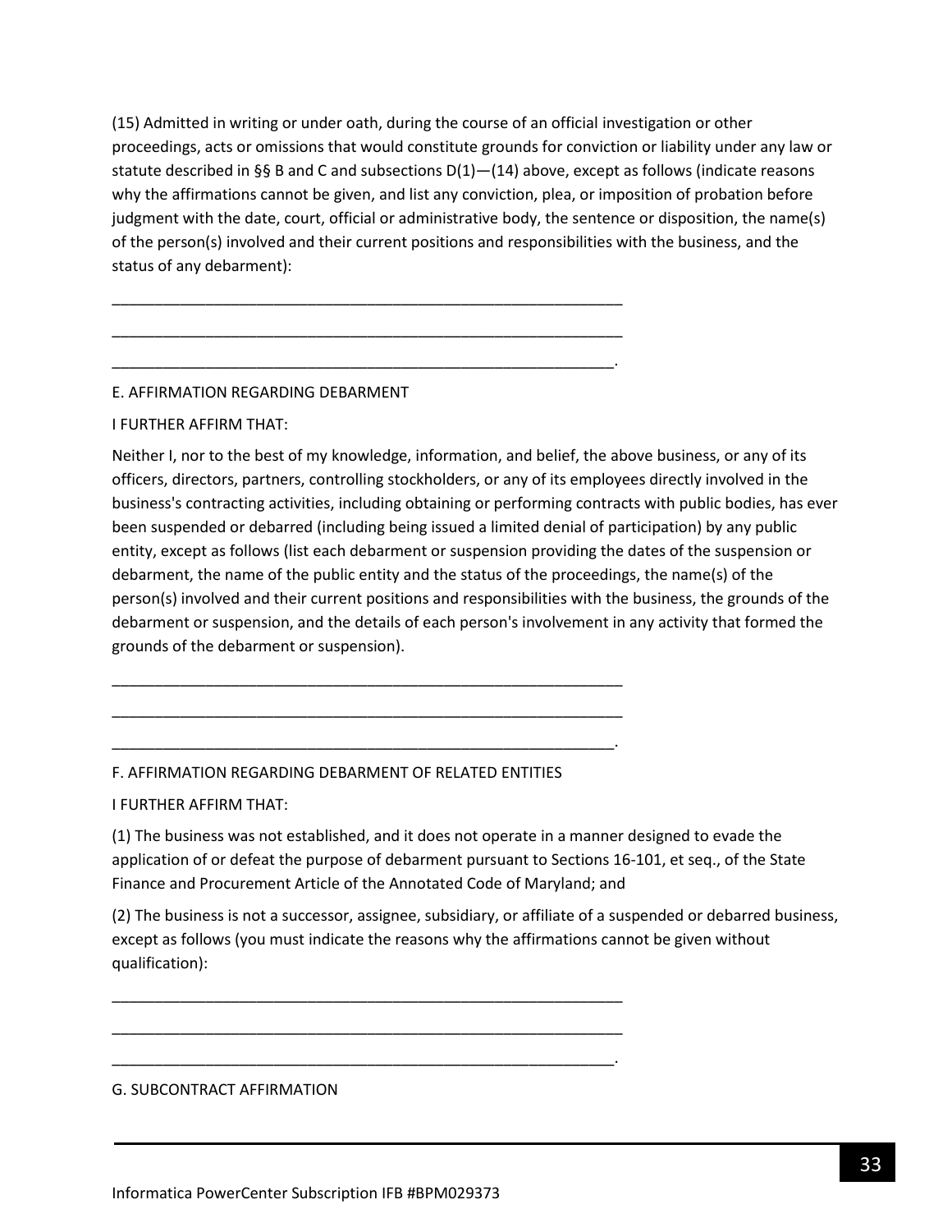(15) Admitted in writing or under oath, during the course of an official investigation or other proceedings, acts or omissions that would constitute grounds for conviction or liability under any law or statute described in §§ B and C and subsections D(1)—(14) above, except as follows (indicate reasons why the affirmations cannot be given, and list any conviction, plea, or imposition of probation before judgment with the date, court, official or administrative body, the sentence or disposition, the name(s) of the person(s) involved and their current positions and responsibilities with the business, and the status of any debarment):

_______________________________________________________________

_______________________________________________________________

______________________________________________________________.

E. AFFIRMATION REGARDING DEBARMENT

I FURTHER AFFIRM THAT:

Neither I, nor to the best of my knowledge, information, and belief, the above business, or any of its officers, directors, partners, controlling stockholders, or any of its employees directly involved in the business's contracting activities, including obtaining or performing contracts with public bodies, has ever been suspended or debarred (including being issued a limited denial of participation) by any public entity, except as follows (list each debarment or suspension providing the dates of the suspension or debarment, the name of the public entity and the status of the proceedings, the name(s) of the person(s) involved and their current positions and responsibilities with the business, the grounds of the debarment or suspension, and the details of each person's involvement in any activity that formed the grounds of the debarment or suspension).

_______________________________________________________________

_______________________________________________________________

______________________________________________________________.

F. AFFIRMATION REGARDING DEBARMENT OF RELATED ENTITIES

I FURTHER AFFIRM THAT:

(1) The business was not established, and it does not operate in a manner designed to evade the application of or defeat the purpose of debarment pursuant to Sections 16-101, et seq., of the State Finance and Procurement Article of the Annotated Code of Maryland; and

(2) The business is not a successor, assignee, subsidiary, or affiliate of a suspended or debarred business, except as follows (you must indicate the reasons why the affirmations cannot be given without qualification):

_______________________________________________________________

_______________________________________________________________

______________________________________________________________.

G. SUBCONTRACT AFFIRMATION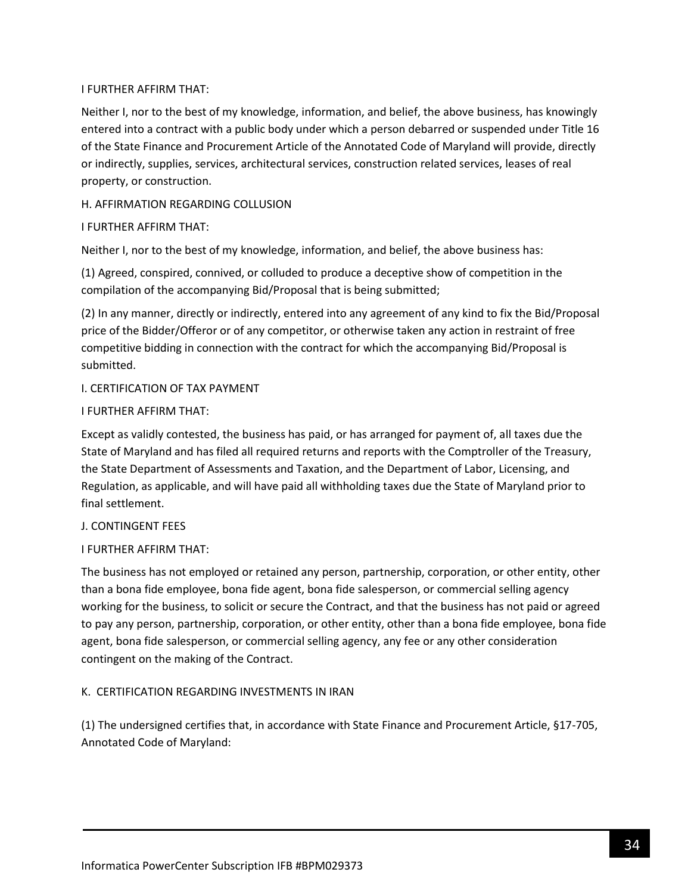I FURTHER AFFIRM THAT:

Neither I, nor to the best of my knowledge, information, and belief, the above business, has knowingly entered into a contract with a public body under which a person debarred or suspended under Title 16 of the State Finance and Procurement Article of the Annotated Code of Maryland will provide, directly or indirectly, supplies, services, architectural services, construction related services, leases of real property, or construction.

H. AFFIRMATION REGARDING COLLUSION

I FURTHER AFFIRM THAT:

Neither I, nor to the best of my knowledge, information, and belief, the above business has:

(1) Agreed, conspired, connived, or colluded to produce a deceptive show of competition in the compilation of the accompanying Bid/Proposal that is being submitted;

(2) In any manner, directly or indirectly, entered into any agreement of any kind to fix the Bid/Proposal price of the Bidder/Offeror or of any competitor, or otherwise taken any action in restraint of free competitive bidding in connection with the contract for which the accompanying Bid/Proposal is submitted.

I. CERTIFICATION OF TAX PAYMENT

I FURTHER AFFIRM THAT:

Except as validly contested, the business has paid, or has arranged for payment of, all taxes due the State of Maryland and has filed all required returns and reports with the Comptroller of the Treasury, the State Department of Assessments and Taxation, and the Department of Labor, Licensing, and Regulation, as applicable, and will have paid all withholding taxes due the State of Maryland prior to final settlement.

J. CONTINGENT FEES

I FURTHER AFFIRM THAT:

The business has not employed or retained any person, partnership, corporation, or other entity, other than a bona fide employee, bona fide agent, bona fide salesperson, or commercial selling agency working for the business, to solicit or secure the Contract, and that the business has not paid or agreed to pay any person, partnership, corporation, or other entity, other than a bona fide employee, bona fide agent, bona fide salesperson, or commercial selling agency, any fee or any other consideration contingent on the making of the Contract.

K. CERTIFICATION REGARDING INVESTMENTS IN IRAN

(1) The undersigned certifies that, in accordance with State Finance and Procurement Article, §17-705, Annotated Code of Maryland: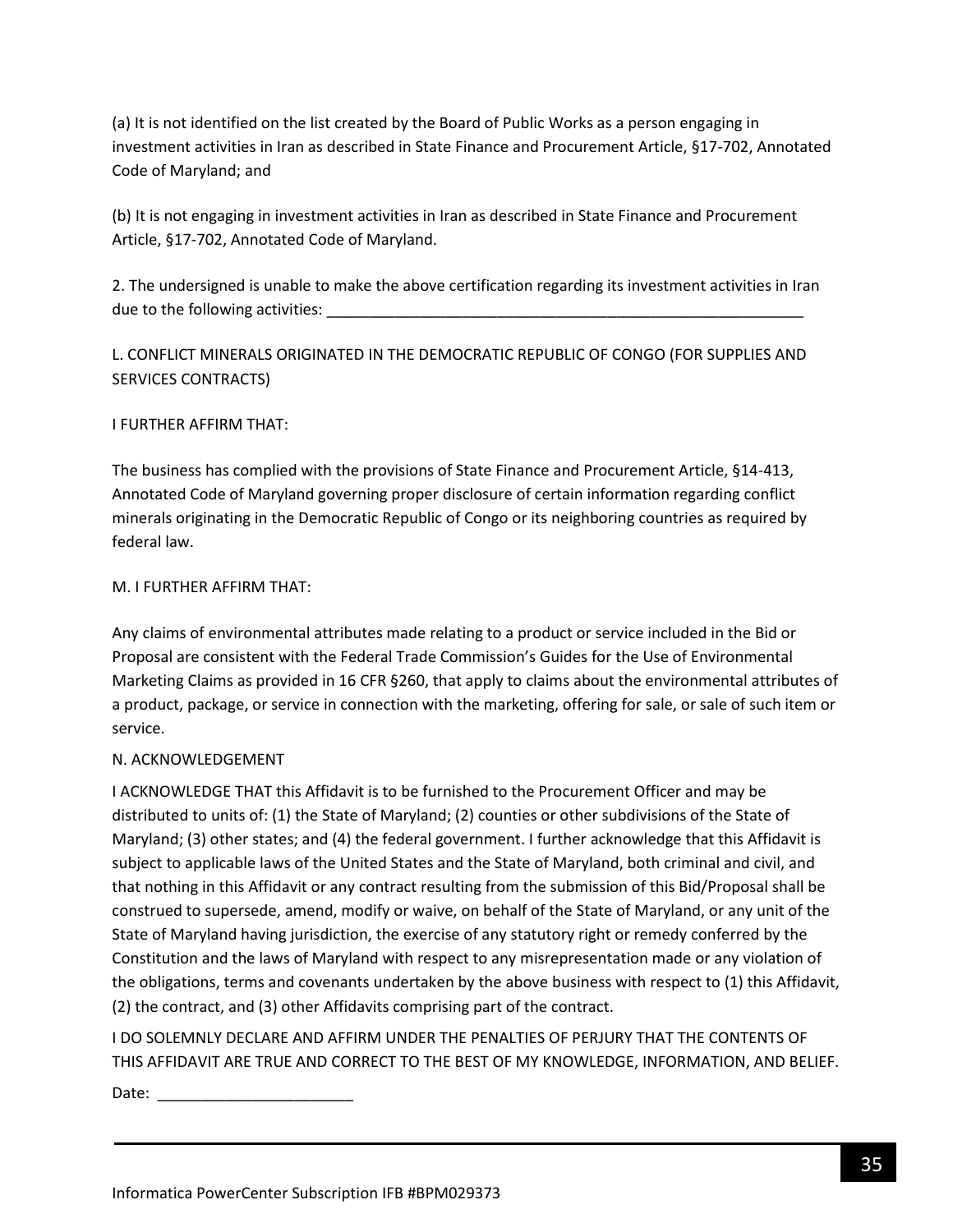(a) It is not identified on the list created by the Board of Public Works as a person engaging in investment activities in Iran as described in State Finance and Procurement Article, §17-702, Annotated Code of Maryland; and

(b) It is not engaging in investment activities in Iran as described in State Finance and Procurement Article, §17-702, Annotated Code of Maryland.

2. The undersigned is unable to make the above certification regarding its investment activities in Iran due to the following activities: ___________________________________________________________

L. CONFLICT MINERALS ORIGINATED IN THE DEMOCRATIC REPUBLIC OF CONGO (FOR SUPPLIES AND SERVICES CONTRACTS)

I FURTHER AFFIRM THAT:

The business has complied with the provisions of State Finance and Procurement Article, §14-413, Annotated Code of Maryland governing proper disclosure of certain information regarding conflict minerals originating in the Democratic Republic of Congo or its neighboring countries as required by federal law.

M. I FURTHER AFFIRM THAT:

Any claims of environmental attributes made relating to a product or service included in the Bid or Proposal are consistent with the Federal Trade Commission's Guides for the Use of Environmental Marketing Claims as provided in 16 CFR §260, that apply to claims about the environmental attributes of a product, package, or service in connection with the marketing, offering for sale, or sale of such item or service.

N. ACKNOWLEDGEMENT

I ACKNOWLEDGE THAT this Affidavit is to be furnished to the Procurement Officer and may be distributed to units of: (1) the State of Maryland; (2) counties or other subdivisions of the State of Maryland; (3) other states; and (4) the federal government. I further acknowledge that this Affidavit is subject to applicable laws of the United States and the State of Maryland, both criminal and civil, and that nothing in this Affidavit or any contract resulting from the submission of this Bid/Proposal shall be construed to supersede, amend, modify or waive, on behalf of the State of Maryland, or any unit of the State of Maryland having jurisdiction, the exercise of any statutory right or remedy conferred by the Constitution and the laws of Maryland with respect to any misrepresentation made or any violation of the obligations, terms and covenants undertaken by the above business with respect to (1) this Affidavit, (2) the contract, and (3) other Affidavits comprising part of the contract.

I DO SOLEMNLY DECLARE AND AFFIRM UNDER THE PENALTIES OF PERJURY THAT THE CONTENTS OF THIS AFFIDAVIT ARE TRUE AND CORRECT TO THE BEST OF MY KNOWLEDGE, INFORMATION, AND BELIEF.

Date: _______________________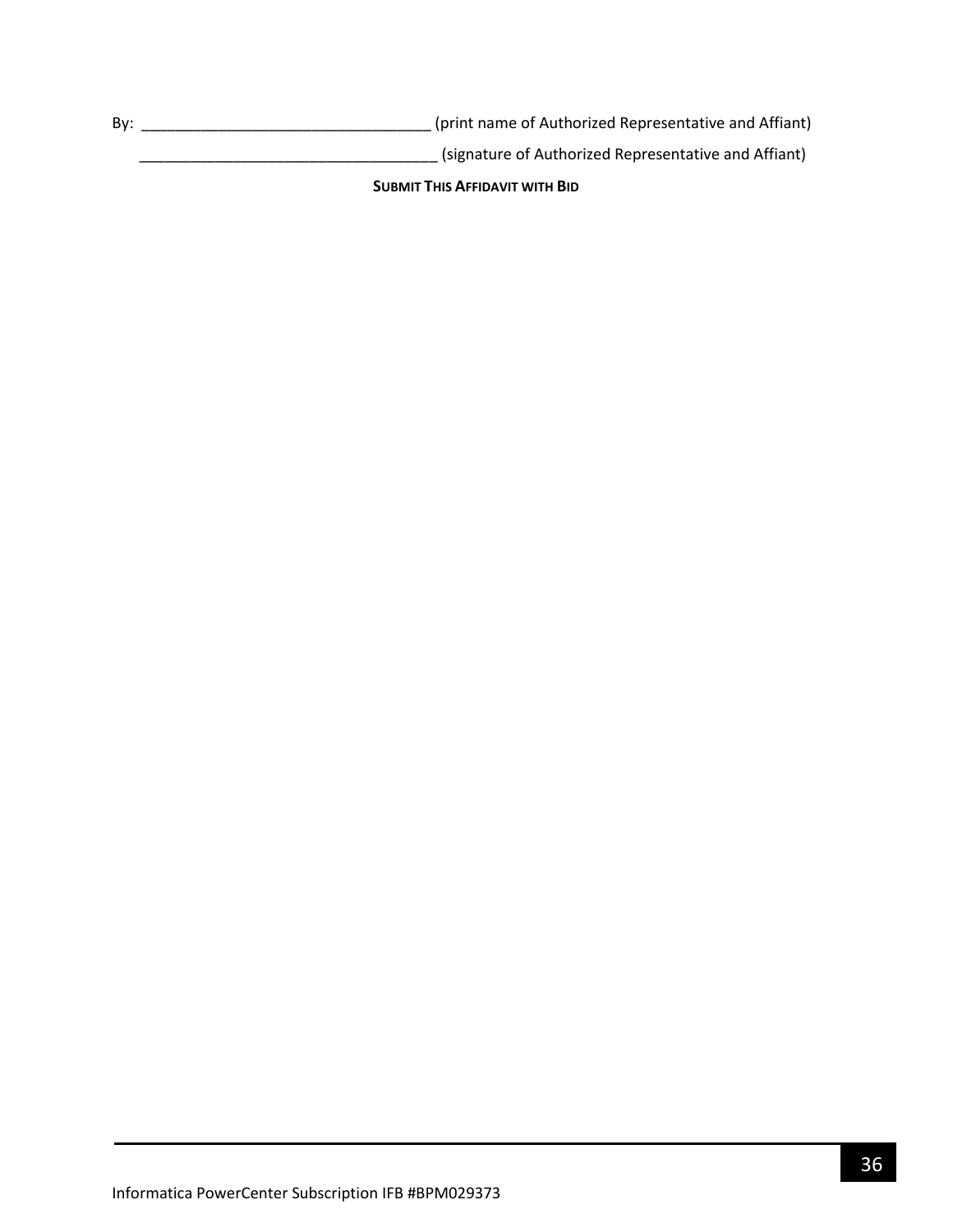By: ___________________________________ (print name of Authorized Representative and Affiant)

____________________________________ (signature of Authorized Representative and Affiant)

**SUBMIT THIS AFFIDAVIT WITH BID**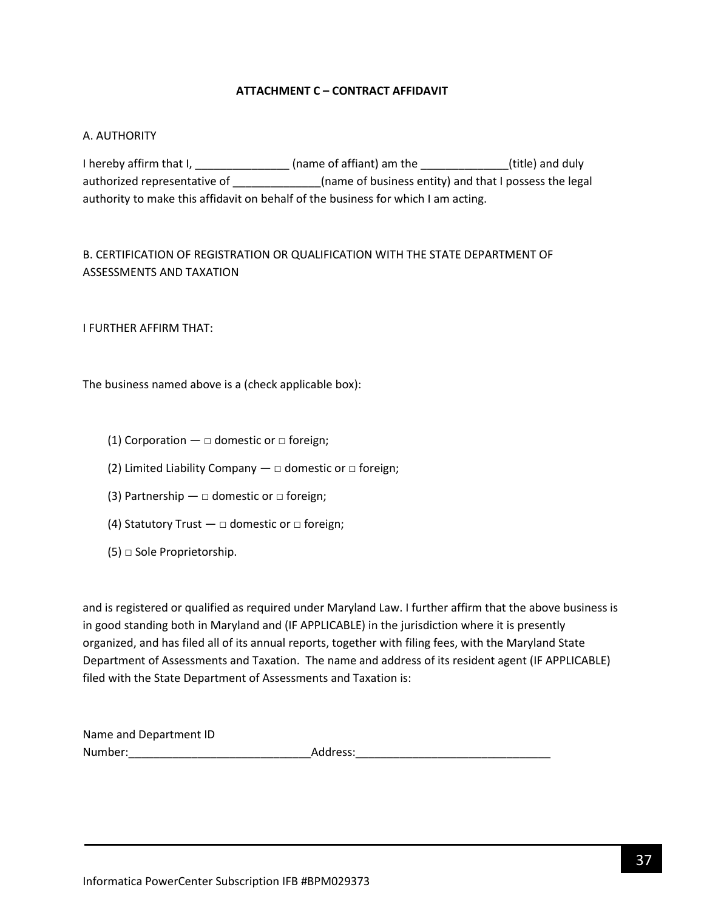## ATTACHMENT C – CONTRACT AFFIDAVIT

A. AUTHORITY

I hereby affirm that I, _______________ (name of affiant) am the ______________(title) and duly authorized representative of ______________(name of business entity) and that I possess the legal authority to make this affidavit on behalf of the business for which I am acting.

B. CERTIFICATION OF REGISTRATION OR QUALIFICATION WITH THE STATE DEPARTMENT OF ASSESSMENTS AND TAXATION

I FURTHER AFFIRM THAT:

The business named above is a (check applicable box):

(1) Corporation — □ domestic or □ foreign;

(2) Limited Liability Company — □ domestic or □ foreign;

(3) Partnership — □ domestic or □ foreign;

(4) Statutory Trust — □ domestic or □ foreign;

(5) □ Sole Proprietorship.

and is registered or qualified as required under Maryland Law. I further affirm that the above business is in good standing both in Maryland and (IF APPLICABLE) in the jurisdiction where it is presently organized, and has filed all of its annual reports, together with filing fees, with the Maryland State Department of Assessments and Taxation. The name and address of its resident agent (IF APPLICABLE) filed with the State Department of Assessments and Taxation is:

Name and Department ID Number:_____________________________Address:_______________________________

Informatica PowerCenter Subscription IFB #BPM029373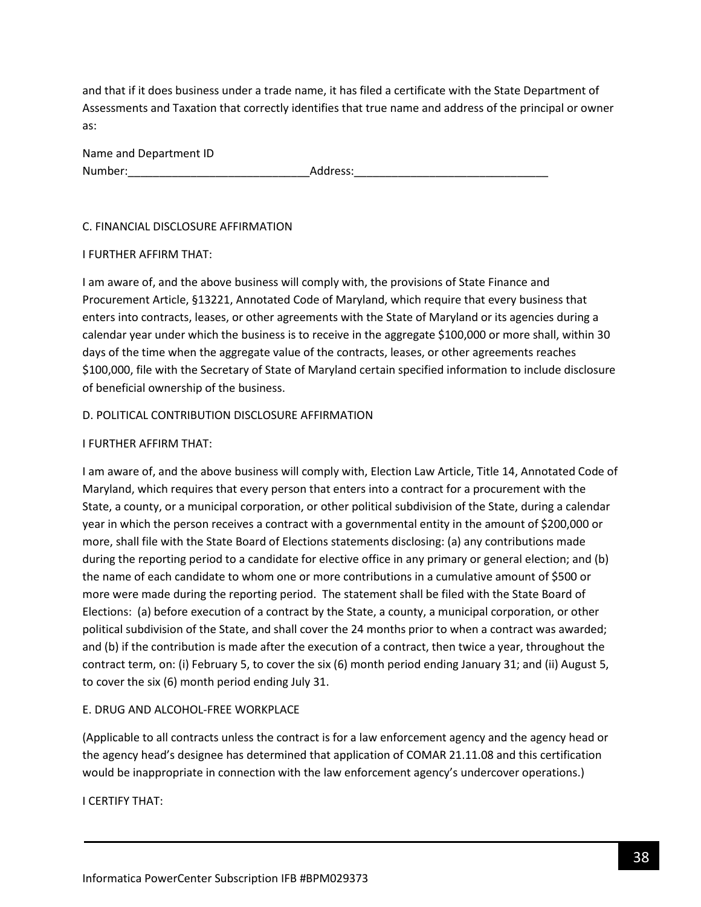and that if it does business under a trade name, it has filed a certificate with the State Department of Assessments and Taxation that correctly identifies that true name and address of the principal or owner as:

Name and Department ID Number:_____________________________Address:_______________________________

C. FINANCIAL DISCLOSURE AFFIRMATION

I FURTHER AFFIRM THAT:

I am aware of, and the above business will comply with, the provisions of State Finance and Procurement Article, §13221, Annotated Code of Maryland, which require that every business that enters into contracts, leases, or other agreements with the State of Maryland or its agencies during a calendar year under which the business is to receive in the aggregate $100,000 or more shall, within 30 days of the time when the aggregate value of the contracts, leases, or other agreements reaches $100,000, file with the Secretary of State of Maryland certain specified information to include disclosure of beneficial ownership of the business.

D. POLITICAL CONTRIBUTION DISCLOSURE AFFIRMATION

I FURTHER AFFIRM THAT:

I am aware of, and the above business will comply with, Election Law Article, Title 14, Annotated Code of Maryland, which requires that every person that enters into a contract for a procurement with the State, a county, or a municipal corporation, or other political subdivision of the State, during a calendar year in which the person receives a contract with a governmental entity in the amount of $200,000 or more, shall file with the State Board of Elections statements disclosing: (a) any contributions made during the reporting period to a candidate for elective office in any primary or general election; and (b) the name of each candidate to whom one or more contributions in a cumulative amount of $500 or more were made during the reporting period. The statement shall be filed with the State Board of Elections: (a) before execution of a contract by the State, a county, a municipal corporation, or other political subdivision of the State, and shall cover the 24 months prior to when a contract was awarded; and (b) if the contribution is made after the execution of a contract, then twice a year, throughout the contract term, on: (i) February 5, to cover the six (6) month period ending January 31; and (ii) August 5, to cover the six (6) month period ending July 31.

E. DRUG AND ALCOHOL-FREE WORKPLACE

(Applicable to all contracts unless the contract is for a law enforcement agency and the agency head or the agency head's designee has determined that application of COMAR 21.11.08 and this certification would be inappropriate in connection with the law enforcement agency's undercover operations.)

I CERTIFY THAT: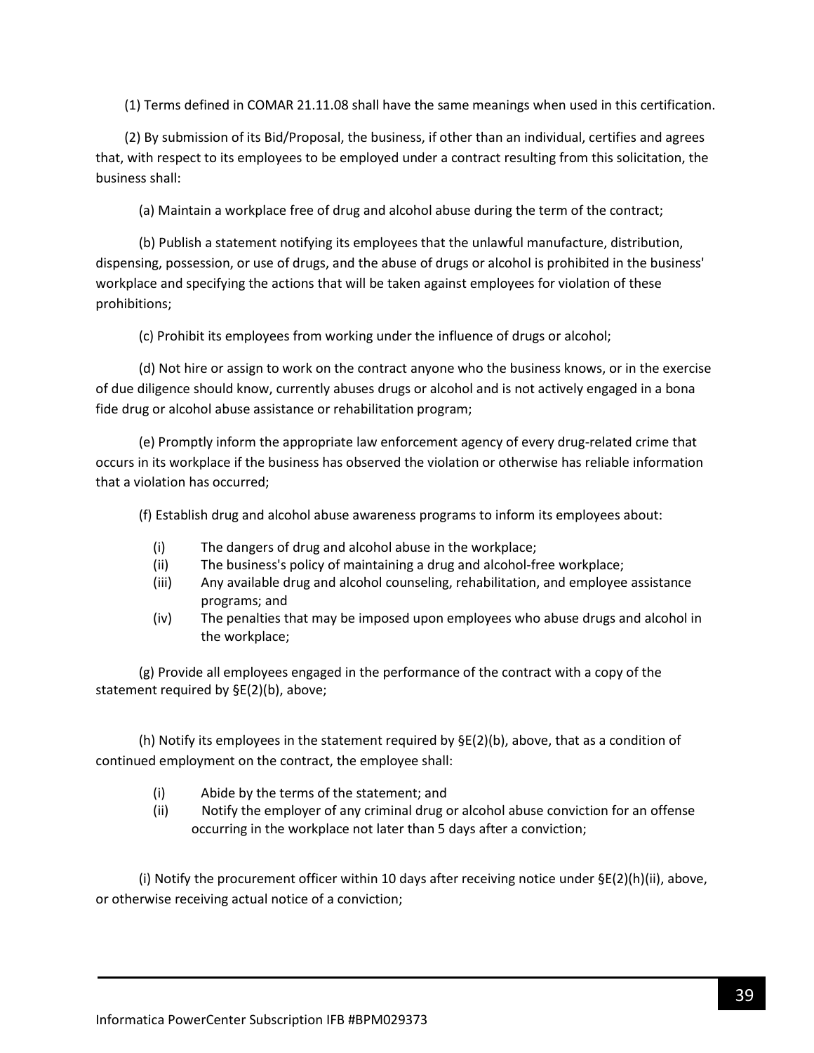(1) Terms defined in COMAR 21.11.08 shall have the same meanings when used in this certification.

(2) By submission of its Bid/Proposal, the business, if other than an individual, certifies and agrees that, with respect to its employees to be employed under a contract resulting from this solicitation, the business shall:

(a) Maintain a workplace free of drug and alcohol abuse during the term of the contract;

(b) Publish a statement notifying its employees that the unlawful manufacture, distribution, dispensing, possession, or use of drugs, and the abuse of drugs or alcohol is prohibited in the business' workplace and specifying the actions that will be taken against employees for violation of these prohibitions;

(c) Prohibit its employees from working under the influence of drugs or alcohol;

(d) Not hire or assign to work on the contract anyone who the business knows, or in the exercise of due diligence should know, currently abuses drugs or alcohol and is not actively engaged in a bona fide drug or alcohol abuse assistance or rehabilitation program;

(e) Promptly inform the appropriate law enforcement agency of every drug-related crime that occurs in its workplace if the business has observed the violation or otherwise has reliable information that a violation has occurred;

(f) Establish drug and alcohol abuse awareness programs to inform its employees about:

- (i) The dangers of drug and alcohol abuse in the workplace;
- (ii) The business's policy of maintaining a drug and alcohol-free workplace;
- (iii) Any available drug and alcohol counseling, rehabilitation, and employee assistance programs; and
- (iv) The penalties that may be imposed upon employees who abuse drugs and alcohol in the workplace;

(g) Provide all employees engaged in the performance of the contract with a copy of the statement required by §E(2)(b), above;

(h) Notify its employees in the statement required by §E(2)(b), above, that as a condition of continued employment on the contract, the employee shall:

- (i) Abide by the terms of the statement; and
- (ii) Notify the employer of any criminal drug or alcohol abuse conviction for an offense occurring in the workplace not later than 5 days after a conviction;

(i) Notify the procurement officer within 10 days after receiving notice under §E(2)(h)(ii), above, or otherwise receiving actual notice of a conviction;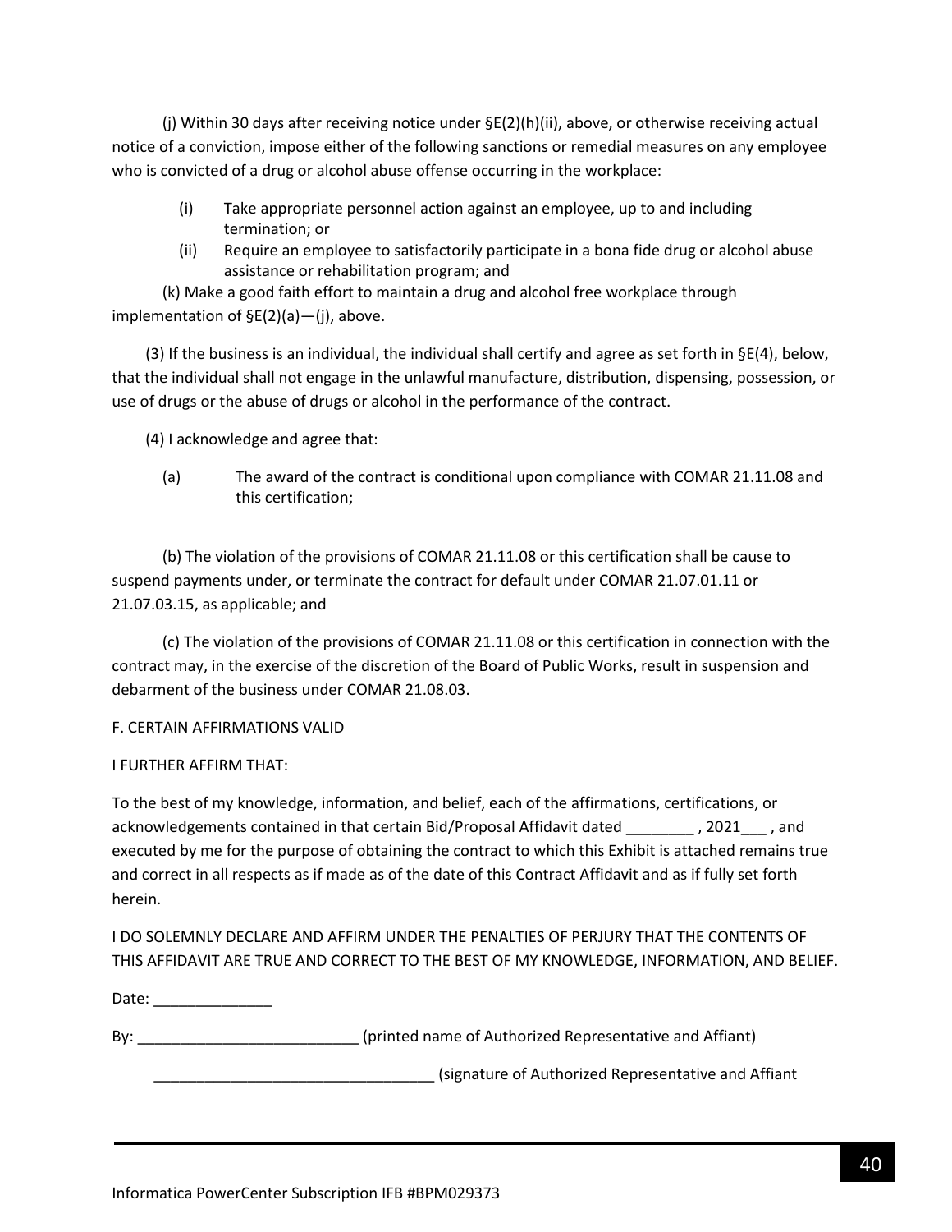(j) Within 30 days after receiving notice under §E(2)(h)(ii), above, or otherwise receiving actual notice of a conviction, impose either of the following sanctions or remedial measures on any employee who is convicted of a drug or alcohol abuse offense occurring in the workplace:

(i) Take appropriate personnel action against an employee, up to and including termination; or

(ii) Require an employee to satisfactorily participate in a bona fide drug or alcohol abuse assistance or rehabilitation program; and

(k) Make a good faith effort to maintain a drug and alcohol free workplace through implementation of §E(2)(a)—(j), above.

(3) If the business is an individual, the individual shall certify and agree as set forth in §E(4), below, that the individual shall not engage in the unlawful manufacture, distribution, dispensing, possession, or use of drugs or the abuse of drugs or alcohol in the performance of the contract.

(4) I acknowledge and agree that:

(a) The award of the contract is conditional upon compliance with COMAR 21.11.08 and this certification;

(b) The violation of the provisions of COMAR 21.11.08 or this certification shall be cause to suspend payments under, or terminate the contract for default under COMAR 21.07.01.11 or 21.07.03.15, as applicable; and

(c) The violation of the provisions of COMAR 21.11.08 or this certification in connection with the contract may, in the exercise of the discretion of the Board of Public Works, result in suspension and debarment of the business under COMAR 21.08.03.

F. CERTAIN AFFIRMATIONS VALID

I FURTHER AFFIRM THAT:

To the best of my knowledge, information, and belief, each of the affirmations, certifications, or acknowledgements contained in that certain Bid/Proposal Affidavit dated ________ , 2021___ , and executed by me for the purpose of obtaining the contract to which this Exhibit is attached remains true and correct in all respects as if made as of the date of this Contract Affidavit and as if fully set forth herein.

I DO SOLEMNLY DECLARE AND AFFIRM UNDER THE PENALTIES OF PERJURY THAT THE CONTENTS OF THIS AFFIDAVIT ARE TRUE AND CORRECT TO THE BEST OF MY KNOWLEDGE, INFORMATION, AND BELIEF.

Date: ______________

By: __________________________ (printed name of Authorized Representative and Affiant)

_________________________________ (signature of Authorized Representative and Affiant

Informatica PowerCenter Subscription IFB #BPM029373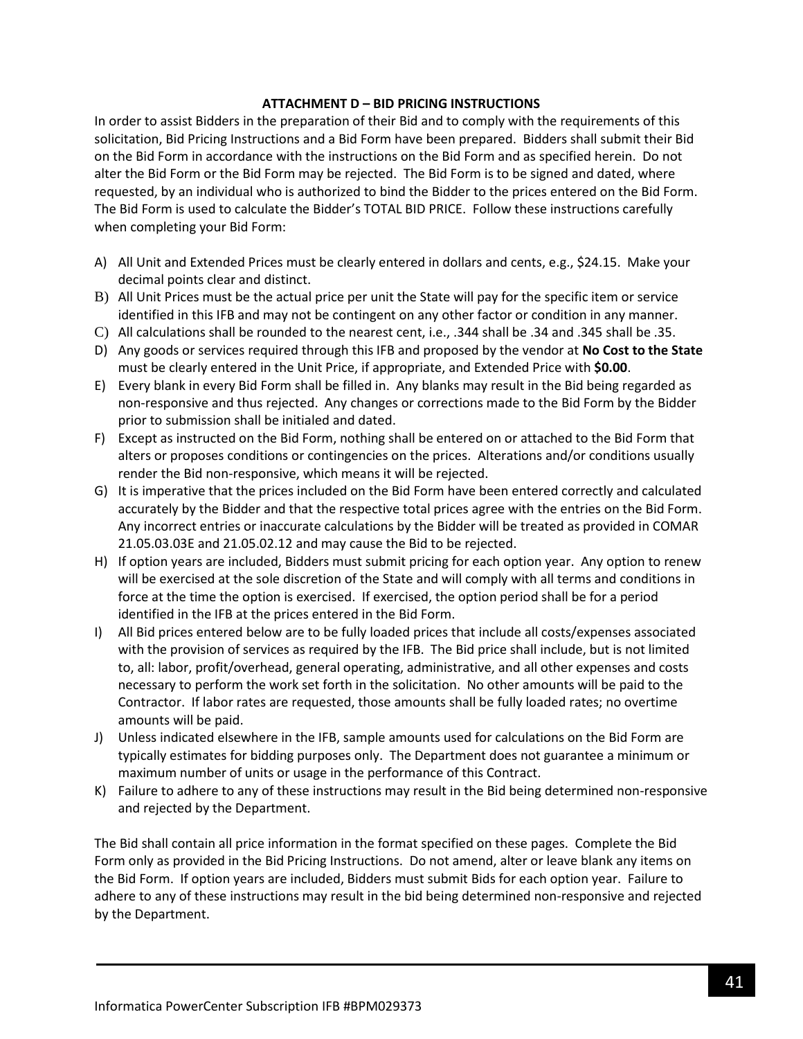## ATTACHMENT D – BID PRICING INSTRUCTIONS

In order to assist Bidders in the preparation of their Bid and to comply with the requirements of this solicitation, Bid Pricing Instructions and a Bid Form have been prepared. Bidders shall submit their Bid on the Bid Form in accordance with the instructions on the Bid Form and as specified herein. Do not alter the Bid Form or the Bid Form may be rejected. The Bid Form is to be signed and dated, where requested, by an individual who is authorized to bind the Bidder to the prices entered on the Bid Form. The Bid Form is used to calculate the Bidder's TOTAL BID PRICE. Follow these instructions carefully when completing your Bid Form:

A) All Unit and Extended Prices must be clearly entered in dollars and cents, e.g., $24.15. Make your decimal points clear and distinct.

B) All Unit Prices must be the actual price per unit the State will pay for the specific item or service identified in this IFB and may not be contingent on any other factor or condition in any manner.

C) All calculations shall be rounded to the nearest cent, i.e., .344 shall be .34 and .345 shall be .35.

D) Any goods or services required through this IFB and proposed by the vendor at **No Cost to the State** must be clearly entered in the Unit Price, if appropriate, and Extended Price with **$0.00**.

E) Every blank in every Bid Form shall be filled in. Any blanks may result in the Bid being regarded as non-responsive and thus rejected. Any changes or corrections made to the Bid Form by the Bidder prior to submission shall be initialed and dated.

F) Except as instructed on the Bid Form, nothing shall be entered on or attached to the Bid Form that alters or proposes conditions or contingencies on the prices. Alterations and/or conditions usually render the Bid non-responsive, which means it will be rejected.

G) It is imperative that the prices included on the Bid Form have been entered correctly and calculated accurately by the Bidder and that the respective total prices agree with the entries on the Bid Form. Any incorrect entries or inaccurate calculations by the Bidder will be treated as provided in COMAR 21.05.03.03E and 21.05.02.12 and may cause the Bid to be rejected.

H) If option years are included, Bidders must submit pricing for each option year. Any option to renew will be exercised at the sole discretion of the State and will comply with all terms and conditions in force at the time the option is exercised. If exercised, the option period shall be for a period identified in the IFB at the prices entered in the Bid Form.

I) All Bid prices entered below are to be fully loaded prices that include all costs/expenses associated with the provision of services as required by the IFB. The Bid price shall include, but is not limited to, all: labor, profit/overhead, general operating, administrative, and all other expenses and costs necessary to perform the work set forth in the solicitation. No other amounts will be paid to the Contractor. If labor rates are requested, those amounts shall be fully loaded rates; no overtime amounts will be paid.

J) Unless indicated elsewhere in the IFB, sample amounts used for calculations on the Bid Form are typically estimates for bidding purposes only. The Department does not guarantee a minimum or maximum number of units or usage in the performance of this Contract.

K) Failure to adhere to any of these instructions may result in the Bid being determined non-responsive and rejected by the Department.

The Bid shall contain all price information in the format specified on these pages. Complete the Bid Form only as provided in the Bid Pricing Instructions. Do not amend, alter or leave blank any items on the Bid Form. If option years are included, Bidders must submit Bids for each option year. Failure to adhere to any of these instructions may result in the bid being determined non-responsive and rejected by the Department.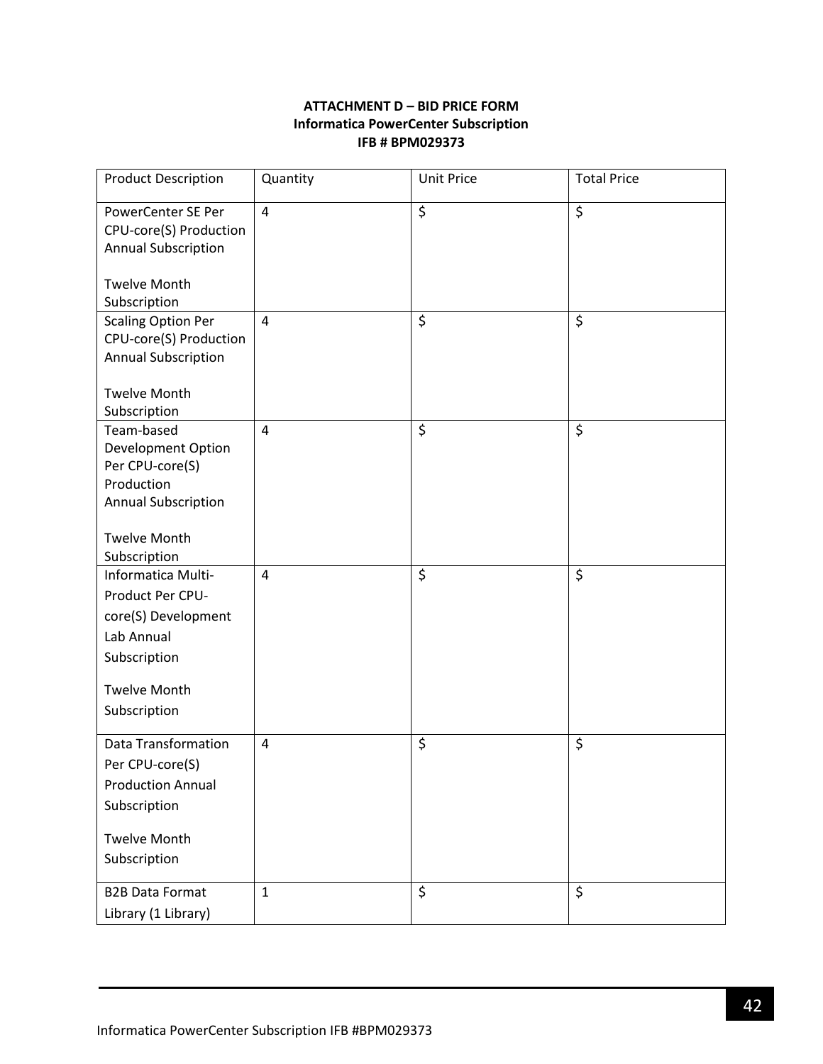**ATTACHMENT D – BID PRICE FORM**
**Informatica PowerCenter Subscription**
**IFB # BPM029373**

| Product Description | Quantity | Unit Price | Total Price |
|---|---|---|---|
| PowerCenter SE Per CPU-core(S) Production Annual Subscription<br><br>Twelve Month Subscription | 4 | $ | $ |
| Scaling Option Per CPU-core(S) Production Annual Subscription<br><br>Twelve Month Subscription | 4 | $ | $ |
| Team-based Development Option Per CPU-core(S) Production Annual Subscription<br><br>Twelve Month Subscription | 4 | $ | $ |
| Informatica Multi-Product Per CPU-core(S) Development Lab Annual Subscription<br><br>Twelve Month Subscription | 4 | $ | $ |
| Data Transformation Per CPU-core(S) Production Annual Subscription<br><br>Twelve Month Subscription | 4 | $ | $ |
| B2B Data Format Library (1 Library) | 1 | $ | $ |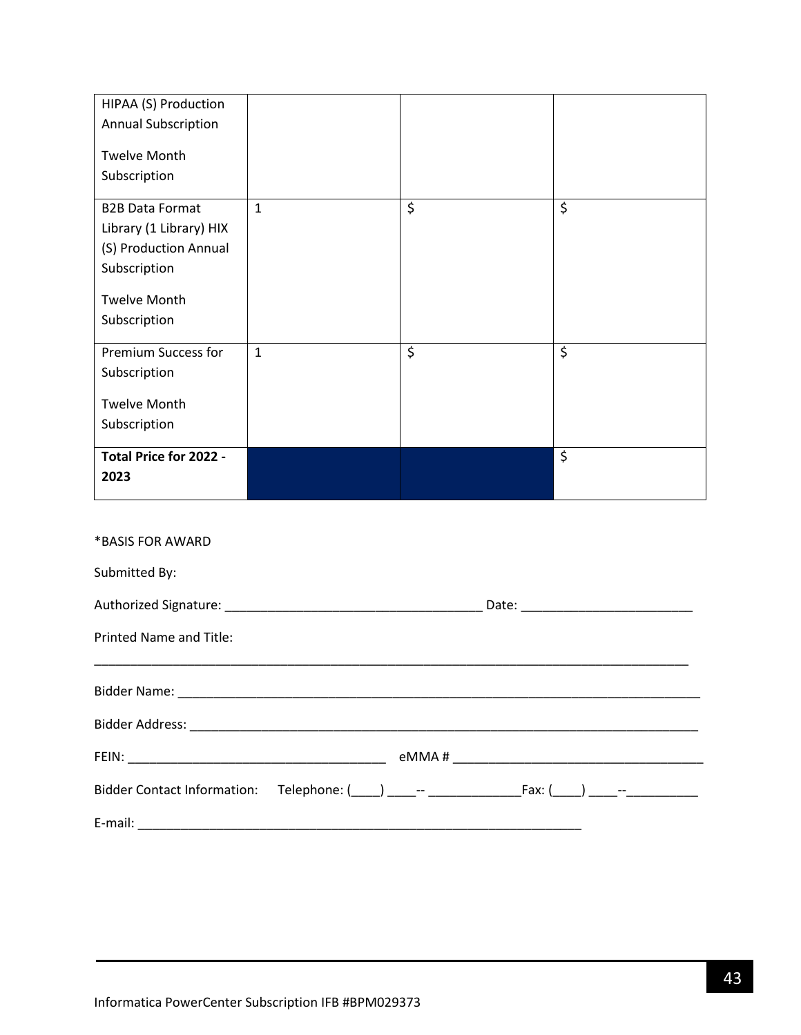| HIPAA (S) Production Annual Subscription<br><br>Twelve Month Subscription | | | |
|---|---|---|---|
| B2B Data Format Library (1 Library) HIX (S) Production Annual Subscription<br><br>Twelve Month Subscription | 1 | $ | $ |
| Premium Success for Subscription<br><br>Twelve Month Subscription | 1 | $ | $ |
| **Total Price for 2022 - 2023** | | | $ |

*BASIS FOR AWARD

Submitted By:

Authorized Signature: _____________________________________ Date: _________________________

Printed Name and Title:

_________________________________________________________________________________________

Bidder Name: ______________________________________________________________________________

Bidder Address: ____________________________________________________________________________

FEIN: _____________________________________ eMMA # ____________________________________

Bidder Contact Information: Telephone: (____) ____-- _____________Fax: (____) ____--__________

E-mail: _________________________________________________________________

Informatica PowerCenter Subscription IFB #BPM029373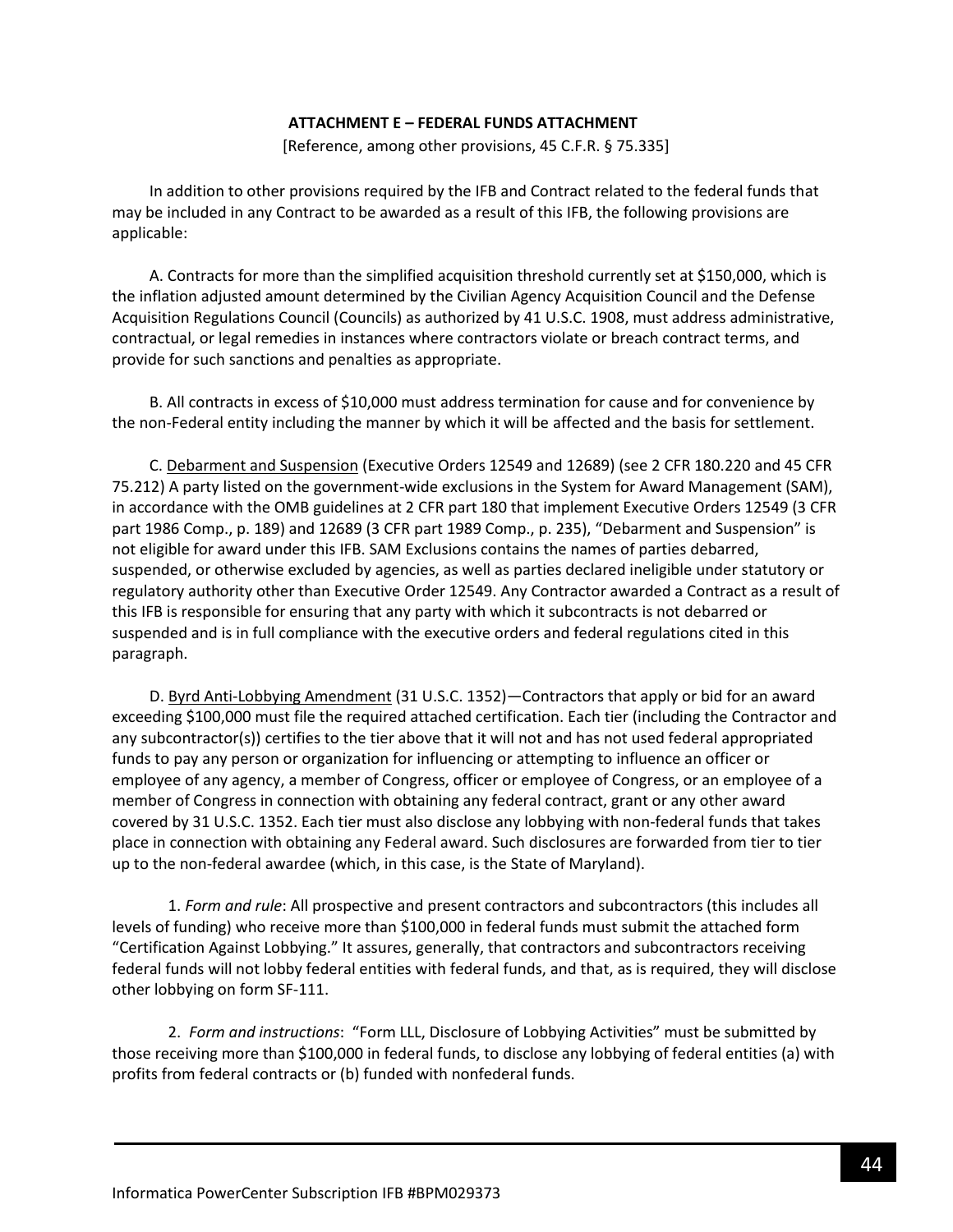**ATTACHMENT E – FEDERAL FUNDS ATTACHMENT**

[Reference, among other provisions, 45 C.F.R. § 75.335]

In addition to other provisions required by the IFB and Contract related to the federal funds that may be included in any Contract to be awarded as a result of this IFB, the following provisions are applicable:

A. Contracts for more than the simplified acquisition threshold currently set at $150,000, which is the inflation adjusted amount determined by the Civilian Agency Acquisition Council and the Defense Acquisition Regulations Council (Councils) as authorized by 41 U.S.C. 1908, must address administrative, contractual, or legal remedies in instances where contractors violate or breach contract terms, and provide for such sanctions and penalties as appropriate.

B. All contracts in excess of $10,000 must address termination for cause and for convenience by the non-Federal entity including the manner by which it will be affected and the basis for settlement.

C. Debarment and Suspension (Executive Orders 12549 and 12689) (see 2 CFR 180.220 and 45 CFR 75.212) A party listed on the government-wide exclusions in the System for Award Management (SAM), in accordance with the OMB guidelines at 2 CFR part 180 that implement Executive Orders 12549 (3 CFR part 1986 Comp., p. 189) and 12689 (3 CFR part 1989 Comp., p. 235), "Debarment and Suspension" is not eligible for award under this IFB. SAM Exclusions contains the names of parties debarred, suspended, or otherwise excluded by agencies, as well as parties declared ineligible under statutory or regulatory authority other than Executive Order 12549. Any Contractor awarded a Contract as a result of this IFB is responsible for ensuring that any party with which it subcontracts is not debarred or suspended and is in full compliance with the executive orders and federal regulations cited in this paragraph.

D. Byrd Anti-Lobbying Amendment (31 U.S.C. 1352)—Contractors that apply or bid for an award exceeding $100,000 must file the required attached certification. Each tier (including the Contractor and any subcontractor(s)) certifies to the tier above that it will not and has not used federal appropriated funds to pay any person or organization for influencing or attempting to influence an officer or employee of any agency, a member of Congress, officer or employee of Congress, or an employee of a member of Congress in connection with obtaining any federal contract, grant or any other award covered by 31 U.S.C. 1352. Each tier must also disclose any lobbying with non-federal funds that takes place in connection with obtaining any Federal award. Such disclosures are forwarded from tier to tier up to the non-federal awardee (which, in this case, is the State of Maryland).

1. *Form and rule*: All prospective and present contractors and subcontractors (this includes all levels of funding) who receive more than $100,000 in federal funds must submit the attached form "Certification Against Lobbying." It assures, generally, that contractors and subcontractors receiving federal funds will not lobby federal entities with federal funds, and that, as is required, they will disclose other lobbying on form SF-111.

2. *Form and instructions*: "Form LLL, Disclosure of Lobbying Activities" must be submitted by those receiving more than $100,000 in federal funds, to disclose any lobbying of federal entities (a) with profits from federal contracts or (b) funded with nonfederal funds.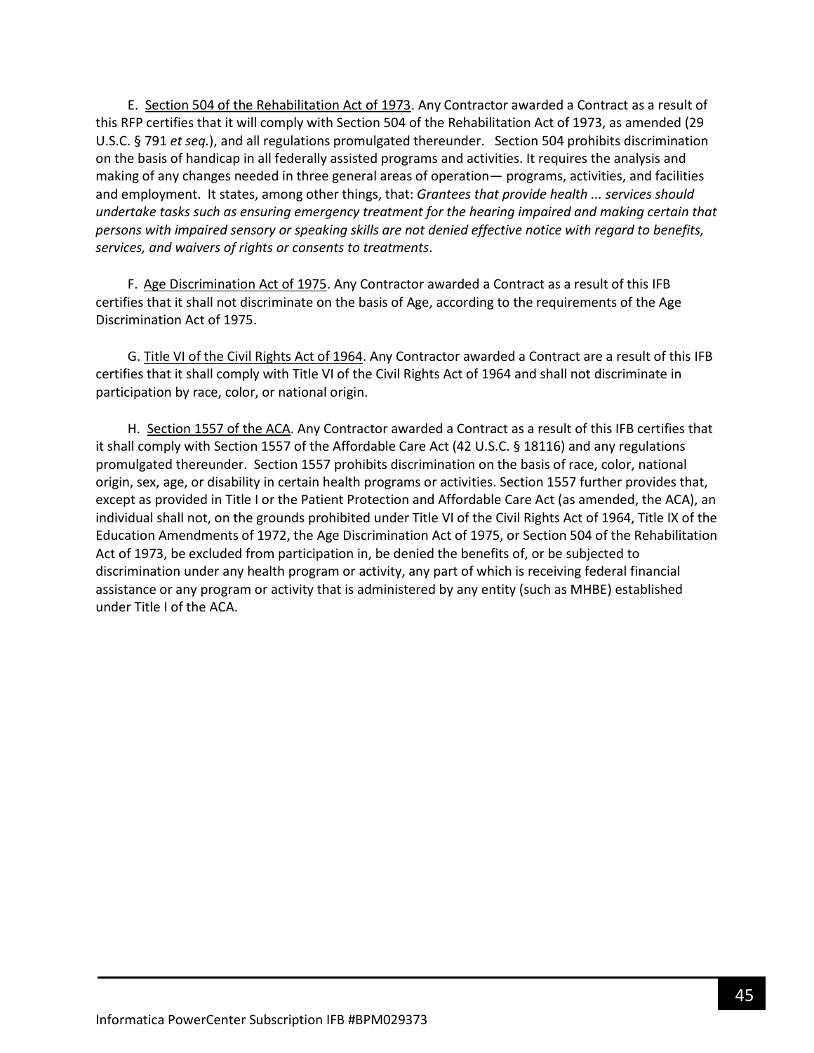E. <u>Section 504 of the Rehabilitation Act of 1973</u>. Any Contractor awarded a Contract as a result of this RFP certifies that it will comply with Section 504 of the Rehabilitation Act of 1973, as amended (29 U.S.C. § 791 *et seq.*), and all regulations promulgated thereunder. Section 504 prohibits discrimination on the basis of handicap in all federally assisted programs and activities. It requires the analysis and making of any changes needed in three general areas of operation— programs, activities, and facilities and employment. It states, among other things, that: *Grantees that provide health ... services should undertake tasks such as ensuring emergency treatment for the hearing impaired and making certain that persons with impaired sensory or speaking skills are not denied effective notice with regard to benefits, services, and waivers of rights or consents to treatments*.

F. <u>Age Discrimination Act of 1975</u>. Any Contractor awarded a Contract as a result of this IFB certifies that it shall not discriminate on the basis of Age, according to the requirements of the Age Discrimination Act of 1975.

G. <u>Title VI of the Civil Rights Act of 1964</u>. Any Contractor awarded a Contract are a result of this IFB certifies that it shall comply with Title VI of the Civil Rights Act of 1964 and shall not discriminate in participation by race, color, or national origin.

H. <u>Section 1557 of the ACA</u>. Any Contractor awarded a Contract as a result of this IFB certifies that it shall comply with Section 1557 of the Affordable Care Act (42 U.S.C. § 18116) and any regulations promulgated thereunder. Section 1557 prohibits discrimination on the basis of race, color, national origin, sex, age, or disability in certain health programs or activities. Section 1557 further provides that, except as provided in Title I or the Patient Protection and Affordable Care Act (as amended, the ACA), an individual shall not, on the grounds prohibited under Title VI of the Civil Rights Act of 1964, Title IX of the Education Amendments of 1972, the Age Discrimination Act of 1975, or Section 504 of the Rehabilitation Act of 1973, be excluded from participation in, be denied the benefits of, or be subjected to discrimination under any health program or activity, any part of which is receiving federal financial assistance or any program or activity that is administered by any entity (such as MHBE) established under Title I of the ACA.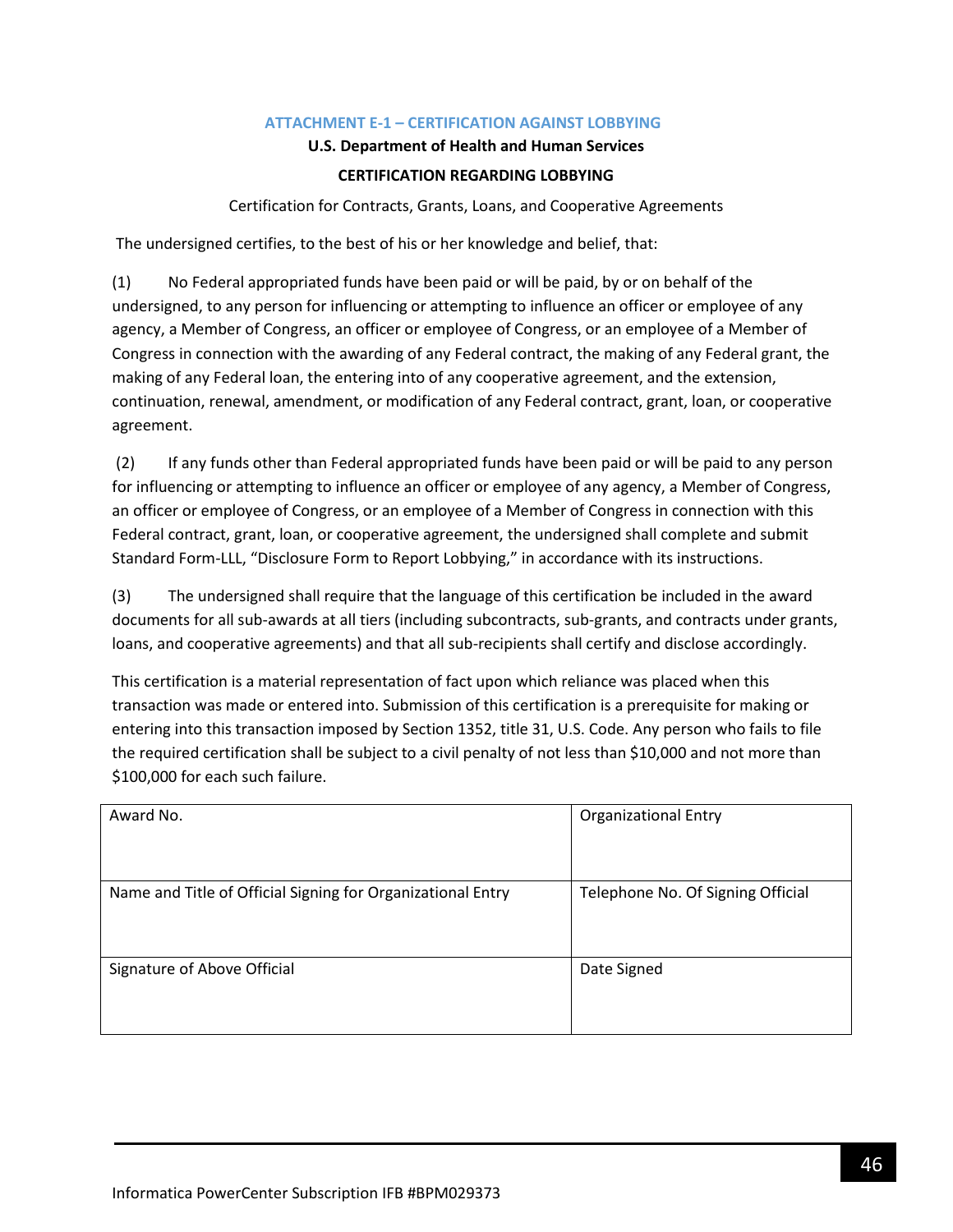## ATTACHMENT E-1 – CERTIFICATION AGAINST LOBBYING

**U.S. Department of Health and Human Services**

**CERTIFICATION REGARDING LOBBYING**

Certification for Contracts, Grants, Loans, and Cooperative Agreements

The undersigned certifies, to the best of his or her knowledge and belief, that:

(1) No Federal appropriated funds have been paid or will be paid, by or on behalf of the undersigned, to any person for influencing or attempting to influence an officer or employee of any agency, a Member of Congress, an officer or employee of Congress, or an employee of a Member of Congress in connection with the awarding of any Federal contract, the making of any Federal grant, the making of any Federal loan, the entering into of any cooperative agreement, and the extension, continuation, renewal, amendment, or modification of any Federal contract, grant, loan, or cooperative agreement.

(2) If any funds other than Federal appropriated funds have been paid or will be paid to any person for influencing or attempting to influence an officer or employee of any agency, a Member of Congress, an officer or employee of Congress, or an employee of a Member of Congress in connection with this Federal contract, grant, loan, or cooperative agreement, the undersigned shall complete and submit Standard Form-LLL, "Disclosure Form to Report Lobbying," in accordance with its instructions.

(3) The undersigned shall require that the language of this certification be included in the award documents for all sub-awards at all tiers (including subcontracts, sub-grants, and contracts under grants, loans, and cooperative agreements) and that all sub-recipients shall certify and disclose accordingly.

This certification is a material representation of fact upon which reliance was placed when this transaction was made or entered into. Submission of this certification is a prerequisite for making or entering into this transaction imposed by Section 1352, title 31, U.S. Code. Any person who fails to file the required certification shall be subject to a civil penalty of not less than $10,000 and not more than $100,000 for each such failure.

| | |
|---|---|
| Award No. | Organizational Entry |
| Name and Title of Official Signing for Organizational Entry | Telephone No. Of Signing Official |
| Signature of Above Official | Date Signed |

Informatica PowerCenter Subscription IFB #BPM029373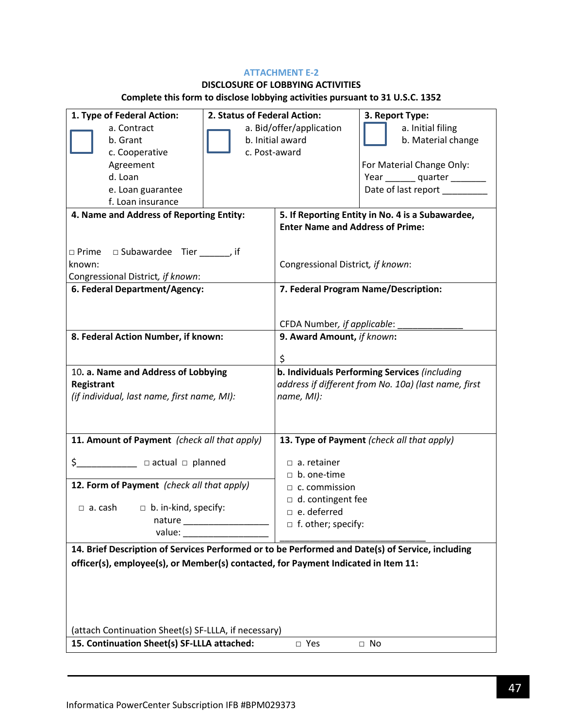ATTACHMENT E-2

**DISCLOSURE OF LOBBYING ACTIVITIES**

**Complete this form to disclose lobbying activities pursuant to 31 U.S.C. 1352**

| **1. Type of Federal Action:** ☐ a. Contract b. Grant c. Cooperative Agreement d. Loan e. Loan guarantee f. Loan insurance | **2. Status of Federal Action:** ☐ a. Bid/offer/application b. Initial award c. Post-award | **3. Report Type:** ☐ a. Initial filing b. Material change<br><br>For Material Change Only: Year ______ quarter _______ Date of last report _________ |
|---|---|---|

| | |
|---|---|
| **4. Name and Address of Reporting Entity:**<br><br>□ Prime □ Subawardee Tier ______, if known:<br>Congressional District, *if known*: | **5. If Reporting Entity in No. 4 is a Subawardee, Enter Name and Address of Prime:**<br><br>Congressional District, *if known*: |
| **6. Federal Department/Agency:** | **7. Federal Program Name/Description:**<br><br>CFDA Number, *if applicable*: _____________ |
| **8. Federal Action Number, if known:** | **9. Award Amount,** ***if known*****:**<br><br>$ |
| 10. **a. Name and Address of Lobbying Registrant**<br>*(if individual, last name, first name, MI):* | **b. Individuals Performing Services** *(including address if different from No. 10a) (last name, first name, MI):* |
| **11. Amount of Payment** *(check all that apply)*<br><br>$____________ □ actual □ planned<br><br>**12. Form of Payment** *(check all that apply)*<br><br>□ a. cash □ b. in-kind, specify:<br>nature _________________<br>value: _________________ | **13. Type of Payment** *(check all that apply)*<br><br>□ a. retainer<br>□ b. one-time<br>□ c. commission<br>□ d. contingent fee<br>□ e. deferred<br>□ f. other; specify:<br>_____________________________ |

**14. Brief Description of Services Performed or to be Performed and Date(s) of Service, including officer(s), employee(s), or Member(s) contacted, for Payment Indicated in Item 11:**

(attach Continuation Sheet(s) SF-LLLA, if necessary)

**15. Continuation Sheet(s) SF-LLLA attached:** □ Yes □ No

Informatica PowerCenter Subscription IFB #BPM029373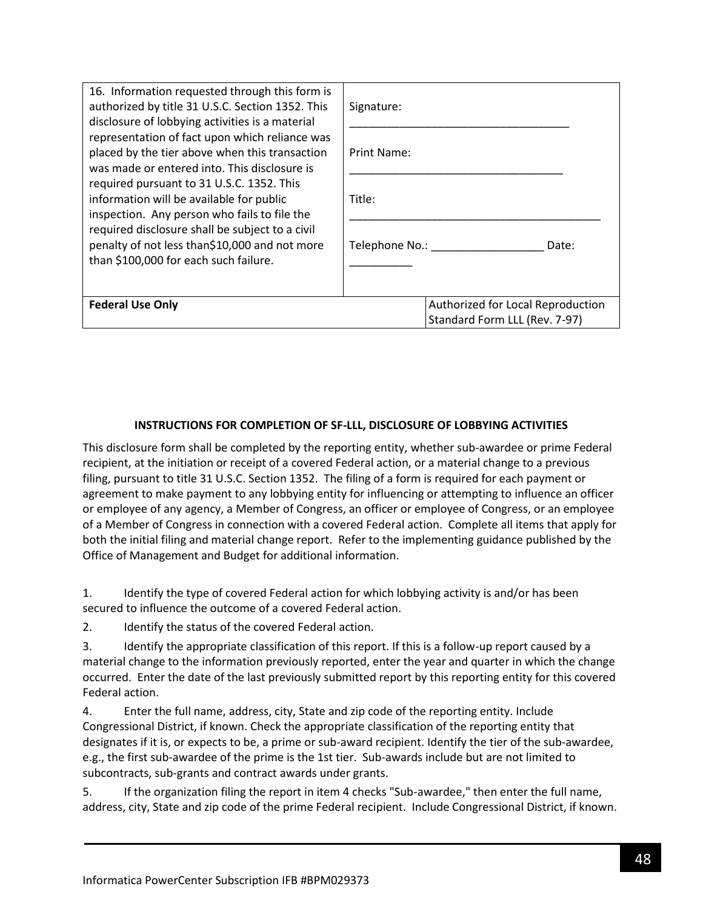| 16. Information requested through this form is authorized by title 31 U.S.C. Section 1352. This disclosure of lobbying activities is a material representation of fact upon which reliance was placed by the tier above when this transaction was made or entered into. This disclosure is required pursuant to 31 U.S.C. 1352. This information will be available for public inspection. Any person who fails to file the required disclosure shall be subject to a civil penalty of not less than$10,000 and not more than $100,000 for each such failure. | Signature: ___________________________________<br><br>Print Name: __________________________________<br><br>Title: __________________________________________<br><br>Telephone No.: __________________ Date: __________ |
|---|---|
| **Federal Use Only** | Authorized for Local Reproduction<br>Standard Form LLL (Rev. 7-97) |

**INSTRUCTIONS FOR COMPLETION OF SF-LLL, DISCLOSURE OF LOBBYING ACTIVITIES**

This disclosure form shall be completed by the reporting entity, whether sub-awardee or prime Federal recipient, at the initiation or receipt of a covered Federal action, or a material change to a previous filing, pursuant to title 31 U.S.C. Section 1352. The filing of a form is required for each payment or agreement to make payment to any lobbying entity for influencing or attempting to influence an officer or employee of any agency, a Member of Congress, an officer or employee of Congress, or an employee of a Member of Congress in connection with a covered Federal action. Complete all items that apply for both the initial filing and material change report. Refer to the implementing guidance published by the Office of Management and Budget for additional information.

1. Identify the type of covered Federal action for which lobbying activity is and/or has been secured to influence the outcome of a covered Federal action.
2. Identify the status of the covered Federal action.
3. Identify the appropriate classification of this report. If this is a follow-up report caused by a material change to the information previously reported, enter the year and quarter in which the change occurred. Enter the date of the last previously submitted report by this reporting entity for this covered Federal action.
4. Enter the full name, address, city, State and zip code of the reporting entity. Include Congressional District, if known. Check the appropriate classification of the reporting entity that designates if it is, or expects to be, a prime or sub-award recipient. Identify the tier of the sub-awardee, e.g., the first sub-awardee of the prime is the 1st tier. Sub-awards include but are not limited to subcontracts, sub-grants and contract awards under grants.
5. If the organization filing the report in item 4 checks "Sub-awardee," then enter the full name, address, city, State and zip code of the prime Federal recipient. Include Congressional District, if known.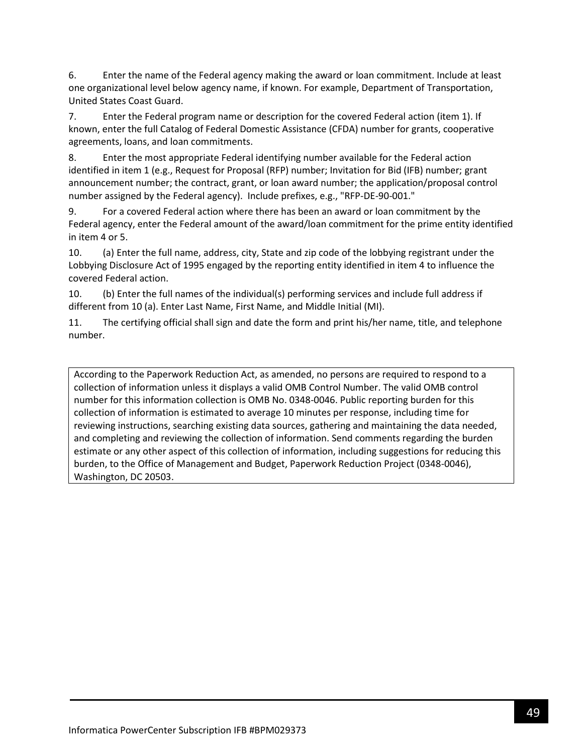6. Enter the name of the Federal agency making the award or loan commitment. Include at least one organizational level below agency name, if known. For example, Department of Transportation, United States Coast Guard.

7. Enter the Federal program name or description for the covered Federal action (item 1). If known, enter the full Catalog of Federal Domestic Assistance (CFDA) number for grants, cooperative agreements, loans, and loan commitments.

8. Enter the most appropriate Federal identifying number available for the Federal action identified in item 1 (e.g., Request for Proposal (RFP) number; Invitation for Bid (IFB) number; grant announcement number; the contract, grant, or loan award number; the application/proposal control number assigned by the Federal agency). Include prefixes, e.g., "RFP-DE-90-001."

9. For a covered Federal action where there has been an award or loan commitment by the Federal agency, enter the Federal amount of the award/loan commitment for the prime entity identified in item 4 or 5.

10. (a) Enter the full name, address, city, State and zip code of the lobbying registrant under the Lobbying Disclosure Act of 1995 engaged by the reporting entity identified in item 4 to influence the covered Federal action.

10. (b) Enter the full names of the individual(s) performing services and include full address if different from 10 (a). Enter Last Name, First Name, and Middle Initial (MI).

11. The certifying official shall sign and date the form and print his/her name, title, and telephone number.

According to the Paperwork Reduction Act, as amended, no persons are required to respond to a collection of information unless it displays a valid OMB Control Number. The valid OMB control number for this information collection is OMB No. 0348-0046. Public reporting burden for this collection of information is estimated to average 10 minutes per response, including time for reviewing instructions, searching existing data sources, gathering and maintaining the data needed, and completing and reviewing the collection of information. Send comments regarding the burden estimate or any other aspect of this collection of information, including suggestions for reducing this burden, to the Office of Management and Budget, Paperwork Reduction Project (0348-0046), Washington, DC 20503.